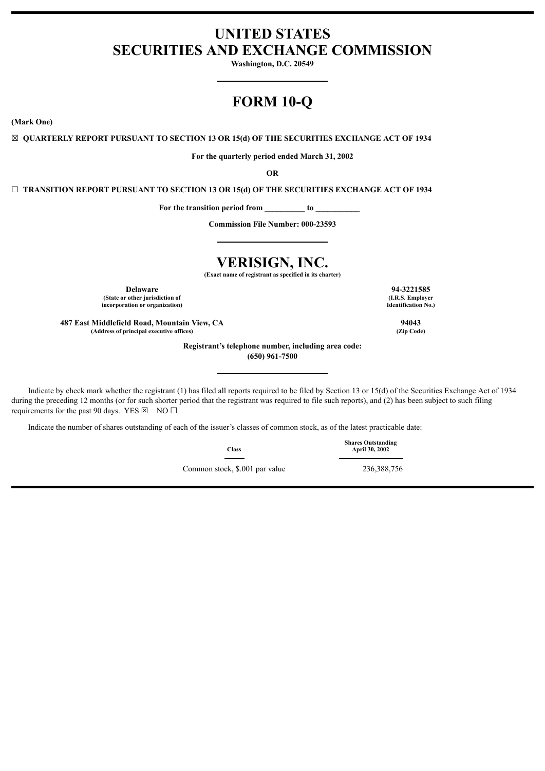# UNITED STATES
# SECURITIES AND EXCHANGE COMMISSION

**Washington, D.C. 20549**

# FORM 10-Q

**(Mark One)**

☒ **QUARTERLY REPORT PURSUANT TO SECTION 13 OR 15(d) OF THE SECURITIES EXCHANGE ACT OF 1934**

**For the quarterly period ended March 31, 2002**

**OR**

☐ **TRANSITION REPORT PURSUANT TO SECTION 13 OR 15(d) OF THE SECURITIES EXCHANGE ACT OF 1934**

**For the transition period from __________ to ___________**

**Commission File Number: 000-23593**

# VERISIGN, INC.

**(Exact name of registrant as specified in its charter)**

| | |
|---|---|
| **Delaware**<br>**(State or other jurisdiction of incorporation or organization)** | **94-3221585**<br>**(I.R.S. Employer Identification No.)** |
| **487 East Middlefield Road, Mountain View, CA**<br>**(Address of principal executive offices)** | **94043**<br>**(Zip Code)** |

**Registrant's telephone number, including area code:**
**(650) 961-7500**

Indicate by check mark whether the registrant (1) has filed all reports required to be filed by Section 13 or 15(d) of the Securities Exchange Act of 1934 during the preceding 12 months (or for such shorter period that the registrant was required to file such reports), and (2) has been subject to such filing requirements for the past 90 days. YES ☒ NO ☐

Indicate the number of shares outstanding of each of the issuer's classes of common stock, as of the latest practicable date:

| Class | Shares Outstanding April 30, 2002 |
|---|---|
| Common stock, $.001 par value | 236,388,756 |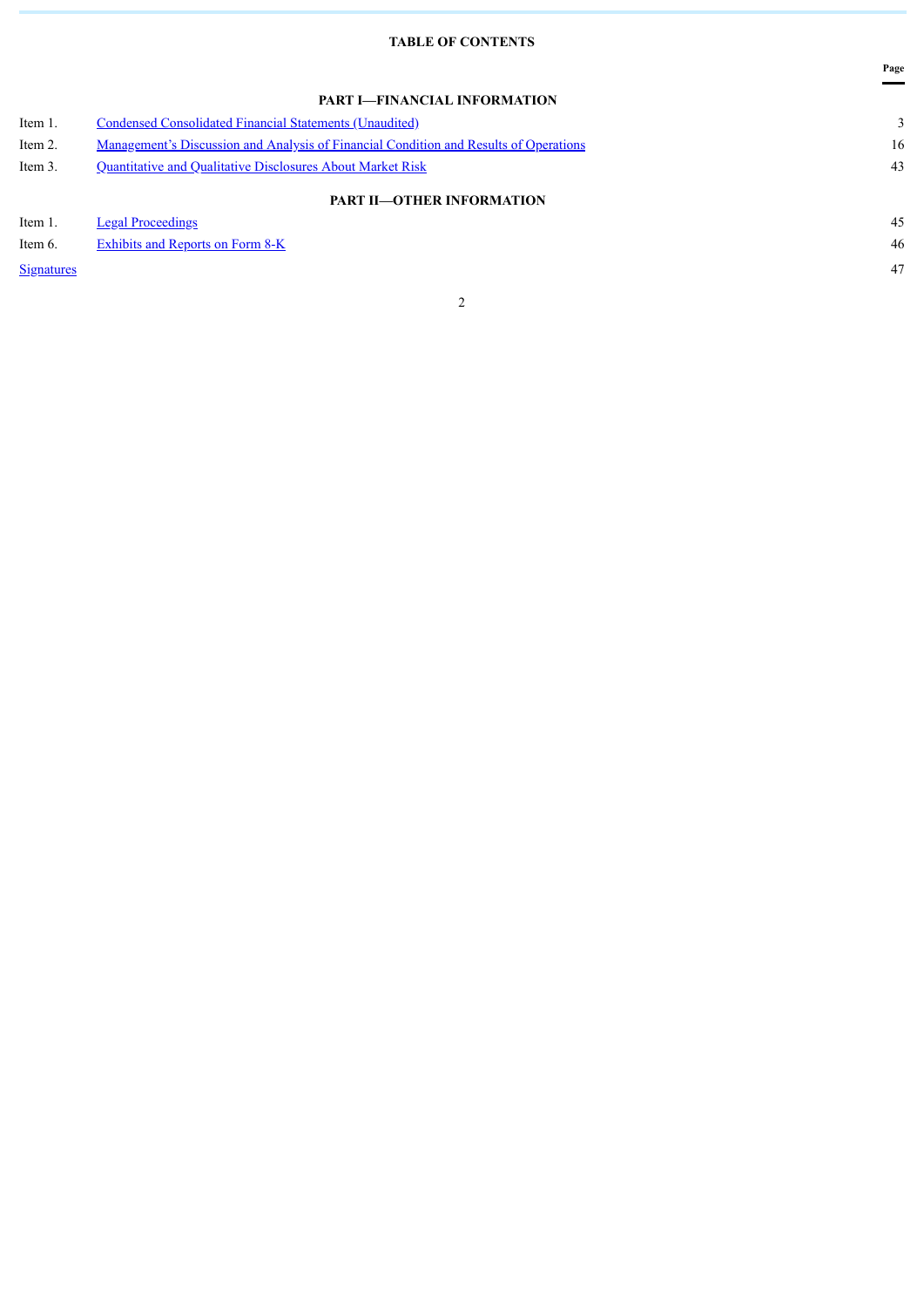## TABLE OF CONTENTS

| | | Page |
|---|---|---|
| | **PART I—FINANCIAL INFORMATION** | |
| Item 1. | Condensed Consolidated Financial Statements (Unaudited) | 3 |
| Item 2. | Management's Discussion and Analysis of Financial Condition and Results of Operations | 16 |
| Item 3. | Quantitative and Qualitative Disclosures About Market Risk | 43 |
| | **PART II—OTHER INFORMATION** | |
| Item 1. | Legal Proceedings | 45 |
| Item 6. | Exhibits and Reports on Form 8-K | 46 |
| Signatures | | 47 |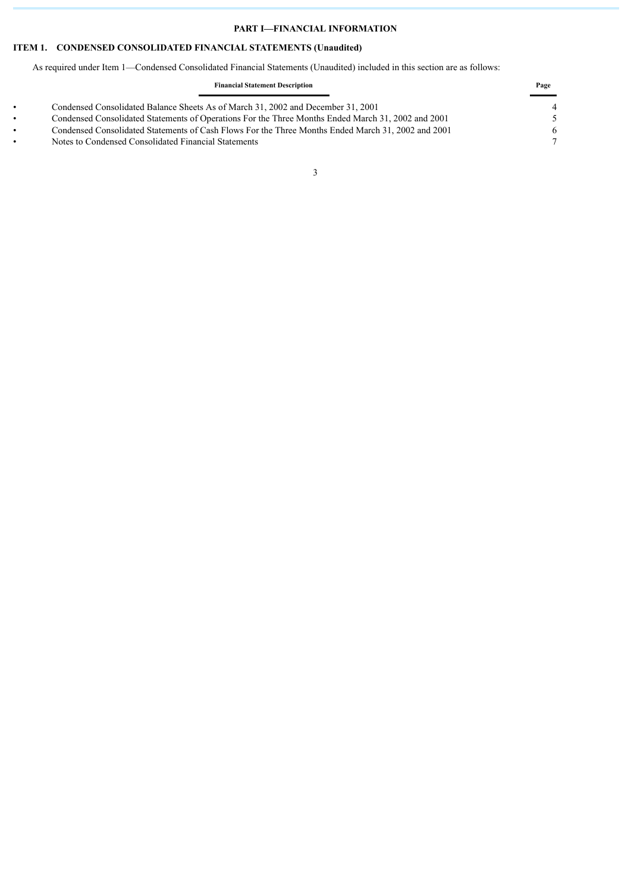## PART I—FINANCIAL INFORMATION

### ITEM 1. CONDENSED CONSOLIDATED FINANCIAL STATEMENTS (Unaudited)

As required under Item 1—Condensed Consolidated Financial Statements (Unaudited) included in this section are as follows:

| | Financial Statement Description | Page |
|---|---|---|
| • | Condensed Consolidated Balance Sheets As of March 31, 2002 and December 31, 2001 | 4 |
| • | Condensed Consolidated Statements of Operations For the Three Months Ended March 31, 2002 and 2001 | 5 |
| • | Condensed Consolidated Statements of Cash Flows For the Three Months Ended March 31, 2002 and 2001 | 6 |
| • | Notes to Condensed Consolidated Financial Statements | 7 |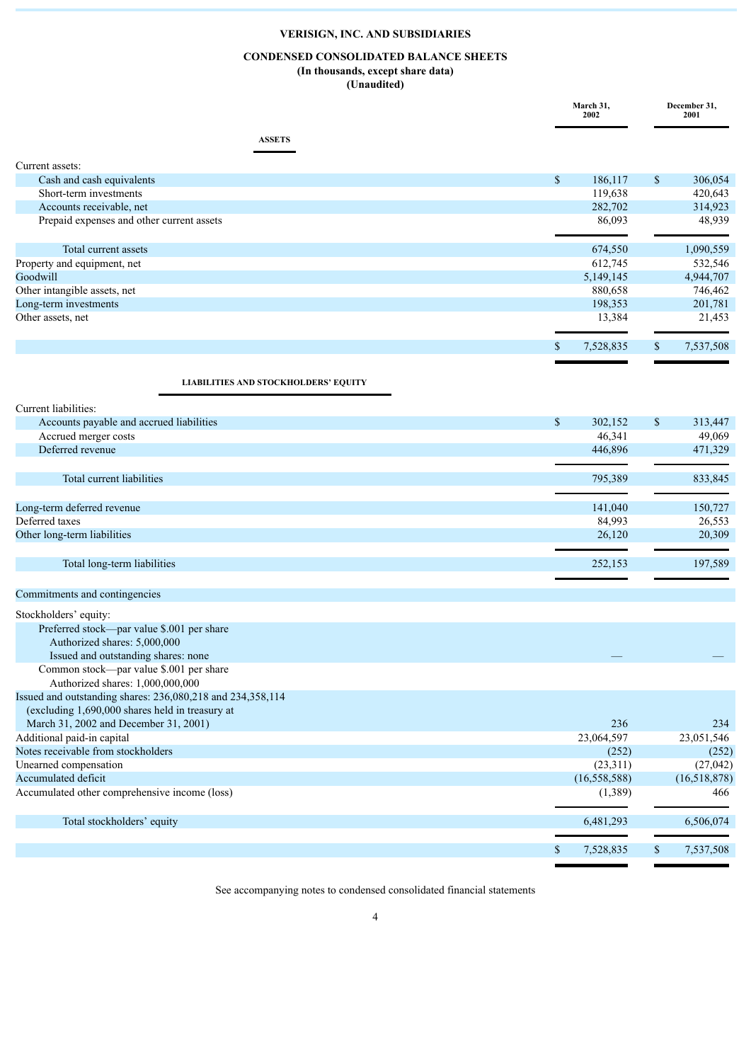# VERISIGN, INC. AND SUBSIDIARIES

## CONDENSED CONSOLIDATED BALANCE SHEETS

**(In thousands, except share data)**

**(Unaudited)**

| | March 31, 2002 | December 31, 2001 |
|---|---|---|
| **ASSETS** | | |
| Current assets: | | |
| Cash and cash equivalents | $ 186,117 | $ 306,054 |
| Short-term investments | 119,638 | 420,643 |
| Accounts receivable, net | 282,702 | 314,923 |
| Prepaid expenses and other current assets | 86,093 | 48,939 |
| Total current assets | 674,550 | 1,090,559 |
| Property and equipment, net | 612,745 | 532,546 |
| Goodwill | 5,149,145 | 4,944,707 |
| Other intangible assets, net | 880,658 | 746,462 |
| Long-term investments | 198,353 | 201,781 |
| Other assets, net | 13,384 | 21,453 |
| | $ 7,528,835 | $ 7,537,508 |
| **LIABILITIES AND STOCKHOLDERS' EQUITY** | | |
| Current liabilities: | | |
| Accounts payable and accrued liabilities | $ 302,152 | $ 313,447 |
| Accrued merger costs | 46,341 | 49,069 |
| Deferred revenue | 446,896 | 471,329 |
| Total current liabilities | 795,389 | 833,845 |
| Long-term deferred revenue | 141,040 | 150,727 |
| Deferred taxes | 84,993 | 26,553 |
| Other long-term liabilities | 26,120 | 20,309 |
| Total long-term liabilities | 252,153 | 197,589 |
| Commitments and contingencies | | |
| Stockholders' equity: | | |
| Preferred stock—par value $.001 per share<br>Authorized shares: 5,000,000<br>Issued and outstanding shares: none | — | — |
| Common stock—par value $.001 per share<br>Authorized shares: 1,000,000,000<br>Issued and outstanding shares: 236,080,218 and 234,358,114 (excluding 1,690,000 shares held in treasury at March 31, 2002 and December 31, 2001) | 236 | 234 |
| Additional paid-in capital | 23,064,597 | 23,051,546 |
| Notes receivable from stockholders | (252) | (252) |
| Unearned compensation | (23,311) | (27,042) |
| Accumulated deficit | (16,558,588) | (16,518,878) |
| Accumulated other comprehensive income (loss) | (1,389) | 466 |
| Total stockholders' equity | 6,481,293 | 6,506,074 |
| | $ 7,528,835 | $ 7,537,508 |

See accompanying notes to condensed consolidated financial statements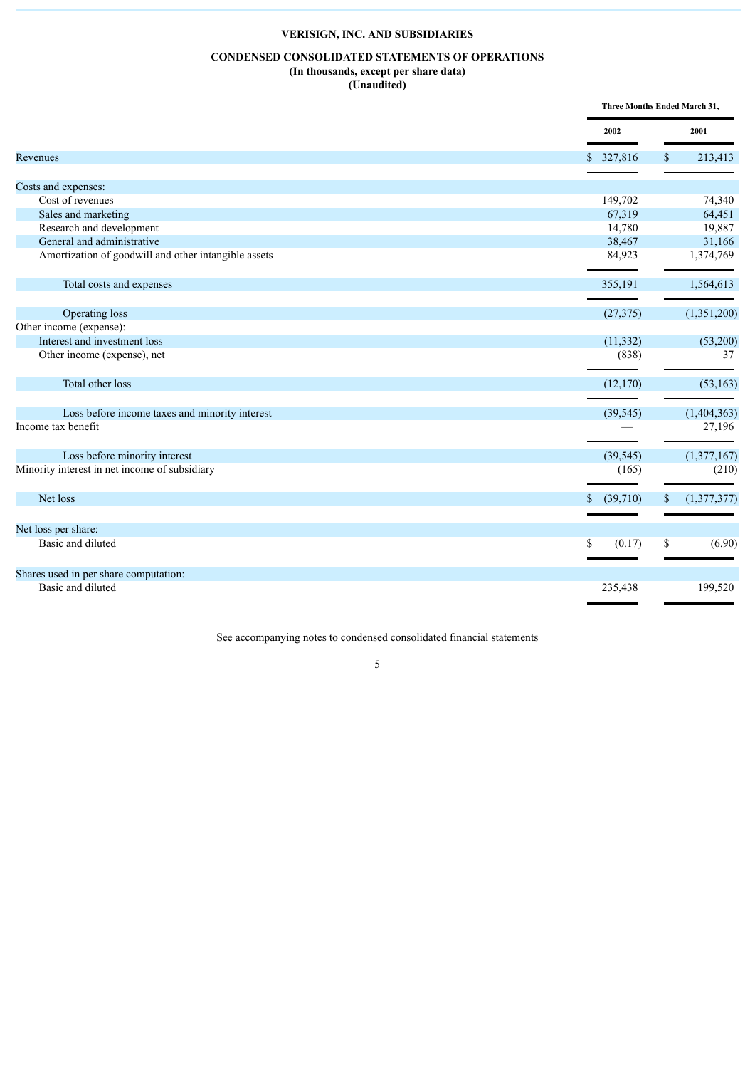**VERISIGN, INC. AND SUBSIDIARIES**

**CONDENSED CONSOLIDATED STATEMENTS OF OPERATIONS**
**(In thousands, except per share data)**
**(Unaudited)**

| | Three Months Ended March 31, | |
|---|---|---|
| | 2002 | 2001 |
| Revenues | $ 327,816 | $ 213,413 |
| Costs and expenses: | | |
| Cost of revenues | 149,702 | 74,340 |
| Sales and marketing | 67,319 | 64,451 |
| Research and development | 14,780 | 19,887 |
| General and administrative | 38,467 | 31,166 |
| Amortization of goodwill and other intangible assets | 84,923 | 1,374,769 |
| Total costs and expenses | 355,191 | 1,564,613 |
| Operating loss | (27,375) | (1,351,200) |
| Other income (expense): | | |
| Interest and investment loss | (11,332) | (53,200) |
| Other income (expense), net | (838) | 37 |
| Total other loss | (12,170) | (53,163) |
| Loss before income taxes and minority interest | (39,545) | (1,404,363) |
| Income tax benefit | — | 27,196 |
| Loss before minority interest | (39,545) | (1,377,167) |
| Minority interest in net income of subsidiary | (165) | (210) |
| Net loss | $ (39,710) | $ (1,377,377) |
| Net loss per share: | | |
| Basic and diluted | $ (0.17) | $ (6.90) |
| Shares used in per share computation: | | |
| Basic and diluted | 235,438 | 199,520 |

See accompanying notes to condensed consolidated financial statements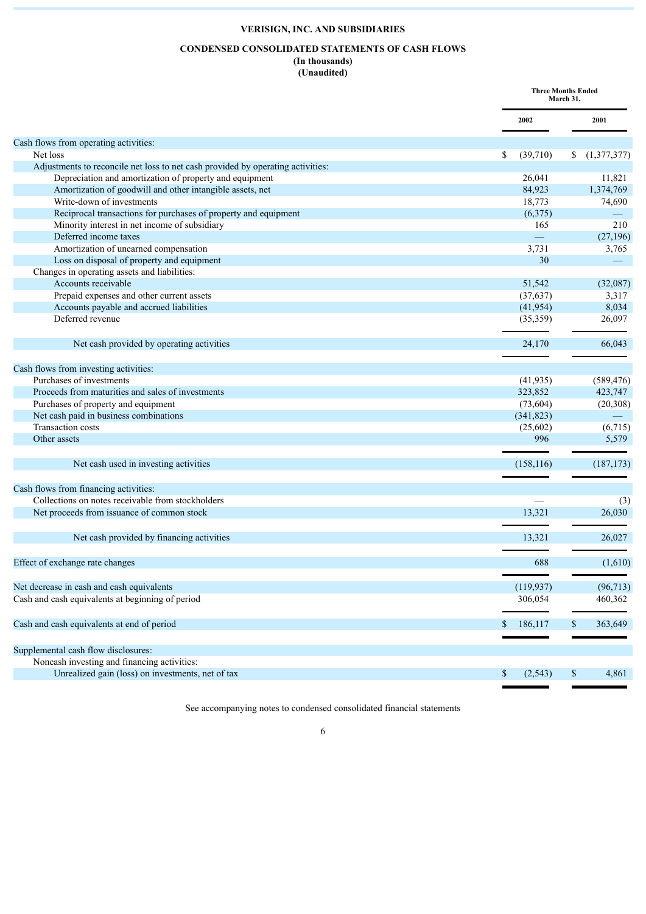**VERISIGN, INC. AND SUBSIDIARIES**

**CONDENSED CONSOLIDATED STATEMENTS OF CASH FLOWS**
**(In thousands)**
**(Unaudited)**

| | Three Months Ended March 31, | |
|---|---|---|
| | 2002 | 2001 |
| Cash flows from operating activities: | | |
| Net loss | $ (39,710) | $ (1,377,377) |
| Adjustments to reconcile net loss to net cash provided by operating activities: | | |
| Depreciation and amortization of property and equipment | 26,041 | 11,821 |
| Amortization of goodwill and other intangible assets, net | 84,923 | 1,374,769 |
| Write-down of investments | 18,773 | 74,690 |
| Reciprocal transactions for purchases of property and equipment | (6,375) | — |
| Minority interest in net income of subsidiary | 165 | 210 |
| Deferred income taxes | — | (27,196) |
| Amortization of unearned compensation | 3,731 | 3,765 |
| Loss on disposal of property and equipment | 30 | — |
| Changes in operating assets and liabilities: | | |
| Accounts receivable | 51,542 | (32,087) |
| Prepaid expenses and other current assets | (37,637) | 3,317 |
| Accounts payable and accrued liabilities | (41,954) | 8,034 |
| Deferred revenue | (35,359) | 26,097 |
| Net cash provided by operating activities | 24,170 | 66,043 |
| Cash flows from investing activities: | | |
| Purchases of investments | (41,935) | (589,476) |
| Proceeds from maturities and sales of investments | 323,852 | 423,747 |
| Purchases of property and equipment | (73,604) | (20,308) |
| Net cash paid in business combinations | (341,823) | — |
| Transaction costs | (25,602) | (6,715) |
| Other assets | 996 | 5,579 |
| Net cash used in investing activities | (158,116) | (187,173) |
| Cash flows from financing activities: | | |
| Collections on notes receivable from stockholders | — | (3) |
| Net proceeds from issuance of common stock | 13,321 | 26,030 |
| Net cash provided by financing activities | 13,321 | 26,027 |
| Effect of exchange rate changes | 688 | (1,610) |
| Net decrease in cash and cash equivalents | (119,937) | (96,713) |
| Cash and cash equivalents at beginning of period | 306,054 | 460,362 |
| Cash and cash equivalents at end of period | $ 186,117 | $ 363,649 |
| Supplemental cash flow disclosures: | | |
| Noncash investing and financing activities: | | |
| Unrealized gain (loss) on investments, net of tax | $ (2,543) | $ 4,861 |

See accompanying notes to condensed consolidated financial statements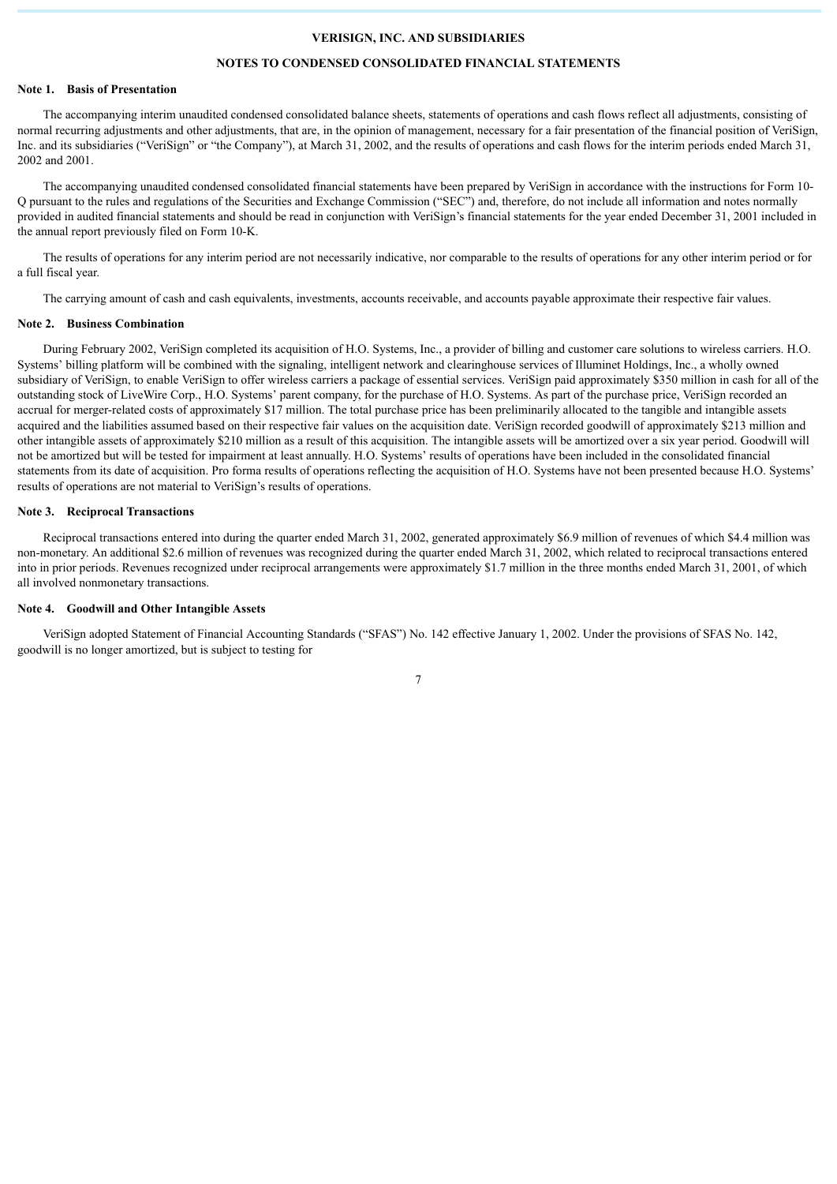**VERISIGN, INC. AND SUBSIDIARIES**

**NOTES TO CONDENSED CONSOLIDATED FINANCIAL STATEMENTS**

### Note 1. Basis of Presentation

The accompanying interim unaudited condensed consolidated balance sheets, statements of operations and cash flows reflect all adjustments, consisting of normal recurring adjustments and other adjustments, that are, in the opinion of management, necessary for a fair presentation of the financial position of VeriSign, Inc. and its subsidiaries ("VeriSign" or "the Company"), at March 31, 2002, and the results of operations and cash flows for the interim periods ended March 31, 2002 and 2001.

The accompanying unaudited condensed consolidated financial statements have been prepared by VeriSign in accordance with the instructions for Form 10-Q pursuant to the rules and regulations of the Securities and Exchange Commission ("SEC") and, therefore, do not include all information and notes normally provided in audited financial statements and should be read in conjunction with VeriSign's financial statements for the year ended December 31, 2001 included in the annual report previously filed on Form 10-K.

The results of operations for any interim period are not necessarily indicative, nor comparable to the results of operations for any other interim period or for a full fiscal year.

The carrying amount of cash and cash equivalents, investments, accounts receivable, and accounts payable approximate their respective fair values.

### Note 2. Business Combination

During February 2002, VeriSign completed its acquisition of H.O. Systems, Inc., a provider of billing and customer care solutions to wireless carriers. H.O. Systems' billing platform will be combined with the signaling, intelligent network and clearinghouse services of Illuminet Holdings, Inc., a wholly owned subsidiary of VeriSign, to enable VeriSign to offer wireless carriers a package of essential services. VeriSign paid approximately $350 million in cash for all of the outstanding stock of LiveWire Corp., H.O. Systems' parent company, for the purchase of H.O. Systems. As part of the purchase price, VeriSign recorded an accrual for merger-related costs of approximately $17 million. The total purchase price has been preliminarily allocated to the tangible and intangible assets acquired and the liabilities assumed based on their respective fair values on the acquisition date. VeriSign recorded goodwill of approximately $213 million and other intangible assets of approximately $210 million as a result of this acquisition. The intangible assets will be amortized over a six year period. Goodwill will not be amortized but will be tested for impairment at least annually. H.O. Systems' results of operations have been included in the consolidated financial statements from its date of acquisition. Pro forma results of operations reflecting the acquisition of H.O. Systems have not been presented because H.O. Systems' results of operations are not material to VeriSign's results of operations.

### Note 3. Reciprocal Transactions

Reciprocal transactions entered into during the quarter ended March 31, 2002, generated approximately $6.9 million of revenues of which $4.4 million was non-monetary. An additional $2.6 million of revenues was recognized during the quarter ended March 31, 2002, which related to reciprocal transactions entered into in prior periods. Revenues recognized under reciprocal arrangements were approximately $1.7 million in the three months ended March 31, 2001, of which all involved nonmonetary transactions.

### Note 4. Goodwill and Other Intangible Assets

VeriSign adopted Statement of Financial Accounting Standards ("SFAS") No. 142 effective January 1, 2002. Under the provisions of SFAS No. 142, goodwill is no longer amortized, but is subject to testing for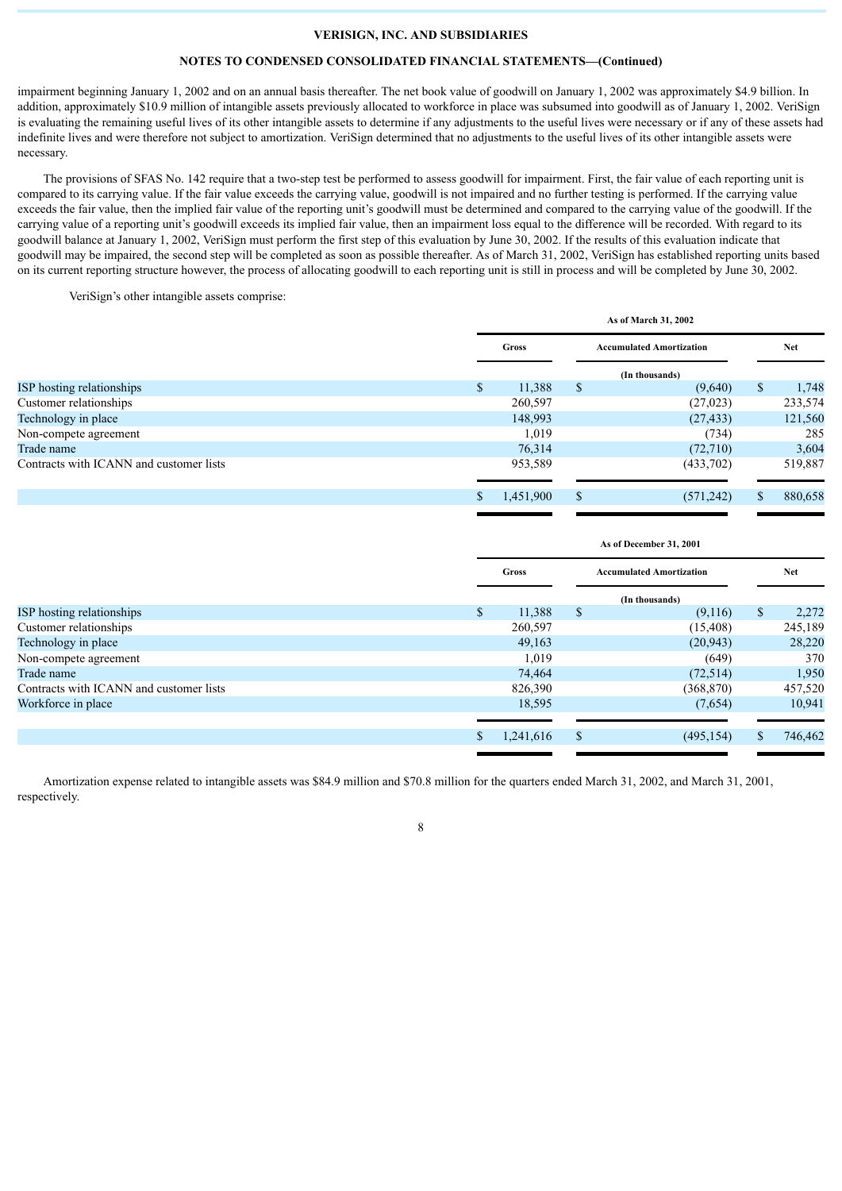impairment beginning January 1, 2002 and on an annual basis thereafter. The net book value of goodwill on January 1, 2002 was approximately $4.9 billion. In addition, approximately $10.9 million of intangible assets previously allocated to workforce in place was subsumed into goodwill as of January 1, 2002. VeriSign is evaluating the remaining useful lives of its other intangible assets to determine if any adjustments to the useful lives were necessary or if any of these assets had indefinite lives and were therefore not subject to amortization. VeriSign determined that no adjustments to the useful lives of its other intangible assets were necessary.

The provisions of SFAS No. 142 require that a two-step test be performed to assess goodwill for impairment. First, the fair value of each reporting unit is compared to its carrying value. If the fair value exceeds the carrying value, goodwill is not impaired and no further testing is performed. If the carrying value exceeds the fair value, then the implied fair value of the reporting unit's goodwill must be determined and compared to the carrying value of the goodwill. If the carrying value of a reporting unit's goodwill exceeds its implied fair value, then an impairment loss equal to the difference will be recorded. With regard to its goodwill balance at January 1, 2002, VeriSign must perform the first step of this evaluation by June 30, 2002. If the results of this evaluation indicate that goodwill may be impaired, the second step will be completed as soon as possible thereafter. As of March 31, 2002, VeriSign has established reporting units based on its current reporting structure however, the process of allocating goodwill to each reporting unit is still in process and will be completed by June 30, 2002.

VeriSign's other intangible assets comprise:

| | As of March 31, 2002 | | |
|---|---|---|---|
| | Gross | Accumulated Amortization | Net |
| | | (In thousands) | |
| ISP hosting relationships | $ 11,388 | $ (9,640) | $ 1,748 |
| Customer relationships | 260,597 | (27,023) | 233,574 |
| Technology in place | 148,993 | (27,433) | 121,560 |
| Non-compete agreement | 1,019 | (734) | 285 |
| Trade name | 76,314 | (72,710) | 3,604 |
| Contracts with ICANN and customer lists | 953,589 | (433,702) | 519,887 |
| | $ 1,451,900 | $ (571,242) | $ 880,658 |

| | As of December 31, 2001 | | |
|---|---|---|---|
| | Gross | Accumulated Amortization | Net |
| | | (In thousands) | |
| ISP hosting relationships | $ 11,388 | $ (9,116) | $ 2,272 |
| Customer relationships | 260,597 | (15,408) | 245,189 |
| Technology in place | 49,163 | (20,943) | 28,220 |
| Non-compete agreement | 1,019 | (649) | 370 |
| Trade name | 74,464 | (72,514) | 1,950 |
| Contracts with ICANN and customer lists | 826,390 | (368,870) | 457,520 |
| Workforce in place | 18,595 | (7,654) | 10,941 |
| | $ 1,241,616 | $ (495,154) | $ 746,462 |

Amortization expense related to intangible assets was $84.9 million and $70.8 million for the quarters ended March 31, 2002, and March 31, 2001, respectively.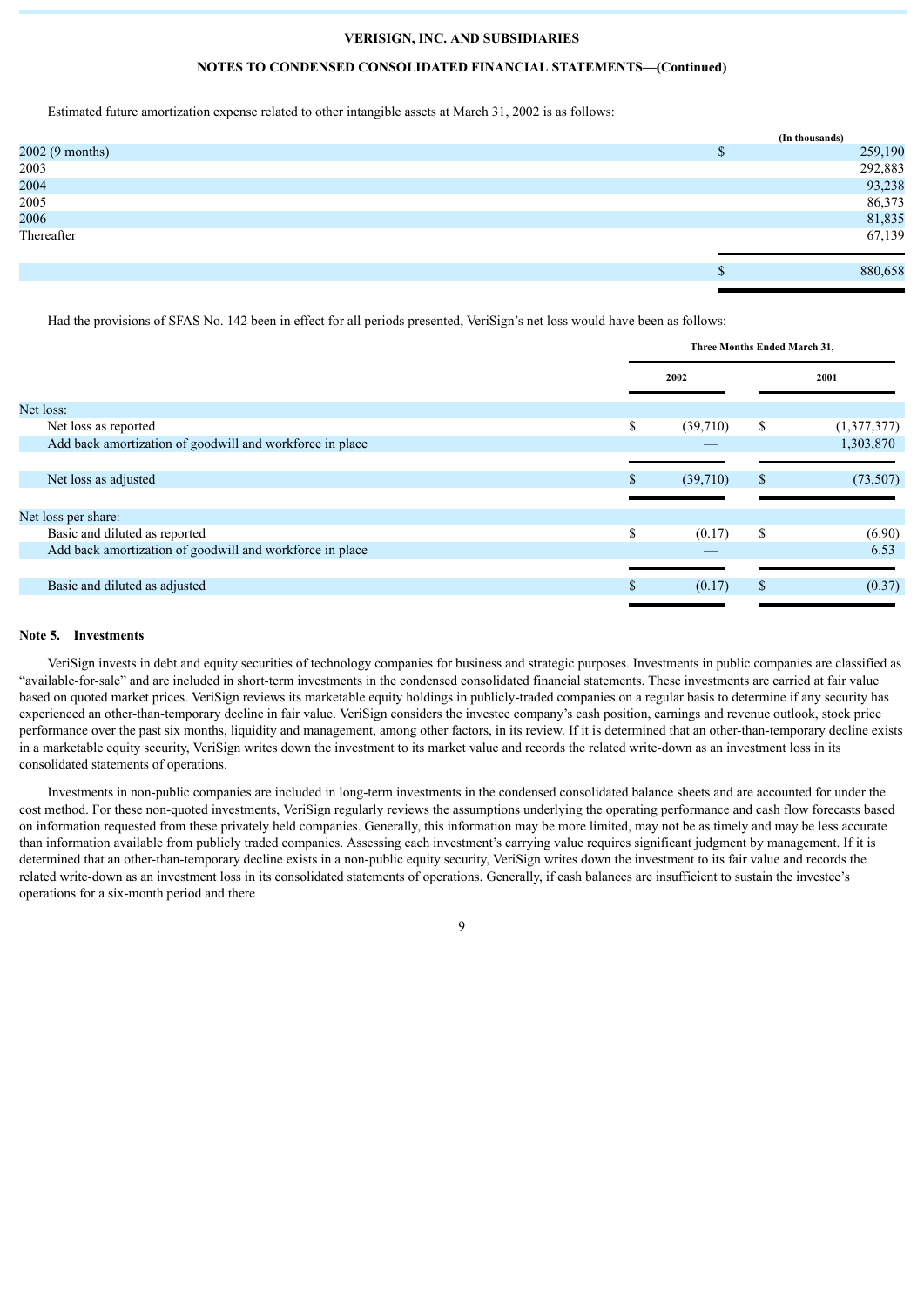VERISIGN, INC. AND SUBSIDIARIES

NOTES TO CONDENSED CONSOLIDATED FINANCIAL STATEMENTS—(Continued)

Estimated future amortization expense related to other intangible assets at March 31, 2002 is as follows:

| | (In thousands) |
|---|---|
| 2002 (9 months) | $ 259,190 |
| 2003 | 292,883 |
| 2004 | 93,238 |
| 2005 | 86,373 |
| 2006 | 81,835 |
| Thereafter | 67,139 |
| | $ 880,658 |

Had the provisions of SFAS No. 142 been in effect for all periods presented, VeriSign's net loss would have been as follows:

| | Three Months Ended March 31, | |
|---|---|---|
| | 2002 | 2001 |
| Net loss: | | |
| Net loss as reported | $ (39,710) | $ (1,377,377) |
| Add back amortization of goodwill and workforce in place | — | 1,303,870 |
| Net loss as adjusted | $ (39,710) | $ (73,507) |
| Net loss per share: | | |
| Basic and diluted as reported | $ (0.17) | $ (6.90) |
| Add back amortization of goodwill and workforce in place | — | 6.53 |
| Basic and diluted as adjusted | $ (0.17) | $ (0.37) |

## Note 5. Investments

VeriSign invests in debt and equity securities of technology companies for business and strategic purposes. Investments in public companies are classified as "available-for-sale" and are included in short-term investments in the condensed consolidated financial statements. These investments are carried at fair value based on quoted market prices. VeriSign reviews its marketable equity holdings in publicly-traded companies on a regular basis to determine if any security has experienced an other-than-temporary decline in fair value. VeriSign considers the investee company's cash position, earnings and revenue outlook, stock price performance over the past six months, liquidity and management, among other factors, in its review. If it is determined that an other-than-temporary decline exists in a marketable equity security, VeriSign writes down the investment to its market value and records the related write-down as an investment loss in its consolidated statements of operations.

Investments in non-public companies are included in long-term investments in the condensed consolidated balance sheets and are accounted for under the cost method. For these non-quoted investments, VeriSign regularly reviews the assumptions underlying the operating performance and cash flow forecasts based on information requested from these privately held companies. Generally, this information may be more limited, may not be as timely and may be less accurate than information available from publicly traded companies. Assessing each investment's carrying value requires significant judgment by management. If it is determined that an other-than-temporary decline exists in a non-public equity security, VeriSign writes down the investment to its fair value and records the related write-down as an investment loss in its consolidated statements of operations. Generally, if cash balances are insufficient to sustain the investee's operations for a six-month period and there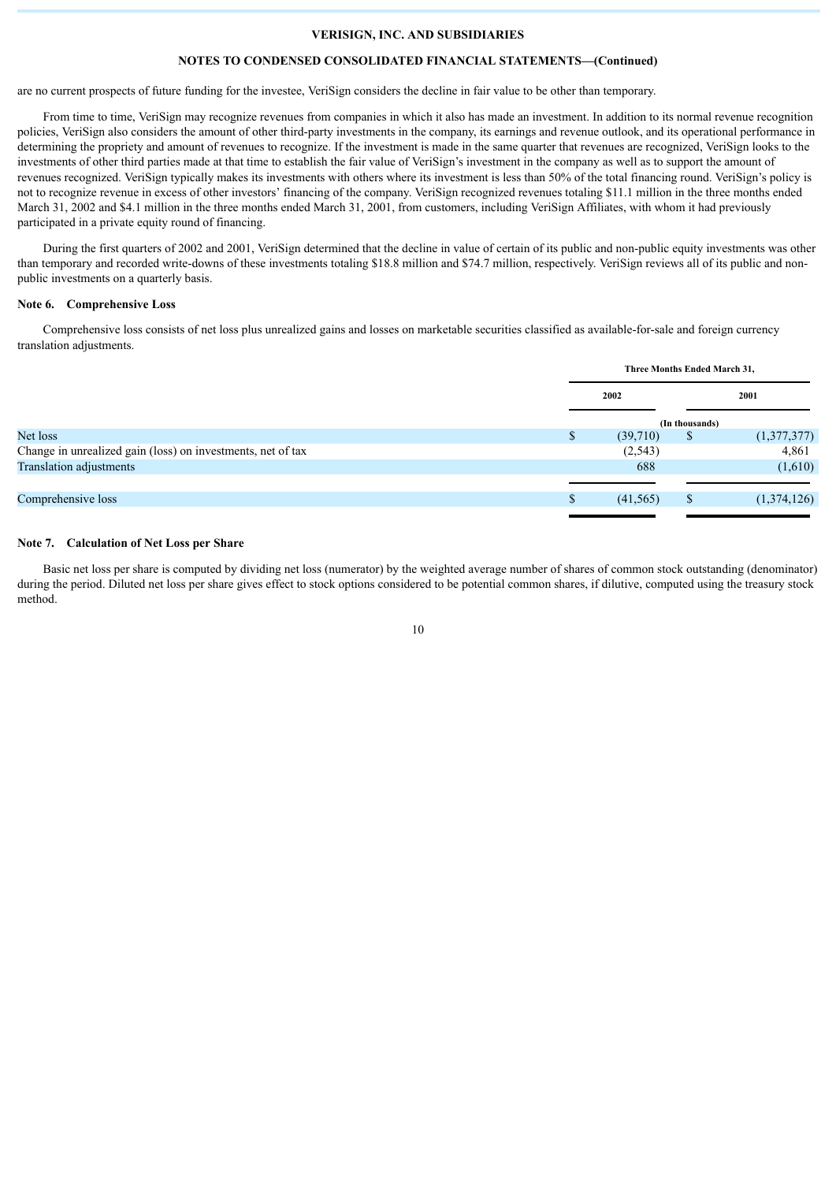are no current prospects of future funding for the investee, VeriSign considers the decline in fair value to be other than temporary.

From time to time, VeriSign may recognize revenues from companies in which it also has made an investment. In addition to its normal revenue recognition policies, VeriSign also considers the amount of other third-party investments in the company, its earnings and revenue outlook, and its operational performance in determining the propriety and amount of revenues to recognize. If the investment is made in the same quarter that revenues are recognized, VeriSign looks to the investments of other third parties made at that time to establish the fair value of VeriSign's investment in the company as well as to support the amount of revenues recognized. VeriSign typically makes its investments with others where its investment is less than 50% of the total financing round. VeriSign's policy is not to recognize revenue in excess of other investors' financing of the company. VeriSign recognized revenues totaling $11.1 million in the three months ended March 31, 2002 and $4.1 million in the three months ended March 31, 2001, from customers, including VeriSign Affiliates, with whom it had previously participated in a private equity round of financing.

During the first quarters of 2002 and 2001, VeriSign determined that the decline in value of certain of its public and non-public equity investments was other than temporary and recorded write-downs of these investments totaling $18.8 million and $74.7 million, respectively. VeriSign reviews all of its public and non-public investments on a quarterly basis.

**Note 6. Comprehensive Loss**

Comprehensive loss consists of net loss plus unrealized gains and losses on marketable securities classified as available-for-sale and foreign currency translation adjustments.

| | Three Months Ended March 31, | |
|---|---|---|
| | 2002 | 2001 |
| | (In thousands) | |
| Net loss | $ (39,710) | $ (1,377,377) |
| Change in unrealized gain (loss) on investments, net of tax | (2,543) | 4,861 |
| Translation adjustments | 688 | (1,610) |
| Comprehensive loss | $ (41,565) | $ (1,374,126) |

**Note 7. Calculation of Net Loss per Share**

Basic net loss per share is computed by dividing net loss (numerator) by the weighted average number of shares of common stock outstanding (denominator) during the period. Diluted net loss per share gives effect to stock options considered to be potential common shares, if dilutive, computed using the treasury stock method.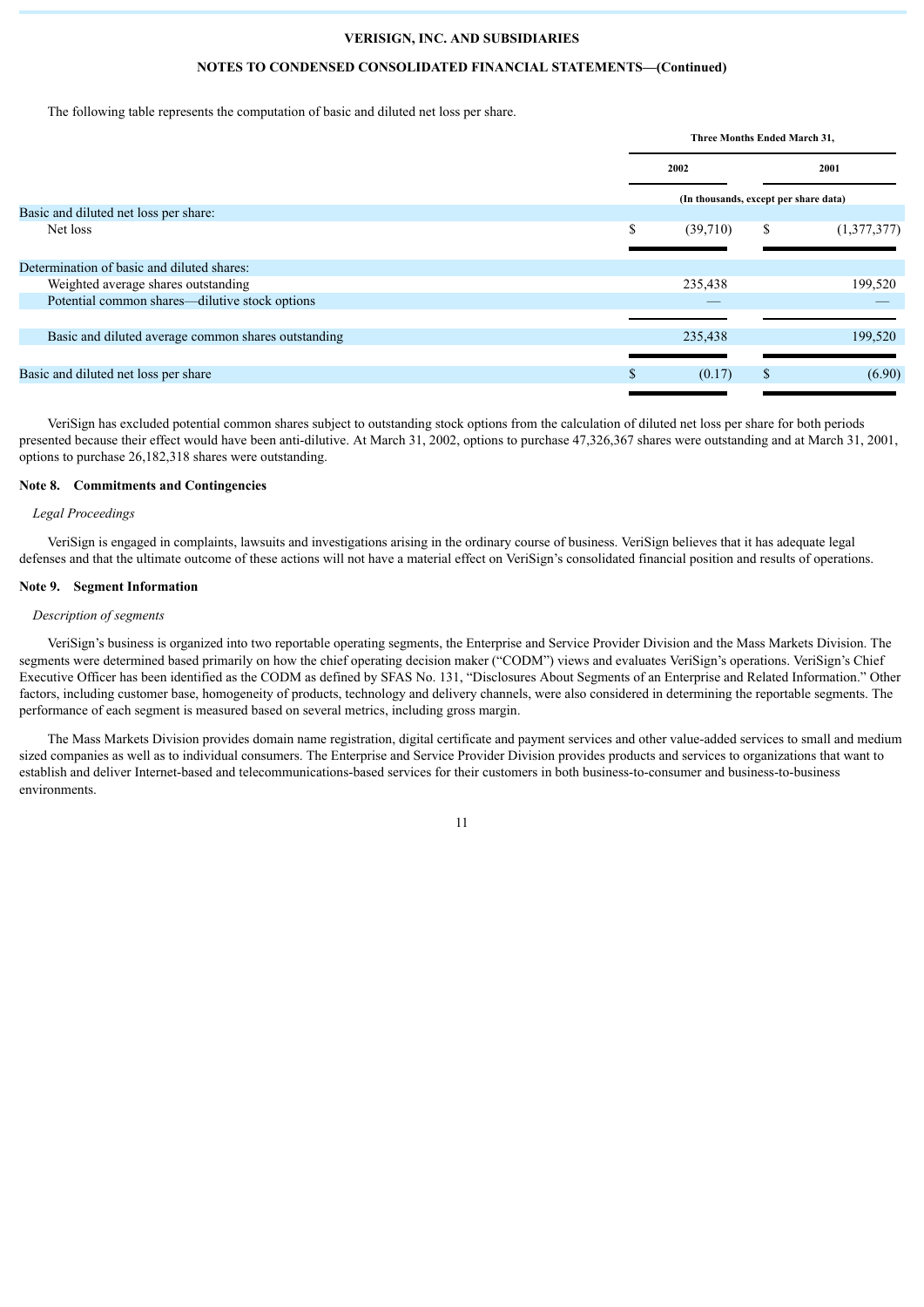VERISIGN, INC. AND SUBSIDIARIES

NOTES TO CONDENSED CONSOLIDATED FINANCIAL STATEMENTS—(Continued)

The following table represents the computation of basic and diluted net loss per share.

| | Three Months Ended March 31, | |
|---|---|---|
| | 2002 | 2001 |
| | (In thousands, except per share data) | |
| Basic and diluted net loss per share: | | |
| Net loss | $ (39,710) | $ (1,377,377) |
| Determination of basic and diluted shares: | | |
| Weighted average shares outstanding | 235,438 | 199,520 |
| Potential common shares—dilutive stock options | — | — |
| Basic and diluted average common shares outstanding | 235,438 | 199,520 |
| Basic and diluted net loss per share | $ (0.17) | $ (6.90) |

VeriSign has excluded potential common shares subject to outstanding stock options from the calculation of diluted net loss per share for both periods presented because their effect would have been anti-dilutive. At March 31, 2002, options to purchase 47,326,367 shares were outstanding and at March 31, 2001, options to purchase 26,182,318 shares were outstanding.

## Note 8. Commitments and Contingencies

*Legal Proceedings*

VeriSign is engaged in complaints, lawsuits and investigations arising in the ordinary course of business. VeriSign believes that it has adequate legal defenses and that the ultimate outcome of these actions will not have a material effect on VeriSign's consolidated financial position and results of operations.

## Note 9. Segment Information

*Description of segments*

VeriSign's business is organized into two reportable operating segments, the Enterprise and Service Provider Division and the Mass Markets Division. The segments were determined based primarily on how the chief operating decision maker ("CODM") views and evaluates VeriSign's operations. VeriSign's Chief Executive Officer has been identified as the CODM as defined by SFAS No. 131, "Disclosures About Segments of an Enterprise and Related Information." Other factors, including customer base, homogeneity of products, technology and delivery channels, were also considered in determining the reportable segments. The performance of each segment is measured based on several metrics, including gross margin.

The Mass Markets Division provides domain name registration, digital certificate and payment services and other value-added services to small and medium sized companies as well as to individual consumers. The Enterprise and Service Provider Division provides products and services to organizations that want to establish and deliver Internet-based and telecommunications-based services for their customers in both business-to-consumer and business-to-business environments.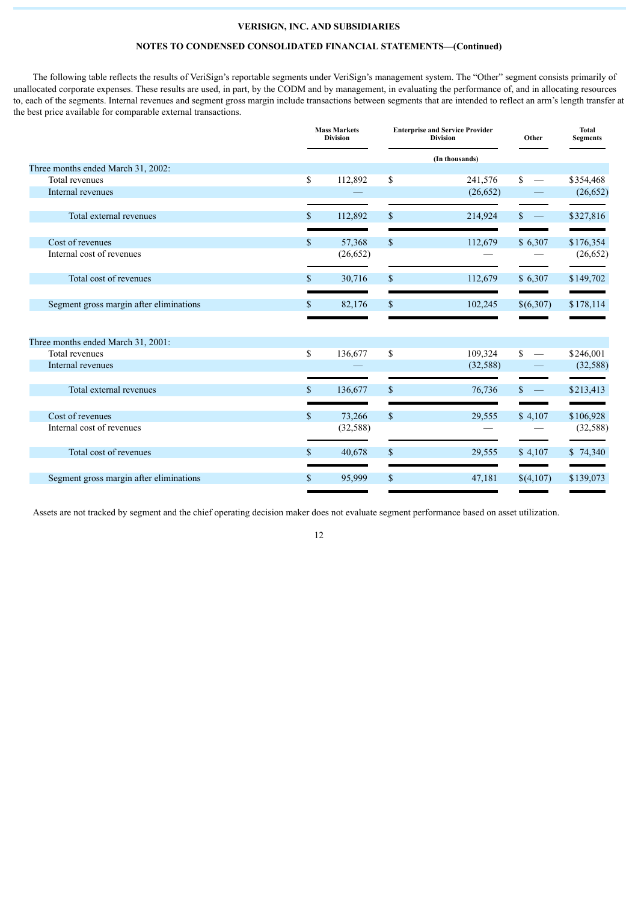**VERISIGN, INC. AND SUBSIDIARIES**

**NOTES TO CONDENSED CONSOLIDATED FINANCIAL STATEMENTS—(Continued)**

The following table reflects the results of VeriSign's reportable segments under VeriSign's management system. The "Other" segment consists primarily of unallocated corporate expenses. These results are used, in part, by the CODM and by management, in evaluating the performance of, and in allocating resources to, each of the segments. Internal revenues and segment gross margin include transactions between segments that are intended to reflect an arm's length transfer at the best price available for comparable external transactions.

| | Mass Markets Division | Enterprise and Service Provider Division | Other | Total Segments |
|---|---|---|---|---|
| | | (In thousands) | | |
| Three months ended March 31, 2002: | | | | |
| Total revenues | $ 112,892 | $ 241,576 | $ — | $354,468 |
| Internal revenues | — | (26,652) | — | (26,652) |
| Total external revenues | $ 112,892 | $ 214,924 | $ — | $327,816 |
| Cost of revenues | $ 57,368 | $ 112,679 | $ 6,307 | $176,354 |
| Internal cost of revenues | (26,652) | — | — | (26,652) |
| Total cost of revenues | $ 30,716 | $ 112,679 | $ 6,307 | $149,702 |
| Segment gross margin after eliminations | $ 82,176 | $ 102,245 | $(6,307) | $178,114 |
| Three months ended March 31, 2001: | | | | |
| Total revenues | $ 136,677 | $ 109,324 | $ — | $246,001 |
| Internal revenues | — | (32,588) | — | (32,588) |
| Total external revenues | $ 136,677 | $ 76,736 | $ — | $213,413 |
| Cost of revenues | $ 73,266 | $ 29,555 | $ 4,107 | $106,928 |
| Internal cost of revenues | (32,588) | — | — | (32,588) |
| Total cost of revenues | $ 40,678 | $ 29,555 | $ 4,107 | $ 74,340 |
| Segment gross margin after eliminations | $ 95,999 | $ 47,181 | $(4,107) | $139,073 |

Assets are not tracked by segment and the chief operating decision maker does not evaluate segment performance based on asset utilization.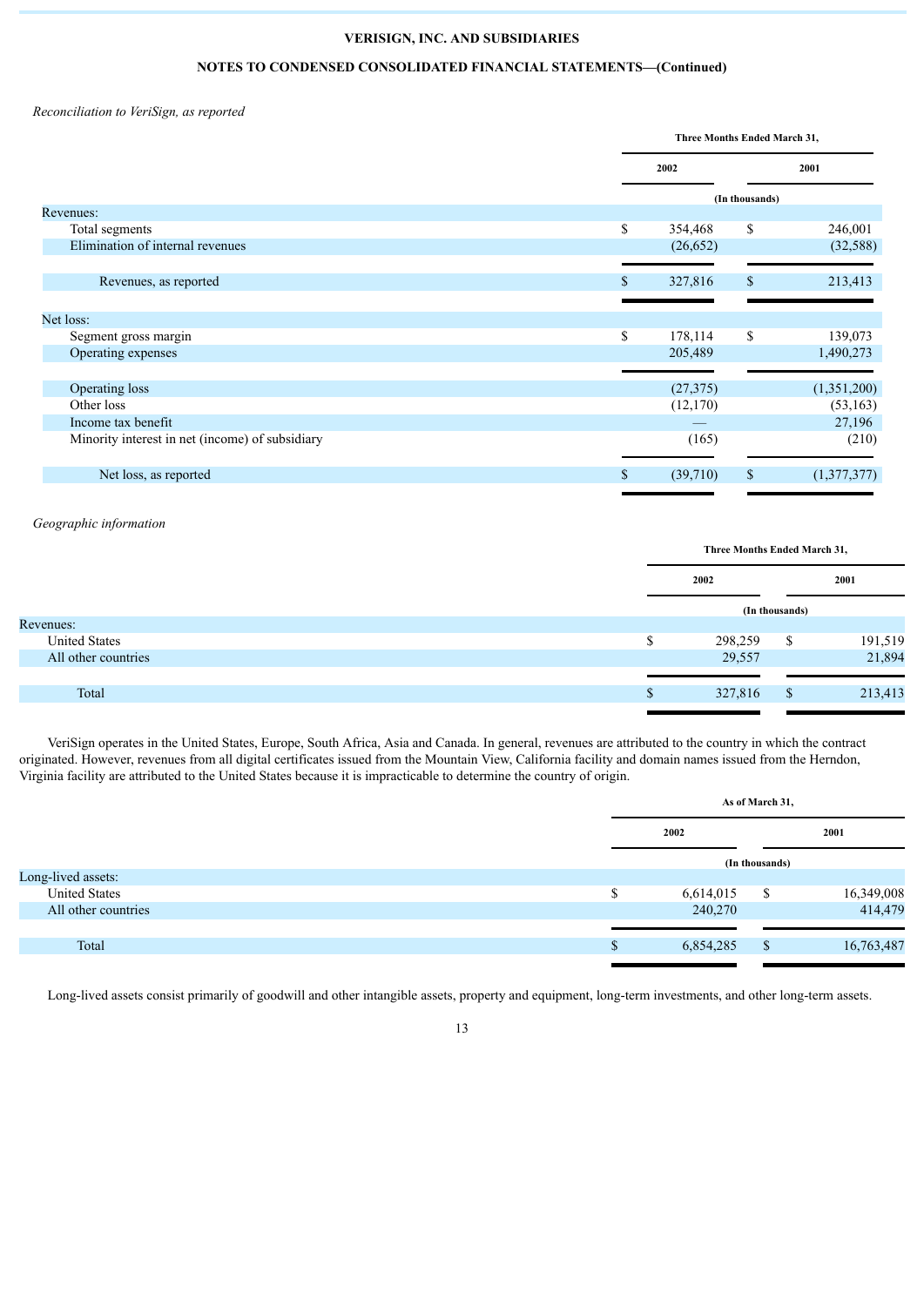**VERISIGN, INC. AND SUBSIDIARIES**

**NOTES TO CONDENSED CONSOLIDATED FINANCIAL STATEMENTS—(Continued)**

*Reconciliation to VeriSign, as reported*

| | Three Months Ended March 31, | |
|---|---|---|
| | 2002 | 2001 |
| | (In thousands) | |
| Revenues: | | |
| Total segments | $ 354,468 | $ 246,001 |
| Elimination of internal revenues | (26,652) | (32,588) |
| Revenues, as reported | $ 327,816 | $ 213,413 |
| Net loss: | | |
| Segment gross margin | $ 178,114 | $ 139,073 |
| Operating expenses | 205,489 | 1,490,273 |
| Operating loss | (27,375) | (1,351,200) |
| Other loss | (12,170) | (53,163) |
| Income tax benefit | — | 27,196 |
| Minority interest in net (income) of subsidiary | (165) | (210) |
| Net loss, as reported | $ (39,710) | $ (1,377,377) |

*Geographic information*

| | Three Months Ended March 31, | |
|---|---|---|
| | 2002 | 2001 |
| | (In thousands) | |
| Revenues: | | |
| United States | $ 298,259 | $ 191,519 |
| All other countries | 29,557 | 21,894 |
| Total | $ 327,816 | $ 213,413 |

VeriSign operates in the United States, Europe, South Africa, Asia and Canada. In general, revenues are attributed to the country in which the contract originated. However, revenues from all digital certificates issued from the Mountain View, California facility and domain names issued from the Herndon, Virginia facility are attributed to the United States because it is impracticable to determine the country of origin.

| | As of March 31, | |
|---|---|---|
| | 2002 | 2001 |
| | (In thousands) | |
| Long-lived assets: | | |
| United States | $ 6,614,015 | $ 16,349,008 |
| All other countries | 240,270 | 414,479 |
| Total | $ 6,854,285 | $ 16,763,487 |

Long-lived assets consist primarily of goodwill and other intangible assets, property and equipment, long-term investments, and other long-term assets.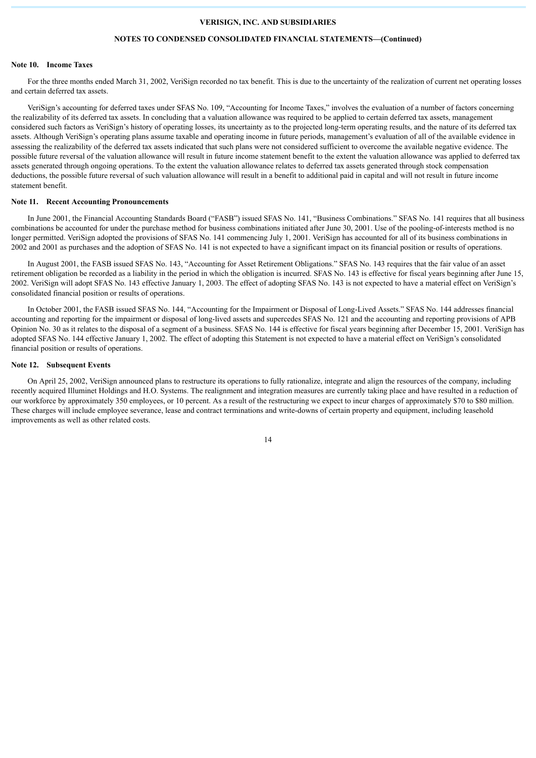## Note 10. Income Taxes

For the three months ended March 31, 2002, VeriSign recorded no tax benefit. This is due to the uncertainty of the realization of current net operating losses and certain deferred tax assets.

VeriSign's accounting for deferred taxes under SFAS No. 109, "Accounting for Income Taxes," involves the evaluation of a number of factors concerning the realizability of its deferred tax assets. In concluding that a valuation allowance was required to be applied to certain deferred tax assets, management considered such factors as VeriSign's history of operating losses, its uncertainty as to the projected long-term operating results, and the nature of its deferred tax assets. Although VeriSign's operating plans assume taxable and operating income in future periods, management's evaluation of all of the available evidence in assessing the realizability of the deferred tax assets indicated that such plans were not considered sufficient to overcome the available negative evidence. The possible future reversal of the valuation allowance will result in future income statement benefit to the extent the valuation allowance was applied to deferred tax assets generated through ongoing operations. To the extent the valuation allowance relates to deferred tax assets generated through stock compensation deductions, the possible future reversal of such valuation allowance will result in a benefit to additional paid in capital and will not result in future income statement benefit.

## Note 11. Recent Accounting Pronouncements

In June 2001, the Financial Accounting Standards Board ("FASB") issued SFAS No. 141, "Business Combinations." SFAS No. 141 requires that all business combinations be accounted for under the purchase method for business combinations initiated after June 30, 2001. Use of the pooling-of-interests method is no longer permitted. VeriSign adopted the provisions of SFAS No. 141 commencing July 1, 2001. VeriSign has accounted for all of its business combinations in 2002 and 2001 as purchases and the adoption of SFAS No. 141 is not expected to have a significant impact on its financial position or results of operations.

In August 2001, the FASB issued SFAS No. 143, "Accounting for Asset Retirement Obligations." SFAS No. 143 requires that the fair value of an asset retirement obligation be recorded as a liability in the period in which the obligation is incurred. SFAS No. 143 is effective for fiscal years beginning after June 15, 2002. VeriSign will adopt SFAS No. 143 effective January 1, 2003. The effect of adopting SFAS No. 143 is not expected to have a material effect on VeriSign's consolidated financial position or results of operations.

In October 2001, the FASB issued SFAS No. 144, "Accounting for the Impairment or Disposal of Long-Lived Assets." SFAS No. 144 addresses financial accounting and reporting for the impairment or disposal of long-lived assets and supercedes SFAS No. 121 and the accounting and reporting provisions of APB Opinion No. 30 as it relates to the disposal of a segment of a business. SFAS No. 144 is effective for fiscal years beginning after December 15, 2001. VeriSign has adopted SFAS No. 144 effective January 1, 2002. The effect of adopting this Statement is not expected to have a material effect on VeriSign's consolidated financial position or results of operations.

## Note 12. Subsequent Events

On April 25, 2002, VeriSign announced plans to restructure its operations to fully rationalize, integrate and align the resources of the company, including recently acquired Illuminet Holdings and H.O. Systems. The realignment and integration measures are currently taking place and have resulted in a reduction of our workforce by approximately 350 employees, or 10 percent. As a result of the restructuring we expect to incur charges of approximately $70 to $80 million. These charges will include employee severance, lease and contract terminations and write-downs of certain property and equipment, including leasehold improvements as well as other related costs.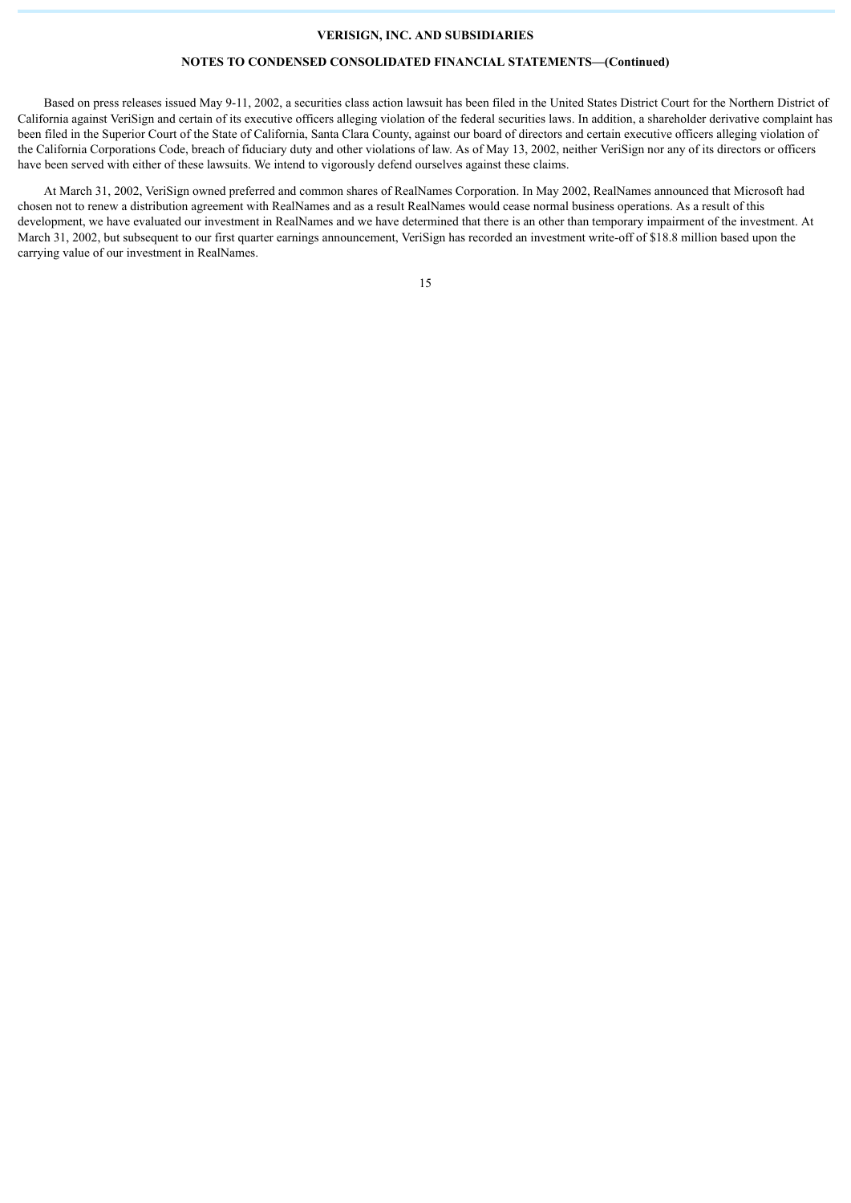Based on press releases issued May 9-11, 2002, a securities class action lawsuit has been filed in the United States District Court for the Northern District of California against VeriSign and certain of its executive officers alleging violation of the federal securities laws. In addition, a shareholder derivative complaint has been filed in the Superior Court of the State of California, Santa Clara County, against our board of directors and certain executive officers alleging violation of the California Corporations Code, breach of fiduciary duty and other violations of law. As of May 13, 2002, neither VeriSign nor any of its directors or officers have been served with either of these lawsuits. We intend to vigorously defend ourselves against these claims.

At March 31, 2002, VeriSign owned preferred and common shares of RealNames Corporation. In May 2002, RealNames announced that Microsoft had chosen not to renew a distribution agreement with RealNames and as a result RealNames would cease normal business operations. As a result of this development, we have evaluated our investment in RealNames and we have determined that there is an other than temporary impairment of the investment. At March 31, 2002, but subsequent to our first quarter earnings announcement, VeriSign has recorded an investment write-off of $18.8 million based upon the carrying value of our investment in RealNames.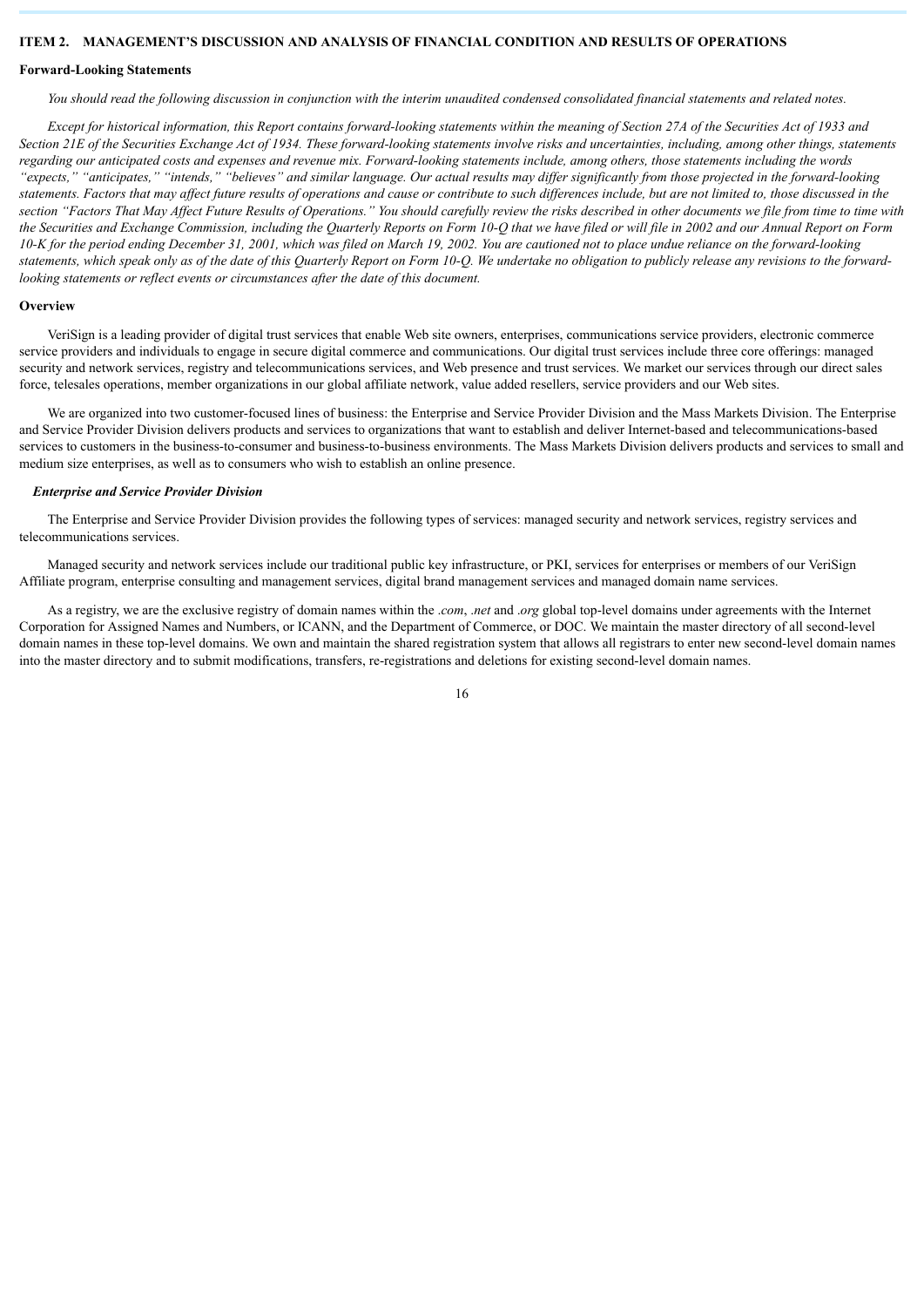## ITEM 2. MANAGEMENT'S DISCUSSION AND ANALYSIS OF FINANCIAL CONDITION AND RESULTS OF OPERATIONS

### Forward-Looking Statements

*You should read the following discussion in conjunction with the interim unaudited condensed consolidated financial statements and related notes.*

*Except for historical information, this Report contains forward-looking statements within the meaning of Section 27A of the Securities Act of 1933 and Section 21E of the Securities Exchange Act of 1934. These forward-looking statements involve risks and uncertainties, including, among other things, statements regarding our anticipated costs and expenses and revenue mix. Forward-looking statements include, among others, those statements including the words "expects," "anticipates," "intends," "believes" and similar language. Our actual results may differ significantly from those projected in the forward-looking statements. Factors that may affect future results of operations and cause or contribute to such differences include, but are not limited to, those discussed in the section "Factors That May Affect Future Results of Operations." You should carefully review the risks described in other documents we file from time to time with the Securities and Exchange Commission, including the Quarterly Reports on Form 10-Q that we have filed or will file in 2002 and our Annual Report on Form 10-K for the period ending December 31, 2001, which was filed on March 19, 2002. You are cautioned not to place undue reliance on the forward-looking statements, which speak only as of the date of this Quarterly Report on Form 10-Q. We undertake no obligation to publicly release any revisions to the forward-looking statements or reflect events or circumstances after the date of this document.*

### Overview

VeriSign is a leading provider of digital trust services that enable Web site owners, enterprises, communications service providers, electronic commerce service providers and individuals to engage in secure digital commerce and communications. Our digital trust services include three core offerings: managed security and network services, registry and telecommunications services, and Web presence and trust services. We market our services through our direct sales force, telesales operations, member organizations in our global affiliate network, value added resellers, service providers and our Web sites.

We are organized into two customer-focused lines of business: the Enterprise and Service Provider Division and the Mass Markets Division. The Enterprise and Service Provider Division delivers products and services to organizations that want to establish and deliver Internet-based and telecommunications-based services to customers in the business-to-consumer and business-to-business environments. The Mass Markets Division delivers products and services to small and medium size enterprises, as well as to consumers who wish to establish an online presence.

#### *Enterprise and Service Provider Division*

The Enterprise and Service Provider Division provides the following types of services: managed security and network services, registry services and telecommunications services.

Managed security and network services include our traditional public key infrastructure, or PKI, services for enterprises or members of our VeriSign Affiliate program, enterprise consulting and management services, digital brand management services and managed domain name services.

As a registry, we are the exclusive registry of domain names within the *.com*, *.net* and *.org* global top-level domains under agreements with the Internet Corporation for Assigned Names and Numbers, or ICANN, and the Department of Commerce, or DOC. We maintain the master directory of all second-level domain names in these top-level domains. We own and maintain the shared registration system that allows all registrars to enter new second-level domain names into the master directory and to submit modifications, transfers, re-registrations and deletions for existing second-level domain names.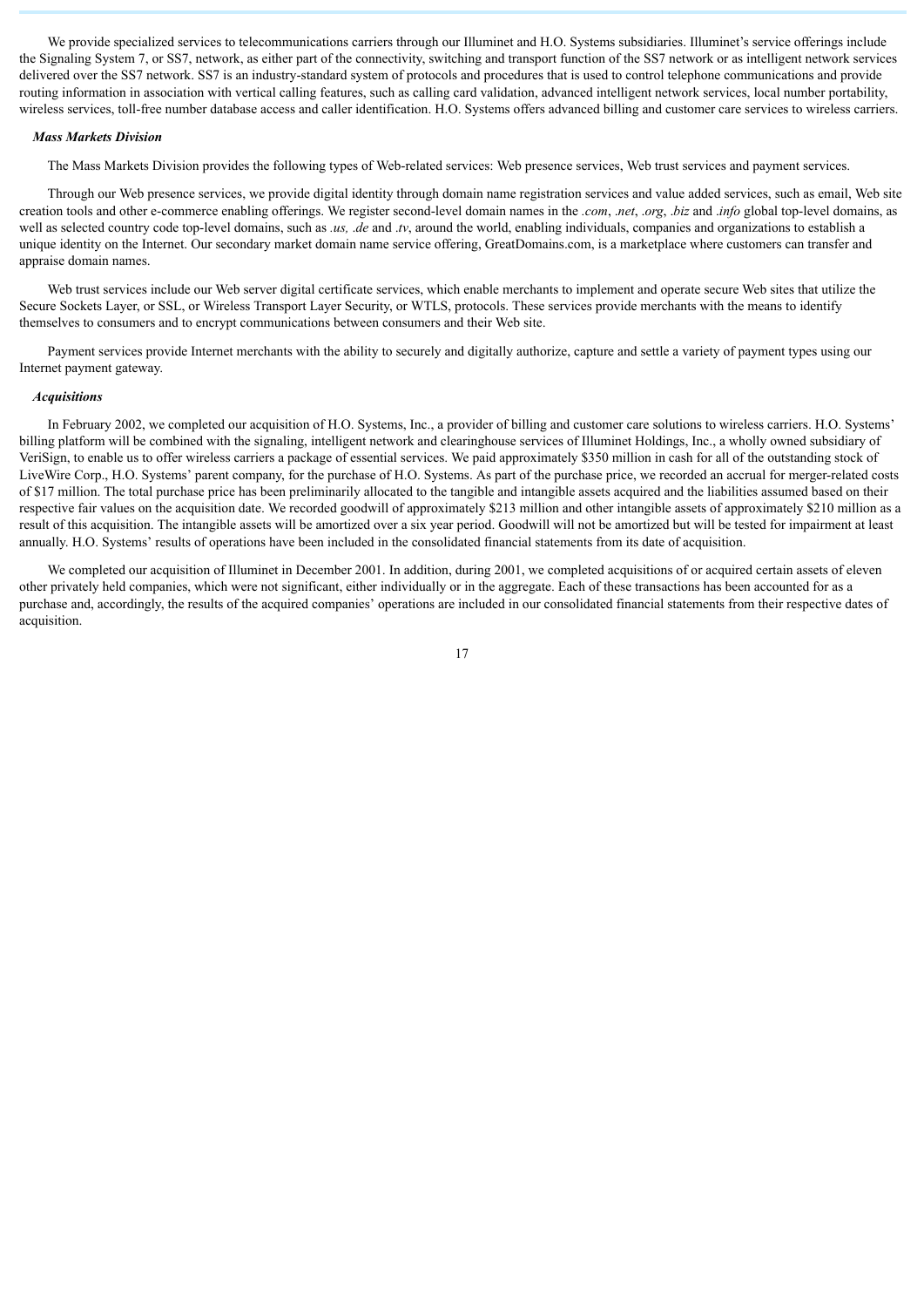We provide specialized services to telecommunications carriers through our Illuminet and H.O. Systems subsidiaries. Illuminet's service offerings include the Signaling System 7, or SS7, network, as either part of the connectivity, switching and transport function of the SS7 network or as intelligent network services delivered over the SS7 network. SS7 is an industry-standard system of protocols and procedures that is used to control telephone communications and provide routing information in association with vertical calling features, such as calling card validation, advanced intelligent network services, local number portability, wireless services, toll-free number database access and caller identification. H.O. Systems offers advanced billing and customer care services to wireless carriers.

***Mass Markets Division***

The Mass Markets Division provides the following types of Web-related services: Web presence services, Web trust services and payment services.

Through our Web presence services, we provide digital identity through domain name registration services and value added services, such as email, Web site creation tools and other e-commerce enabling offerings. We register second-level domain names in the *.com*, *.net*, *.org*, *.biz* and *.info* global top-level domains, as well as selected country code top-level domains, such as *.us, .de* and *.tv*, around the world, enabling individuals, companies and organizations to establish a unique identity on the Internet. Our secondary market domain name service offering, GreatDomains.com, is a marketplace where customers can transfer and appraise domain names.

Web trust services include our Web server digital certificate services, which enable merchants to implement and operate secure Web sites that utilize the Secure Sockets Layer, or SSL, or Wireless Transport Layer Security, or WTLS, protocols. These services provide merchants with the means to identify themselves to consumers and to encrypt communications between consumers and their Web site.

Payment services provide Internet merchants with the ability to securely and digitally authorize, capture and settle a variety of payment types using our Internet payment gateway.

***Acquisitions***

In February 2002, we completed our acquisition of H.O. Systems, Inc., a provider of billing and customer care solutions to wireless carriers. H.O. Systems' billing platform will be combined with the signaling, intelligent network and clearinghouse services of Illuminet Holdings, Inc., a wholly owned subsidiary of VeriSign, to enable us to offer wireless carriers a package of essential services. We paid approximately $350 million in cash for all of the outstanding stock of LiveWire Corp., H.O. Systems' parent company, for the purchase of H.O. Systems. As part of the purchase price, we recorded an accrual for merger-related costs of $17 million. The total purchase price has been preliminarily allocated to the tangible and intangible assets acquired and the liabilities assumed based on their respective fair values on the acquisition date. We recorded goodwill of approximately $213 million and other intangible assets of approximately $210 million as a result of this acquisition. The intangible assets will be amortized over a six year period. Goodwill will not be amortized but will be tested for impairment at least annually. H.O. Systems' results of operations have been included in the consolidated financial statements from its date of acquisition.

We completed our acquisition of Illuminet in December 2001. In addition, during 2001, we completed acquisitions of or acquired certain assets of eleven other privately held companies, which were not significant, either individually or in the aggregate. Each of these transactions has been accounted for as a purchase and, accordingly, the results of the acquired companies' operations are included in our consolidated financial statements from their respective dates of acquisition.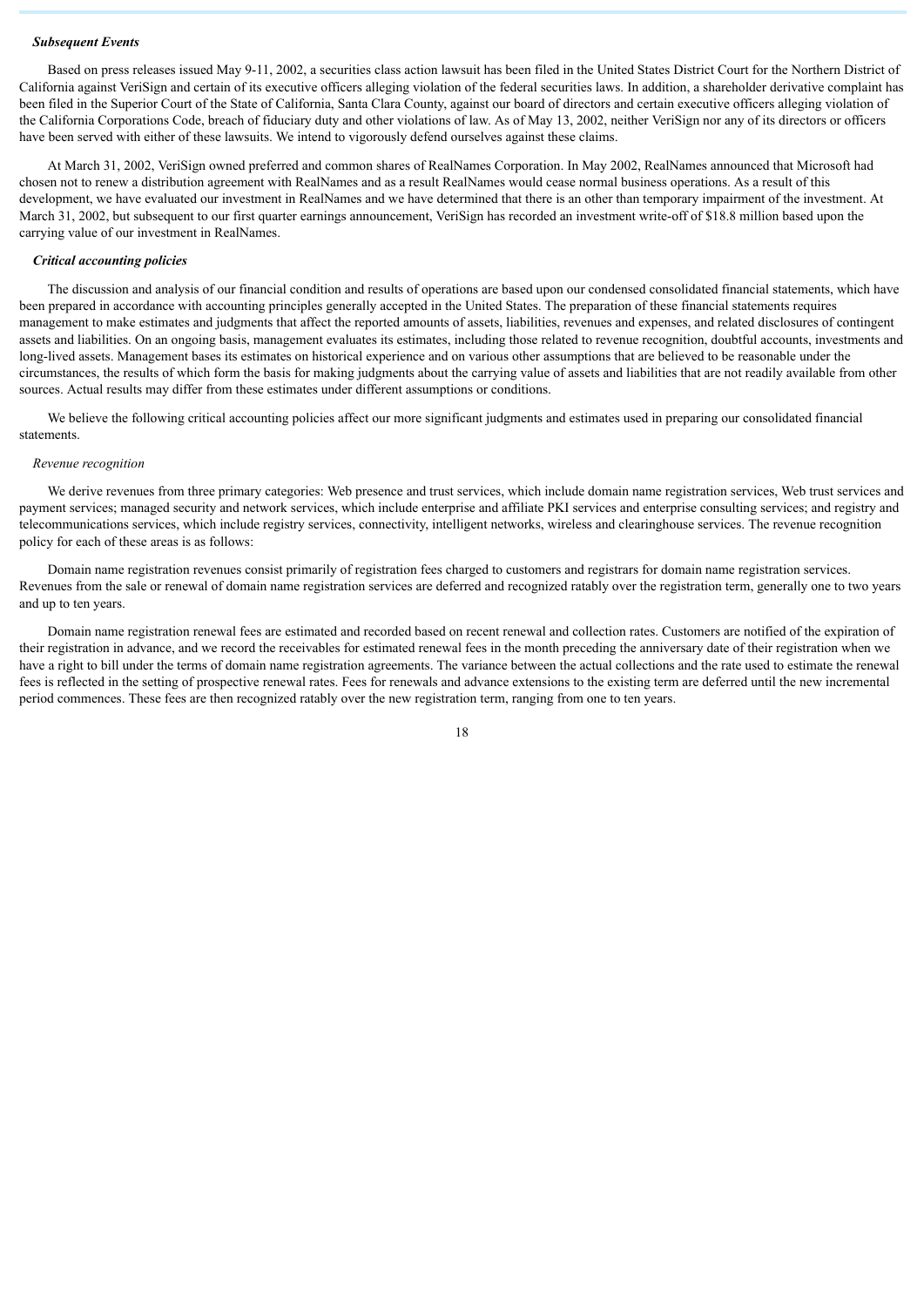***Subsequent Events***

Based on press releases issued May 9-11, 2002, a securities class action lawsuit has been filed in the United States District Court for the Northern District of California against VeriSign and certain of its executive officers alleging violation of the federal securities laws. In addition, a shareholder derivative complaint has been filed in the Superior Court of the State of California, Santa Clara County, against our board of directors and certain executive officers alleging violation of the California Corporations Code, breach of fiduciary duty and other violations of law. As of May 13, 2002, neither VeriSign nor any of its directors or officers have been served with either of these lawsuits. We intend to vigorously defend ourselves against these claims.

At March 31, 2002, VeriSign owned preferred and common shares of RealNames Corporation. In May 2002, RealNames announced that Microsoft had chosen not to renew a distribution agreement with RealNames and as a result RealNames would cease normal business operations. As a result of this development, we have evaluated our investment in RealNames and we have determined that there is an other than temporary impairment of the investment. At March 31, 2002, but subsequent to our first quarter earnings announcement, VeriSign has recorded an investment write-off of $18.8 million based upon the carrying value of our investment in RealNames.

***Critical accounting policies***

The discussion and analysis of our financial condition and results of operations are based upon our condensed consolidated financial statements, which have been prepared in accordance with accounting principles generally accepted in the United States. The preparation of these financial statements requires management to make estimates and judgments that affect the reported amounts of assets, liabilities, revenues and expenses, and related disclosures of contingent assets and liabilities. On an ongoing basis, management evaluates its estimates, including those related to revenue recognition, doubtful accounts, investments and long-lived assets. Management bases its estimates on historical experience and on various other assumptions that are believed to be reasonable under the circumstances, the results of which form the basis for making judgments about the carrying value of assets and liabilities that are not readily available from other sources. Actual results may differ from these estimates under different assumptions or conditions.

We believe the following critical accounting policies affect our more significant judgments and estimates used in preparing our consolidated financial statements.

*Revenue recognition*

We derive revenues from three primary categories: Web presence and trust services, which include domain name registration services, Web trust services and payment services; managed security and network services, which include enterprise and affiliate PKI services and enterprise consulting services; and registry and telecommunications services, which include registry services, connectivity, intelligent networks, wireless and clearinghouse services. The revenue recognition policy for each of these areas is as follows:

Domain name registration revenues consist primarily of registration fees charged to customers and registrars for domain name registration services. Revenues from the sale or renewal of domain name registration services are deferred and recognized ratably over the registration term, generally one to two years and up to ten years.

Domain name registration renewal fees are estimated and recorded based on recent renewal and collection rates. Customers are notified of the expiration of their registration in advance, and we record the receivables for estimated renewal fees in the month preceding the anniversary date of their registration when we have a right to bill under the terms of domain name registration agreements. The variance between the actual collections and the rate used to estimate the renewal fees is reflected in the setting of prospective renewal rates. Fees for renewals and advance extensions to the existing term are deferred until the new incremental period commences. These fees are then recognized ratably over the new registration term, ranging from one to ten years.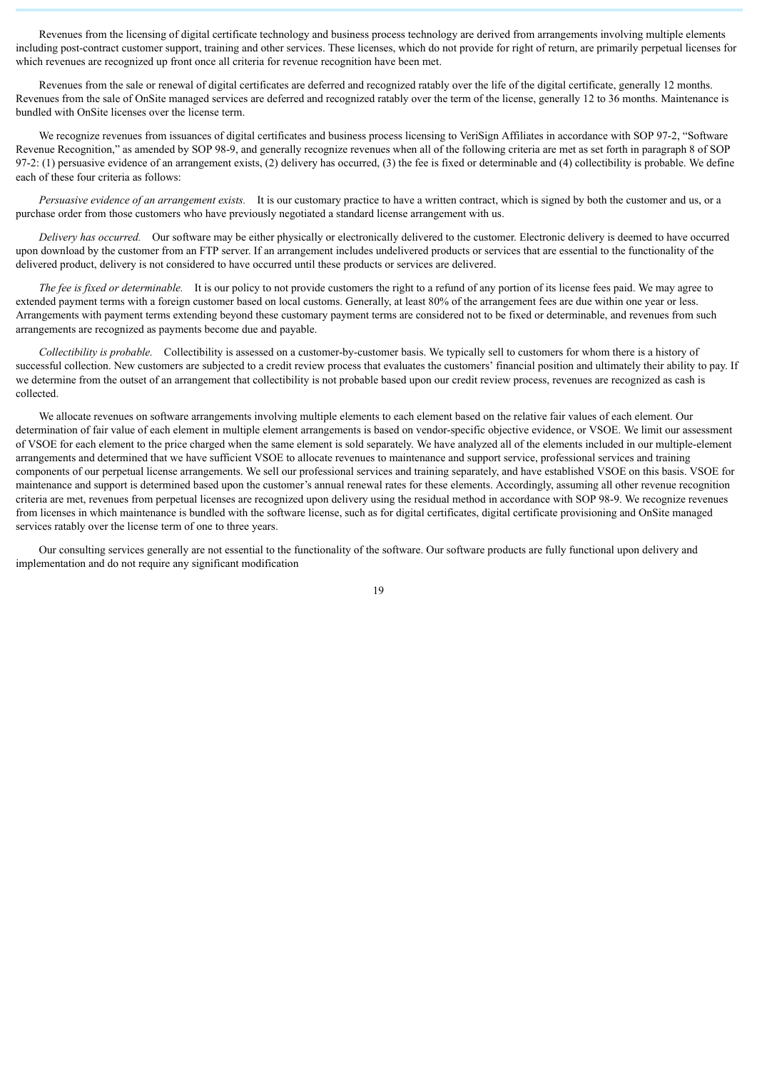Revenues from the licensing of digital certificate technology and business process technology are derived from arrangements involving multiple elements including post-contract customer support, training and other services. These licenses, which do not provide for right of return, are primarily perpetual licenses for which revenues are recognized up front once all criteria for revenue recognition have been met.

Revenues from the sale or renewal of digital certificates are deferred and recognized ratably over the life of the digital certificate, generally 12 months. Revenues from the sale of OnSite managed services are deferred and recognized ratably over the term of the license, generally 12 to 36 months. Maintenance is bundled with OnSite licenses over the license term.

We recognize revenues from issuances of digital certificates and business process licensing to VeriSign Affiliates in accordance with SOP 97-2, "Software Revenue Recognition," as amended by SOP 98-9, and generally recognize revenues when all of the following criteria are met as set forth in paragraph 8 of SOP 97-2: (1) persuasive evidence of an arrangement exists, (2) delivery has occurred, (3) the fee is fixed or determinable and (4) collectibility is probable. We define each of these four criteria as follows:

*Persuasive evidence of an arrangement exists.* It is our customary practice to have a written contract, which is signed by both the customer and us, or a purchase order from those customers who have previously negotiated a standard license arrangement with us.

*Delivery has occurred.* Our software may be either physically or electronically delivered to the customer. Electronic delivery is deemed to have occurred upon download by the customer from an FTP server. If an arrangement includes undelivered products or services that are essential to the functionality of the delivered product, delivery is not considered to have occurred until these products or services are delivered.

*The fee is fixed or determinable.* It is our policy to not provide customers the right to a refund of any portion of its license fees paid. We may agree to extended payment terms with a foreign customer based on local customs. Generally, at least 80% of the arrangement fees are due within one year or less. Arrangements with payment terms extending beyond these customary payment terms are considered not to be fixed or determinable, and revenues from such arrangements are recognized as payments become due and payable.

*Collectibility is probable.* Collectibility is assessed on a customer-by-customer basis. We typically sell to customers for whom there is a history of successful collection. New customers are subjected to a credit review process that evaluates the customers' financial position and ultimately their ability to pay. If we determine from the outset of an arrangement that collectibility is not probable based upon our credit review process, revenues are recognized as cash is collected.

We allocate revenues on software arrangements involving multiple elements to each element based on the relative fair values of each element. Our determination of fair value of each element in multiple element arrangements is based on vendor-specific objective evidence, or VSOE. We limit our assessment of VSOE for each element to the price charged when the same element is sold separately. We have analyzed all of the elements included in our multiple-element arrangements and determined that we have sufficient VSOE to allocate revenues to maintenance and support service, professional services and training components of our perpetual license arrangements. We sell our professional services and training separately, and have established VSOE on this basis. VSOE for maintenance and support is determined based upon the customer's annual renewal rates for these elements. Accordingly, assuming all other revenue recognition criteria are met, revenues from perpetual licenses are recognized upon delivery using the residual method in accordance with SOP 98-9. We recognize revenues from licenses in which maintenance is bundled with the software license, such as for digital certificates, digital certificate provisioning and OnSite managed services ratably over the license term of one to three years.

Our consulting services generally are not essential to the functionality of the software. Our software products are fully functional upon delivery and implementation and do not require any significant modification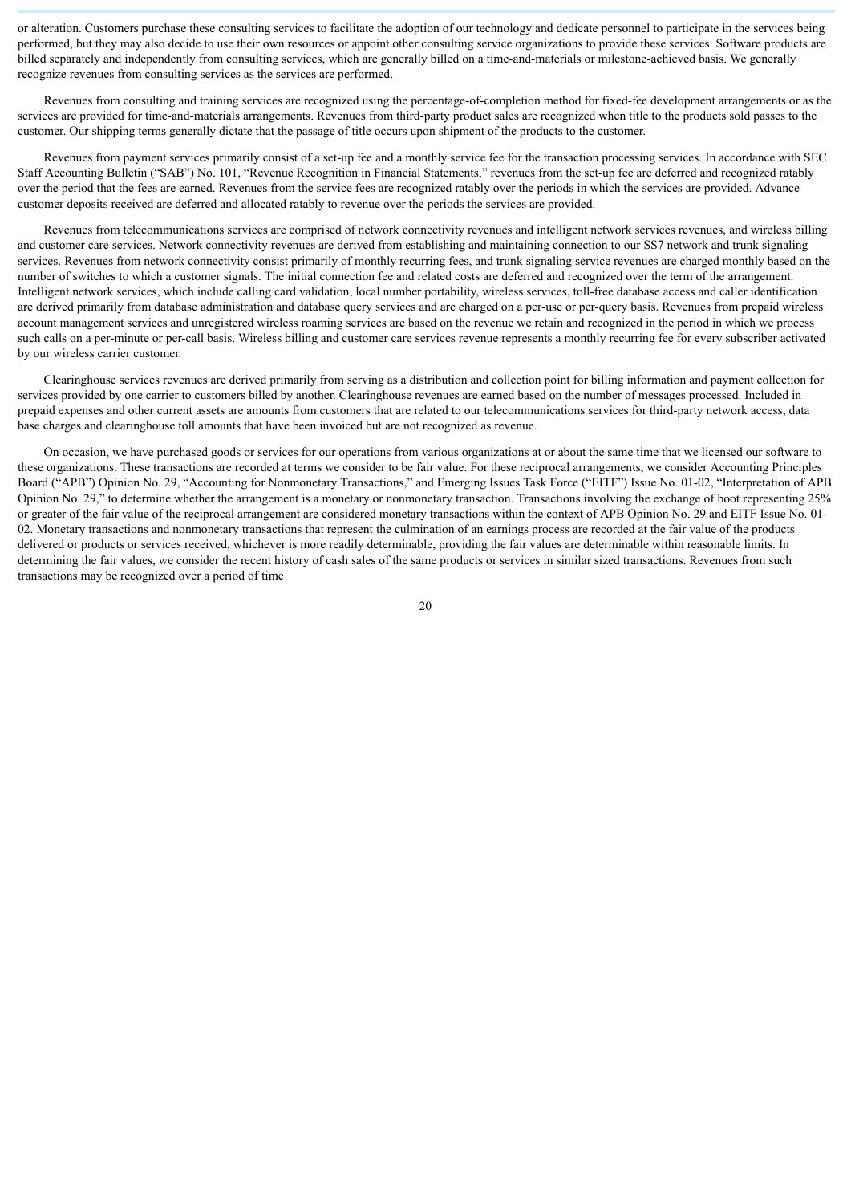or alteration. Customers purchase these consulting services to facilitate the adoption of our technology and dedicate personnel to participate in the services being performed, but they may also decide to use their own resources or appoint other consulting service organizations to provide these services. Software products are billed separately and independently from consulting services, which are generally billed on a time-and-materials or milestone-achieved basis. We generally recognize revenues from consulting services as the services are performed.

Revenues from consulting and training services are recognized using the percentage-of-completion method for fixed-fee development arrangements or as the services are provided for time-and-materials arrangements. Revenues from third-party product sales are recognized when title to the products sold passes to the customer. Our shipping terms generally dictate that the passage of title occurs upon shipment of the products to the customer.

Revenues from payment services primarily consist of a set-up fee and a monthly service fee for the transaction processing services. In accordance with SEC Staff Accounting Bulletin ("SAB") No. 101, "Revenue Recognition in Financial Statements," revenues from the set-up fee are deferred and recognized ratably over the period that the fees are earned. Revenues from the service fees are recognized ratably over the periods in which the services are provided. Advance customer deposits received are deferred and allocated ratably to revenue over the periods the services are provided.

Revenues from telecommunications services are comprised of network connectivity revenues and intelligent network services revenues, and wireless billing and customer care services. Network connectivity revenues are derived from establishing and maintaining connection to our SS7 network and trunk signaling services. Revenues from network connectivity consist primarily of monthly recurring fees, and trunk signaling service revenues are charged monthly based on the number of switches to which a customer signals. The initial connection fee and related costs are deferred and recognized over the term of the arrangement. Intelligent network services, which include calling card validation, local number portability, wireless services, toll-free database access and caller identification are derived primarily from database administration and database query services and are charged on a per-use or per-query basis. Revenues from prepaid wireless account management services and unregistered wireless roaming services are based on the revenue we retain and recognized in the period in which we process such calls on a per-minute or per-call basis. Wireless billing and customer care services revenue represents a monthly recurring fee for every subscriber activated by our wireless carrier customer.

Clearinghouse services revenues are derived primarily from serving as a distribution and collection point for billing information and payment collection for services provided by one carrier to customers billed by another. Clearinghouse revenues are earned based on the number of messages processed. Included in prepaid expenses and other current assets are amounts from customers that are related to our telecommunications services for third-party network access, data base charges and clearinghouse toll amounts that have been invoiced but are not recognized as revenue.

On occasion, we have purchased goods or services for our operations from various organizations at or about the same time that we licensed our software to these organizations. These transactions are recorded at terms we consider to be fair value. For these reciprocal arrangements, we consider Accounting Principles Board ("APB") Opinion No. 29, "Accounting for Nonmonetary Transactions," and Emerging Issues Task Force ("EITF") Issue No. 01-02, "Interpretation of APB Opinion No. 29," to determine whether the arrangement is a monetary or nonmonetary transaction. Transactions involving the exchange of boot representing 25% or greater of the fair value of the reciprocal arrangement are considered monetary transactions within the context of APB Opinion No. 29 and EITF Issue No. 01-02. Monetary transactions and nonmonetary transactions that represent the culmination of an earnings process are recorded at the fair value of the products delivered or products or services received, whichever is more readily determinable, providing the fair values are determinable within reasonable limits. In determining the fair values, we consider the recent history of cash sales of the same products or services in similar sized transactions. Revenues from such transactions may be recognized over a period of time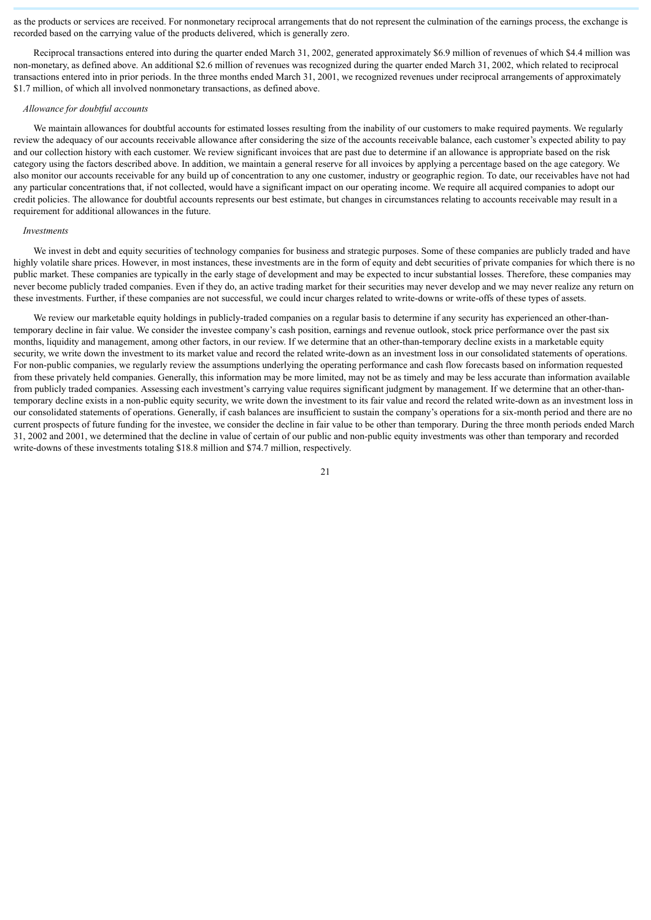as the products or services are received. For nonmonetary reciprocal arrangements that do not represent the culmination of the earnings process, the exchange is recorded based on the carrying value of the products delivered, which is generally zero.

Reciprocal transactions entered into during the quarter ended March 31, 2002, generated approximately $6.9 million of revenues of which $4.4 million was non-monetary, as defined above. An additional $2.6 million of revenues was recognized during the quarter ended March 31, 2002, which related to reciprocal transactions entered into in prior periods. In the three months ended March 31, 2001, we recognized revenues under reciprocal arrangements of approximately $1.7 million, of which all involved nonmonetary transactions, as defined above.

*Allowance for doubtful accounts*

We maintain allowances for doubtful accounts for estimated losses resulting from the inability of our customers to make required payments. We regularly review the adequacy of our accounts receivable allowance after considering the size of the accounts receivable balance, each customer's expected ability to pay and our collection history with each customer. We review significant invoices that are past due to determine if an allowance is appropriate based on the risk category using the factors described above. In addition, we maintain a general reserve for all invoices by applying a percentage based on the age category. We also monitor our accounts receivable for any build up of concentration to any one customer, industry or geographic region. To date, our receivables have not had any particular concentrations that, if not collected, would have a significant impact on our operating income. We require all acquired companies to adopt our credit policies. The allowance for doubtful accounts represents our best estimate, but changes in circumstances relating to accounts receivable may result in a requirement for additional allowances in the future.

*Investments*

We invest in debt and equity securities of technology companies for business and strategic purposes. Some of these companies are publicly traded and have highly volatile share prices. However, in most instances, these investments are in the form of equity and debt securities of private companies for which there is no public market. These companies are typically in the early stage of development and may be expected to incur substantial losses. Therefore, these companies may never become publicly traded companies. Even if they do, an active trading market for their securities may never develop and we may never realize any return on these investments. Further, if these companies are not successful, we could incur charges related to write-downs or write-offs of these types of assets.

We review our marketable equity holdings in publicly-traded companies on a regular basis to determine if any security has experienced an other-than-temporary decline in fair value. We consider the investee company's cash position, earnings and revenue outlook, stock price performance over the past six months, liquidity and management, among other factors, in our review. If we determine that an other-than-temporary decline exists in a marketable equity security, we write down the investment to its market value and record the related write-down as an investment loss in our consolidated statements of operations. For non-public companies, we regularly review the assumptions underlying the operating performance and cash flow forecasts based on information requested from these privately held companies. Generally, this information may be more limited, may not be as timely and may be less accurate than information available from publicly traded companies. Assessing each investment's carrying value requires significant judgment by management. If we determine that an other-than-temporary decline exists in a non-public equity security, we write down the investment to its fair value and record the related write-down as an investment loss in our consolidated statements of operations. Generally, if cash balances are insufficient to sustain the company's operations for a six-month period and there are no current prospects of future funding for the investee, we consider the decline in fair value to be other than temporary. During the three month periods ended March 31, 2002 and 2001, we determined that the decline in value of certain of our public and non-public equity investments was other than temporary and recorded write-downs of these investments totaling $18.8 million and $74.7 million, respectively.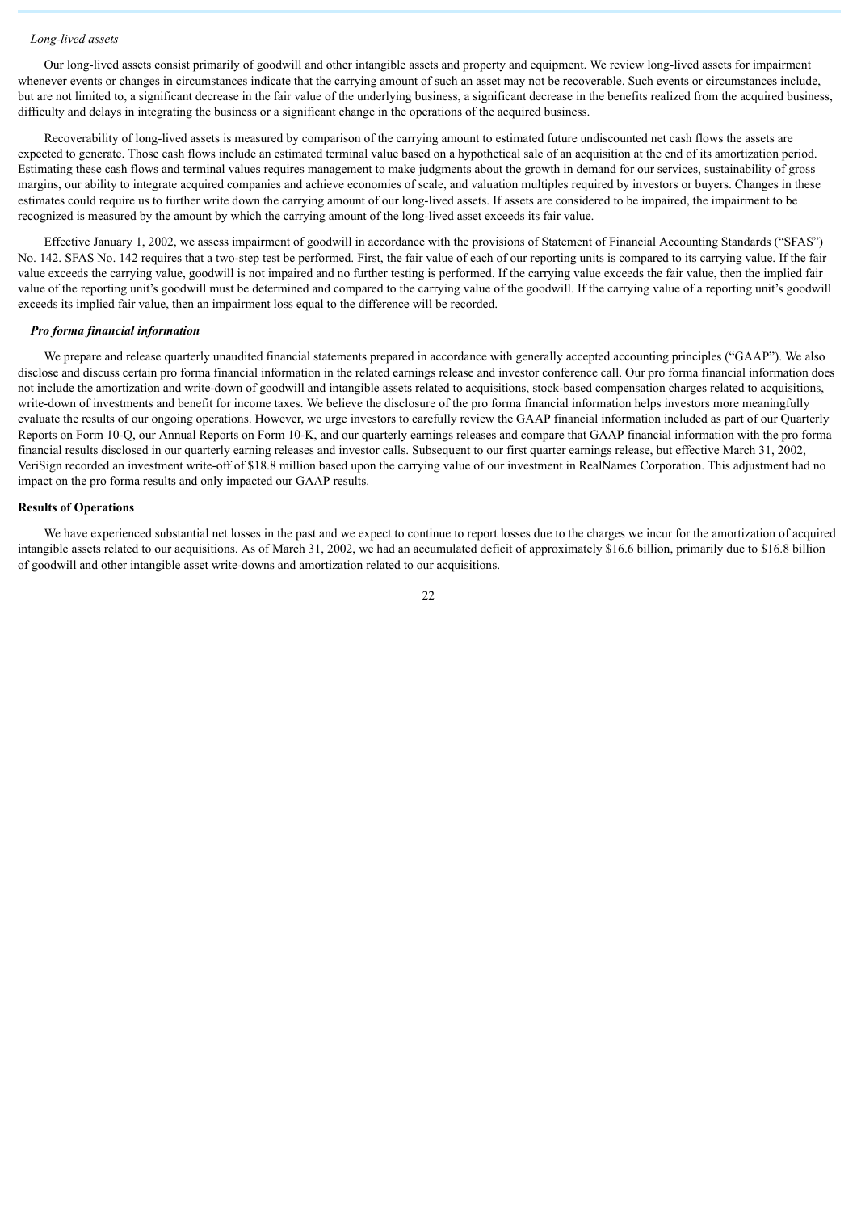*Long-lived assets*

Our long-lived assets consist primarily of goodwill and other intangible assets and property and equipment. We review long-lived assets for impairment whenever events or changes in circumstances indicate that the carrying amount of such an asset may not be recoverable. Such events or circumstances include, but are not limited to, a significant decrease in the fair value of the underlying business, a significant decrease in the benefits realized from the acquired business, difficulty and delays in integrating the business or a significant change in the operations of the acquired business.

Recoverability of long-lived assets is measured by comparison of the carrying amount to estimated future undiscounted net cash flows the assets are expected to generate. Those cash flows include an estimated terminal value based on a hypothetical sale of an acquisition at the end of its amortization period. Estimating these cash flows and terminal values requires management to make judgments about the growth in demand for our services, sustainability of gross margins, our ability to integrate acquired companies and achieve economies of scale, and valuation multiples required by investors or buyers. Changes in these estimates could require us to further write down the carrying amount of our long-lived assets. If assets are considered to be impaired, the impairment to be recognized is measured by the amount by which the carrying amount of the long-lived asset exceeds its fair value.

Effective January 1, 2002, we assess impairment of goodwill in accordance with the provisions of Statement of Financial Accounting Standards ("SFAS") No. 142. SFAS No. 142 requires that a two-step test be performed. First, the fair value of each of our reporting units is compared to its carrying value. If the fair value exceeds the carrying value, goodwill is not impaired and no further testing is performed. If the carrying value exceeds the fair value, then the implied fair value of the reporting unit's goodwill must be determined and compared to the carrying value of the goodwill. If the carrying value of a reporting unit's goodwill exceeds its implied fair value, then an impairment loss equal to the difference will be recorded.

***Pro forma financial information***

We prepare and release quarterly unaudited financial statements prepared in accordance with generally accepted accounting principles ("GAAP"). We also disclose and discuss certain pro forma financial information in the related earnings release and investor conference call. Our pro forma financial information does not include the amortization and write-down of goodwill and intangible assets related to acquisitions, stock-based compensation charges related to acquisitions, write-down of investments and benefit for income taxes. We believe the disclosure of the pro forma financial information helps investors more meaningfully evaluate the results of our ongoing operations. However, we urge investors to carefully review the GAAP financial information included as part of our Quarterly Reports on Form 10-Q, our Annual Reports on Form 10-K, and our quarterly earnings releases and compare that GAAP financial information with the pro forma financial results disclosed in our quarterly earning releases and investor calls. Subsequent to our first quarter earnings release, but effective March 31, 2002, VeriSign recorded an investment write-off of $18.8 million based upon the carrying value of our investment in RealNames Corporation. This adjustment had no impact on the pro forma results and only impacted our GAAP results.

**Results of Operations**

We have experienced substantial net losses in the past and we expect to continue to report losses due to the charges we incur for the amortization of acquired intangible assets related to our acquisitions. As of March 31, 2002, we had an accumulated deficit of approximately $16.6 billion, primarily due to $16.8 billion of goodwill and other intangible asset write-downs and amortization related to our acquisitions.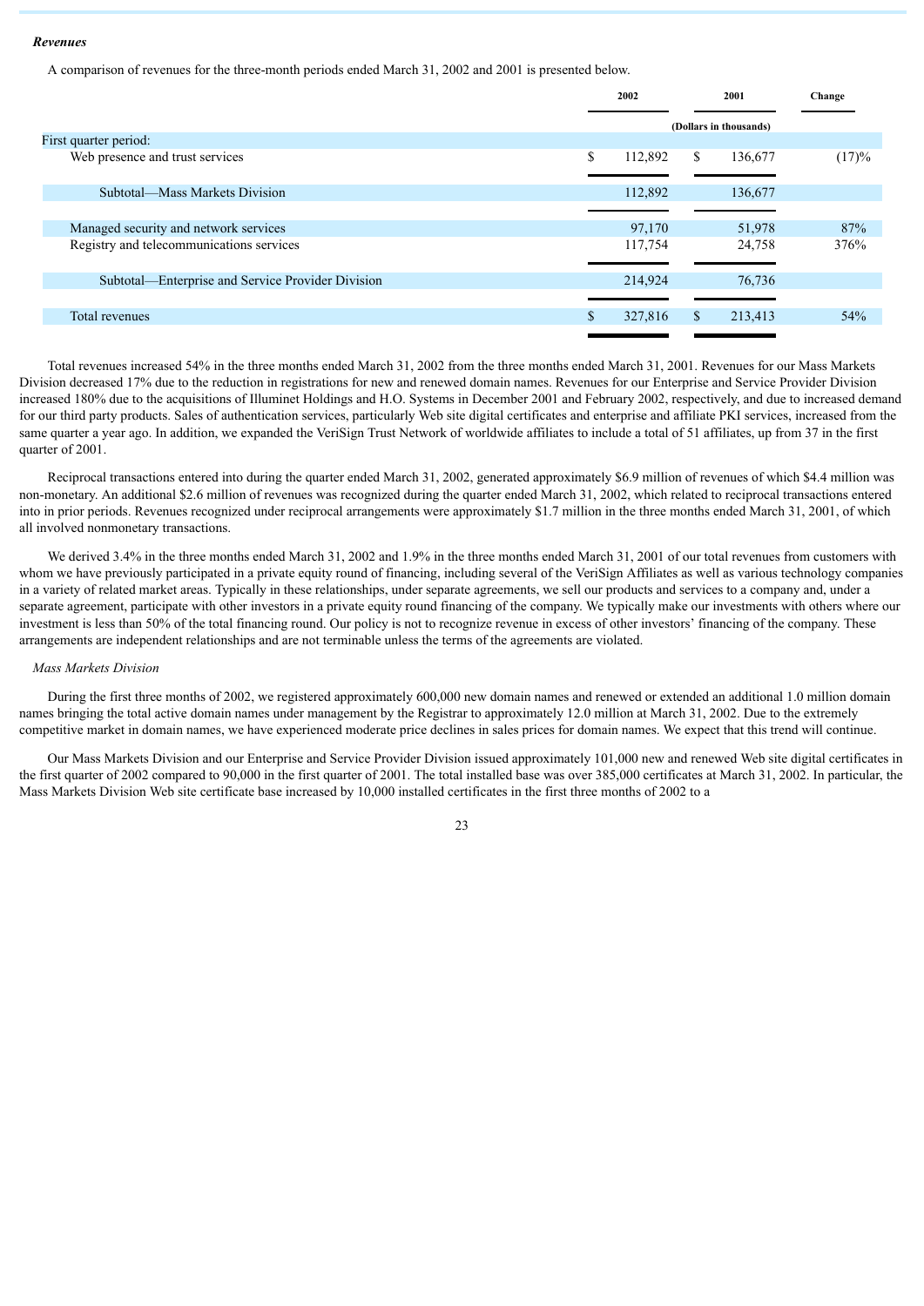***Revenues***

A comparison of revenues for the three-month periods ended March 31, 2002 and 2001 is presented below.

| | 2002 | 2001 | Change |
|---|---|---|---|
| | (Dollars in thousands) | | |
| First quarter period: | | | |
| Web presence and trust services | $ 112,892 | $ 136,677 | (17)% |
| Subtotal—Mass Markets Division | 112,892 | 136,677 | |
| Managed security and network services | 97,170 | 51,978 | 87% |
| Registry and telecommunications services | 117,754 | 24,758 | 376% |
| Subtotal—Enterprise and Service Provider Division | 214,924 | 76,736 | |
| Total revenues | $ 327,816 | $ 213,413 | 54% |

Total revenues increased 54% in the three months ended March 31, 2002 from the three months ended March 31, 2001. Revenues for our Mass Markets Division decreased 17% due to the reduction in registrations for new and renewed domain names. Revenues for our Enterprise and Service Provider Division increased 180% due to the acquisitions of Illuminet Holdings and H.O. Systems in December 2001 and February 2002, respectively, and due to increased demand for our third party products. Sales of authentication services, particularly Web site digital certificates and enterprise and affiliate PKI services, increased from the same quarter a year ago. In addition, we expanded the VeriSign Trust Network of worldwide affiliates to include a total of 51 affiliates, up from 37 in the first quarter of 2001.

Reciprocal transactions entered into during the quarter ended March 31, 2002, generated approximately $6.9 million of revenues of which $4.4 million was non-monetary. An additional $2.6 million of revenues was recognized during the quarter ended March 31, 2002, which related to reciprocal transactions entered into in prior periods. Revenues recognized under reciprocal arrangements were approximately $1.7 million in the three months ended March 31, 2001, of which all involved nonmonetary transactions.

We derived 3.4% in the three months ended March 31, 2002 and 1.9% in the three months ended March 31, 2001 of our total revenues from customers with whom we have previously participated in a private equity round of financing, including several of the VeriSign Affiliates as well as various technology companies in a variety of related market areas. Typically in these relationships, under separate agreements, we sell our products and services to a company and, under a separate agreement, participate with other investors in a private equity round financing of the company. We typically make our investments with others where our investment is less than 50% of the total financing round. Our policy is not to recognize revenue in excess of other investors' financing of the company. These arrangements are independent relationships and are not terminable unless the terms of the agreements are violated.

*Mass Markets Division*

During the first three months of 2002, we registered approximately 600,000 new domain names and renewed or extended an additional 1.0 million domain names bringing the total active domain names under management by the Registrar to approximately 12.0 million at March 31, 2002. Due to the extremely competitive market in domain names, we have experienced moderate price declines in sales prices for domain names. We expect that this trend will continue.

Our Mass Markets Division and our Enterprise and Service Provider Division issued approximately 101,000 new and renewed Web site digital certificates in the first quarter of 2002 compared to 90,000 in the first quarter of 2001. The total installed base was over 385,000 certificates at March 31, 2002. In particular, the Mass Markets Division Web site certificate base increased by 10,000 installed certificates in the first three months of 2002 to a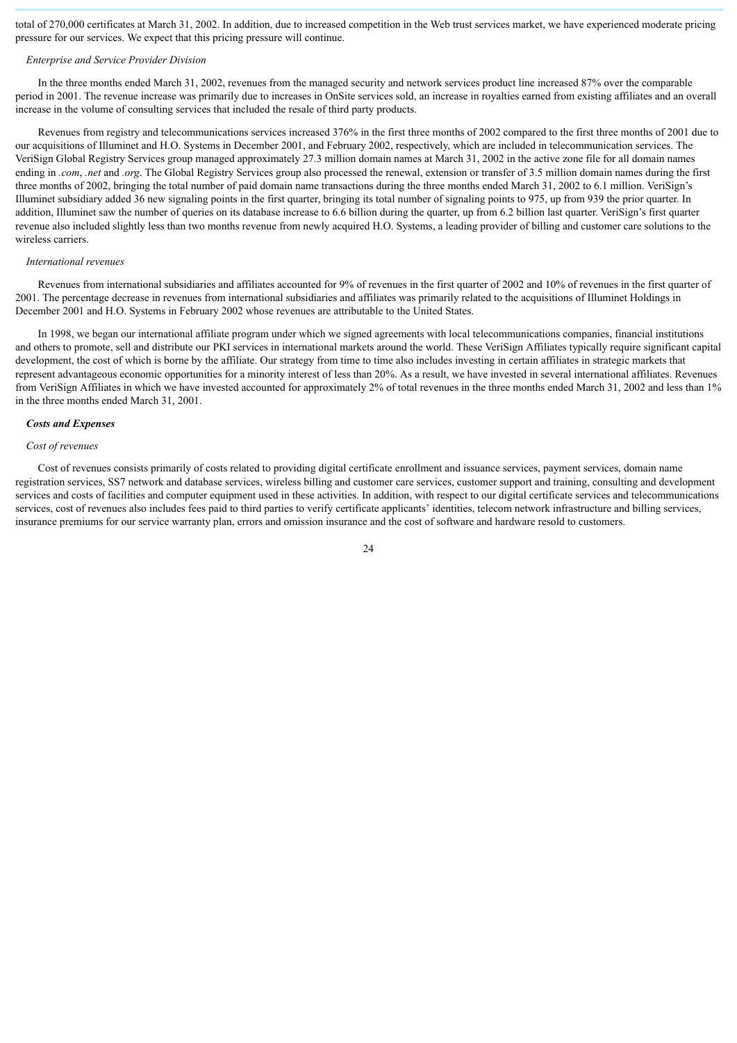total of 270,000 certificates at March 31, 2002. In addition, due to increased competition in the Web trust services market, we have experienced moderate pricing pressure for our services. We expect that this pricing pressure will continue.

*Enterprise and Service Provider Division*

In the three months ended March 31, 2002, revenues from the managed security and network services product line increased 87% over the comparable period in 2001. The revenue increase was primarily due to increases in OnSite services sold, an increase in royalties earned from existing affiliates and an overall increase in the volume of consulting services that included the resale of third party products.

Revenues from registry and telecommunications services increased 376% in the first three months of 2002 compared to the first three months of 2001 due to our acquisitions of Illuminet and H.O. Systems in December 2001, and February 2002, respectively, which are included in telecommunication services. The VeriSign Global Registry Services group managed approximately 27.3 million domain names at March 31, 2002 in the active zone file for all domain names ending in *.com*, *.net* and *.org*. The Global Registry Services group also processed the renewal, extension or transfer of 3.5 million domain names during the first three months of 2002, bringing the total number of paid domain name transactions during the three months ended March 31, 2002 to 6.1 million. VeriSign's Illuminet subsidiary added 36 new signaling points in the first quarter, bringing its total number of signaling points to 975, up from 939 the prior quarter. In addition, Illuminet saw the number of queries on its database increase to 6.6 billion during the quarter, up from 6.2 billion last quarter. VeriSign's first quarter revenue also included slightly less than two months revenue from newly acquired H.O. Systems, a leading provider of billing and customer care solutions to the wireless carriers.

*International revenues*

Revenues from international subsidiaries and affiliates accounted for 9% of revenues in the first quarter of 2002 and 10% of revenues in the first quarter of 2001. The percentage decrease in revenues from international subsidiaries and affiliates was primarily related to the acquisitions of Illuminet Holdings in December 2001 and H.O. Systems in February 2002 whose revenues are attributable to the United States.

In 1998, we began our international affiliate program under which we signed agreements with local telecommunications companies, financial institutions and others to promote, sell and distribute our PKI services in international markets around the world. These VeriSign Affiliates typically require significant capital development, the cost of which is borne by the affiliate. Our strategy from time to time also includes investing in certain affiliates in strategic markets that represent advantageous economic opportunities for a minority interest of less than 20%. As a result, we have invested in several international affiliates. Revenues from VeriSign Affiliates in which we have invested accounted for approximately 2% of total revenues in the three months ended March 31, 2002 and less than 1% in the three months ended March 31, 2001.

***Costs and Expenses***

*Cost of revenues*

Cost of revenues consists primarily of costs related to providing digital certificate enrollment and issuance services, payment services, domain name registration services, SS7 network and database services, wireless billing and customer care services, customer support and training, consulting and development services and costs of facilities and computer equipment used in these activities. In addition, with respect to our digital certificate services and telecommunications services, cost of revenues also includes fees paid to third parties to verify certificate applicants' identities, telecom network infrastructure and billing services, insurance premiums for our service warranty plan, errors and omission insurance and the cost of software and hardware resold to customers.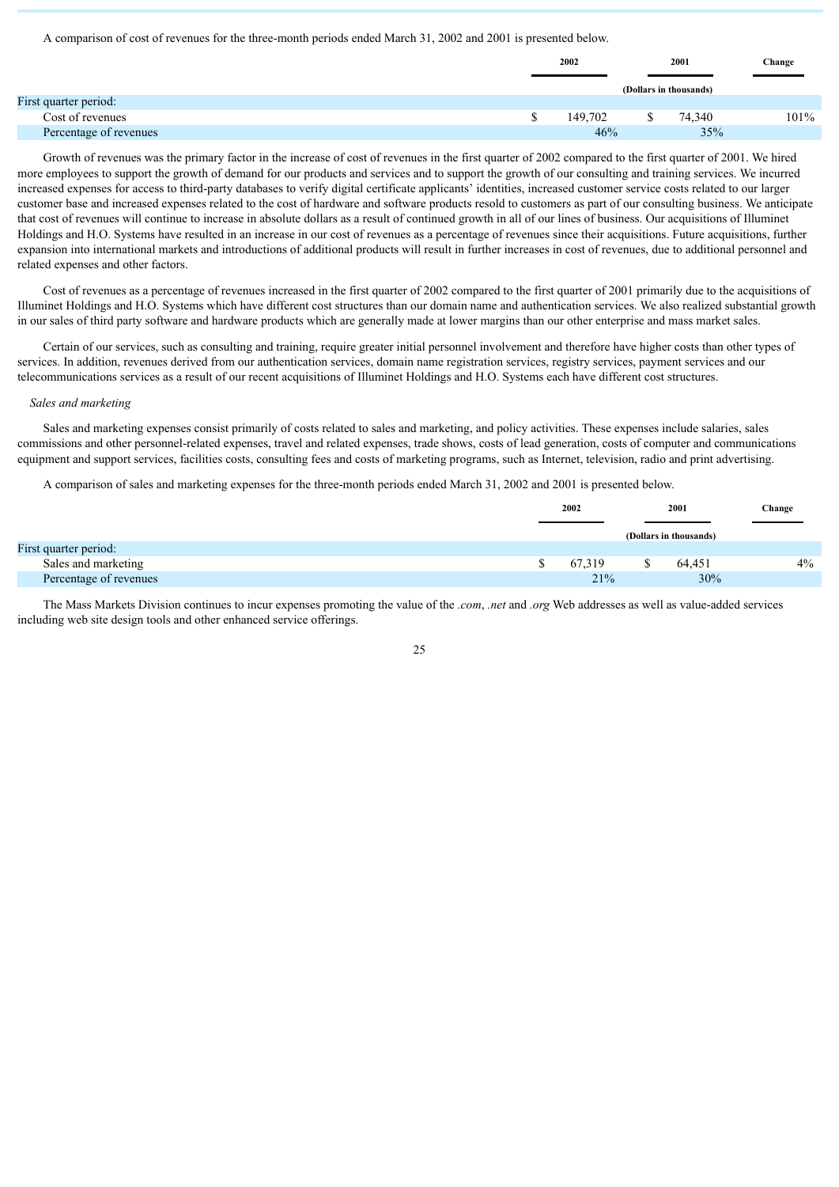A comparison of cost of revenues for the three-month periods ended March 31, 2002 and 2001 is presented below.

| | 2002 | 2001 | Change |
|---|---|---|---|
| | (Dollars in thousands) | | |
| First quarter period: | | | |
| Cost of revenues | $ 149,702 | $ 74,340 | 101% |
| Percentage of revenues | 46% | 35% | |

Growth of revenues was the primary factor in the increase of cost of revenues in the first quarter of 2002 compared to the first quarter of 2001. We hired more employees to support the growth of demand for our products and services and to support the growth of our consulting and training services. We incurred increased expenses for access to third-party databases to verify digital certificate applicants' identities, increased customer service costs related to our larger customer base and increased expenses related to the cost of hardware and software products resold to customers as part of our consulting business. We anticipate that cost of revenues will continue to increase in absolute dollars as a result of continued growth in all of our lines of business. Our acquisitions of Illuminet Holdings and H.O. Systems have resulted in an increase in our cost of revenues as a percentage of revenues since their acquisitions. Future acquisitions, further expansion into international markets and introductions of additional products will result in further increases in cost of revenues, due to additional personnel and related expenses and other factors.

Cost of revenues as a percentage of revenues increased in the first quarter of 2002 compared to the first quarter of 2001 primarily due to the acquisitions of Illuminet Holdings and H.O. Systems which have different cost structures than our domain name and authentication services. We also realized substantial growth in our sales of third party software and hardware products which are generally made at lower margins than our other enterprise and mass market sales.

Certain of our services, such as consulting and training, require greater initial personnel involvement and therefore have higher costs than other types of services. In addition, revenues derived from our authentication services, domain name registration services, registry services, payment services and our telecommunications services as a result of our recent acquisitions of Illuminet Holdings and H.O. Systems each have different cost structures.

*Sales and marketing*

Sales and marketing expenses consist primarily of costs related to sales and marketing, and policy activities. These expenses include salaries, sales commissions and other personnel-related expenses, travel and related expenses, trade shows, costs of lead generation, costs of computer and communications equipment and support services, facilities costs, consulting fees and costs of marketing programs, such as Internet, television, radio and print advertising.

A comparison of sales and marketing expenses for the three-month periods ended March 31, 2002 and 2001 is presented below.

| | 2002 | 2001 | Change |
|---|---|---|---|
| | (Dollars in thousands) | | |
| First quarter period: | | | |
| Sales and marketing | $ 67,319 | $ 64,451 | 4% |
| Percentage of revenues | 21% | 30% | |

The Mass Markets Division continues to incur expenses promoting the value of the *.com*, *.net* and *.org* Web addresses as well as value-added services including web site design tools and other enhanced service offerings.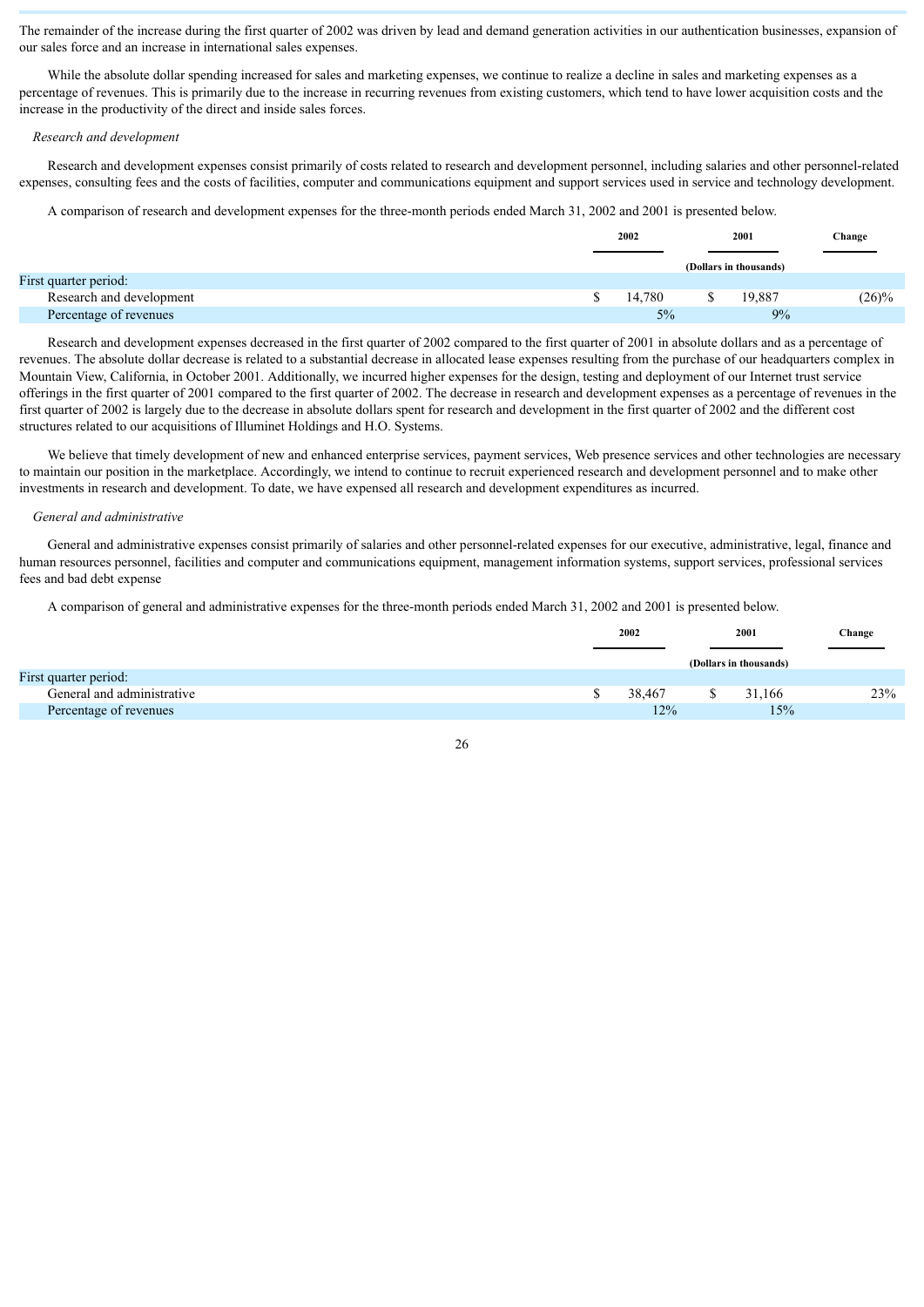The remainder of the increase during the first quarter of 2002 was driven by lead and demand generation activities in our authentication businesses, expansion of our sales force and an increase in international sales expenses.

While the absolute dollar spending increased for sales and marketing expenses, we continue to realize a decline in sales and marketing expenses as a percentage of revenues. This is primarily due to the increase in recurring revenues from existing customers, which tend to have lower acquisition costs and the increase in the productivity of the direct and inside sales forces.

*Research and development*

Research and development expenses consist primarily of costs related to research and development personnel, including salaries and other personnel-related expenses, consulting fees and the costs of facilities, computer and communications equipment and support services used in service and technology development.

A comparison of research and development expenses for the three-month periods ended March 31, 2002 and 2001 is presented below.

| | 2002 | 2001 | Change |
|---|---|---|---|
| | (Dollars in thousands) | | |
| First quarter period: | | | |
| Research and development | $ 14,780 | $ 19,887 | (26)% |
| Percentage of revenues | 5% | 9% | |

Research and development expenses decreased in the first quarter of 2002 compared to the first quarter of 2001 in absolute dollars and as a percentage of revenues. The absolute dollar decrease is related to a substantial decrease in allocated lease expenses resulting from the purchase of our headquarters complex in Mountain View, California, in October 2001. Additionally, we incurred higher expenses for the design, testing and deployment of our Internet trust service offerings in the first quarter of 2001 compared to the first quarter of 2002. The decrease in research and development expenses as a percentage of revenues in the first quarter of 2002 is largely due to the decrease in absolute dollars spent for research and development in the first quarter of 2002 and the different cost structures related to our acquisitions of Illuminet Holdings and H.O. Systems.

We believe that timely development of new and enhanced enterprise services, payment services, Web presence services and other technologies are necessary to maintain our position in the marketplace. Accordingly, we intend to continue to recruit experienced research and development personnel and to make other investments in research and development. To date, we have expensed all research and development expenditures as incurred.

*General and administrative*

General and administrative expenses consist primarily of salaries and other personnel-related expenses for our executive, administrative, legal, finance and human resources personnel, facilities and computer and communications equipment, management information systems, support services, professional services fees and bad debt expense

A comparison of general and administrative expenses for the three-month periods ended March 31, 2002 and 2001 is presented below.

| | 2002 | 2001 | Change |
|---|---|---|---|
| | (Dollars in thousands) | | |
| First quarter period: | | | |
| General and administrative | $ 38,467 | $ 31,166 | 23% |
| Percentage of revenues | 12% | 15% | |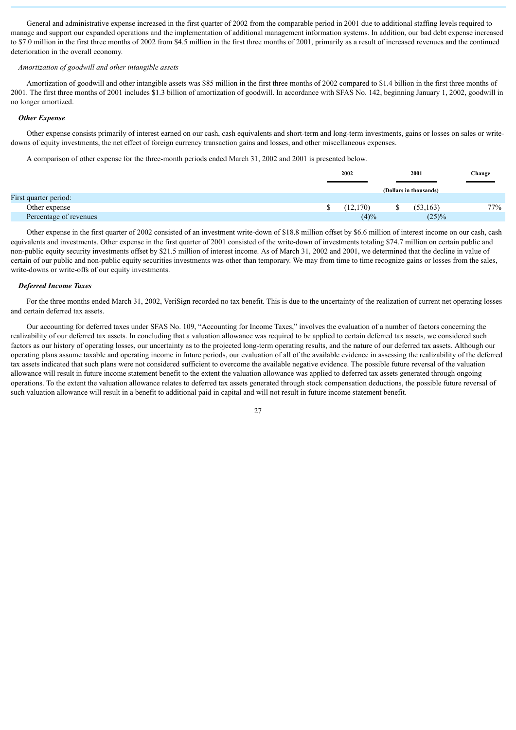General and administrative expense increased in the first quarter of 2002 from the comparable period in 2001 due to additional staffing levels required to manage and support our expanded operations and the implementation of additional management information systems. In addition, our bad debt expense increased to $7.0 million in the first three months of 2002 from $4.5 million in the first three months of 2001, primarily as a result of increased revenues and the continued deterioration in the overall economy.

*Amortization of goodwill and other intangible assets*

Amortization of goodwill and other intangible assets was $85 million in the first three months of 2002 compared to $1.4 billion in the first three months of 2001. The first three months of 2001 includes $1.3 billion of amortization of goodwill. In accordance with SFAS No. 142, beginning January 1, 2002, goodwill in no longer amortized.

***Other Expense***

Other expense consists primarily of interest earned on our cash, cash equivalents and short-term and long-term investments, gains or losses on sales or write-downs of equity investments, the net effect of foreign currency transaction gains and losses, and other miscellaneous expenses.

A comparison of other expense for the three-month periods ended March 31, 2002 and 2001 is presented below.

| | 2002 | 2001 | Change |
|---|---|---|---|
| | (Dollars in thousands) | | |
| First quarter period: | | | |
| Other expense | $ (12,170) | $ (53,163) | 77% |
| Percentage of revenues | (4)% | (25)% | |

Other expense in the first quarter of 2002 consisted of an investment write-down of $18.8 million offset by $6.6 million of interest income on our cash, cash equivalents and investments. Other expense in the first quarter of 2001 consisted of the write-down of investments totaling $74.7 million on certain public and non-public equity security investments offset by $21.5 million of interest income. As of March 31, 2002 and 2001, we determined that the decline in value of certain of our public and non-public equity securities investments was other than temporary. We may from time to time recognize gains or losses from the sales, write-downs or write-offs of our equity investments.

***Deferred Income Taxes***

For the three months ended March 31, 2002, VeriSign recorded no tax benefit. This is due to the uncertainty of the realization of current net operating losses and certain deferred tax assets.

Our accounting for deferred taxes under SFAS No. 109, "Accounting for Income Taxes," involves the evaluation of a number of factors concerning the realizability of our deferred tax assets. In concluding that a valuation allowance was required to be applied to certain deferred tax assets, we considered such factors as our history of operating losses, our uncertainty as to the projected long-term operating results, and the nature of our deferred tax assets. Although our operating plans assume taxable and operating income in future periods, our evaluation of all of the available evidence in assessing the realizability of the deferred tax assets indicated that such plans were not considered sufficient to overcome the available negative evidence. The possible future reversal of the valuation allowance will result in future income statement benefit to the extent the valuation allowance was applied to deferred tax assets generated through ongoing operations. To the extent the valuation allowance relates to deferred tax assets generated through stock compensation deductions, the possible future reversal of such valuation allowance will result in a benefit to additional paid in capital and will not result in future income statement benefit.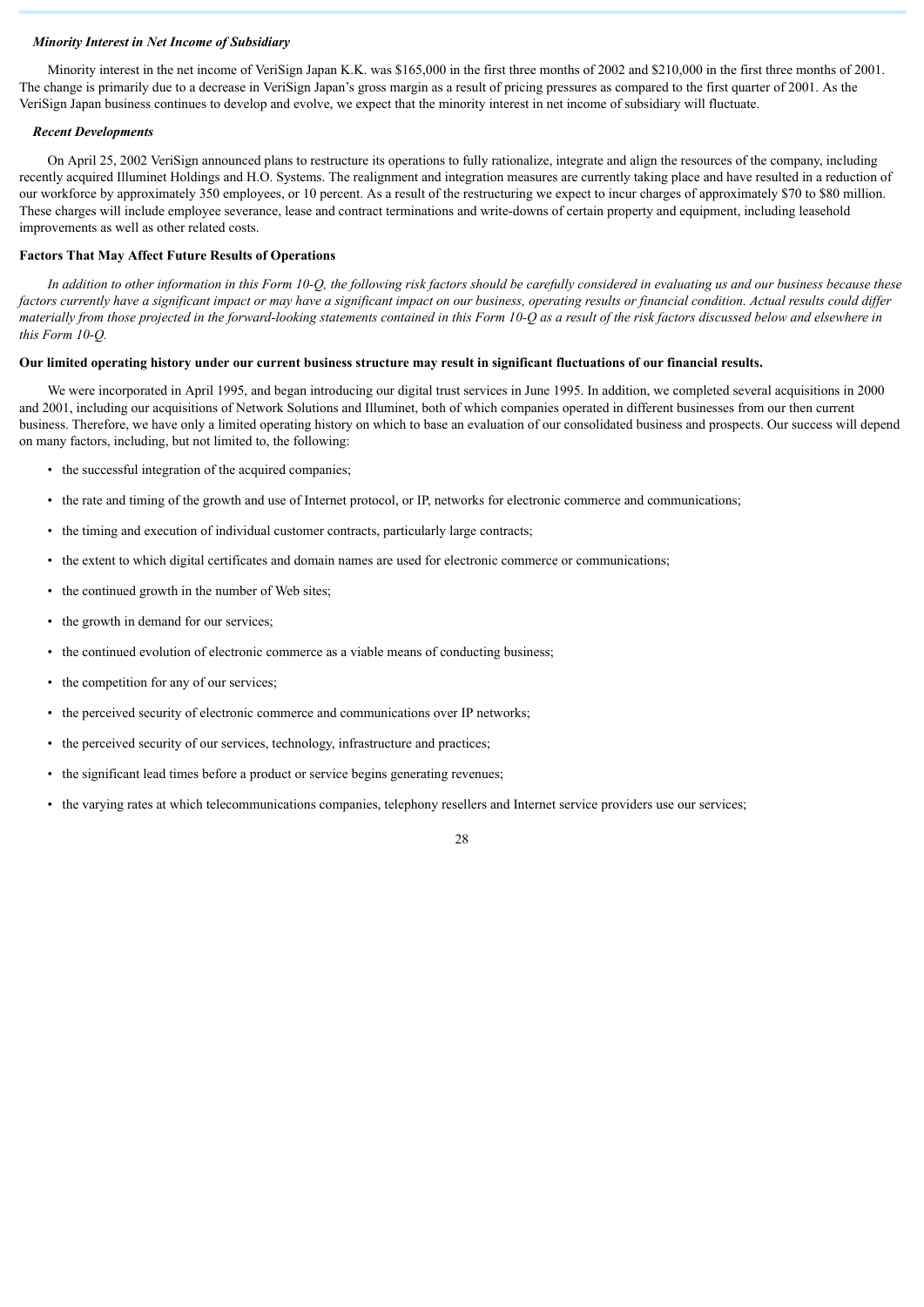***Minority Interest in Net Income of Subsidiary***

Minority interest in the net income of VeriSign Japan K.K. was $165,000 in the first three months of 2002 and $210,000 in the first three months of 2001. The change is primarily due to a decrease in VeriSign Japan's gross margin as a result of pricing pressures as compared to the first quarter of 2001. As the VeriSign Japan business continues to develop and evolve, we expect that the minority interest in net income of subsidiary will fluctuate.

***Recent Developments***

On April 25, 2002 VeriSign announced plans to restructure its operations to fully rationalize, integrate and align the resources of the company, including recently acquired Illuminet Holdings and H.O. Systems. The realignment and integration measures are currently taking place and have resulted in a reduction of our workforce by approximately 350 employees, or 10 percent. As a result of the restructuring we expect to incur charges of approximately $70 to $80 million. These charges will include employee severance, lease and contract terminations and write-downs of certain property and equipment, including leasehold improvements as well as other related costs.

**Factors That May Affect Future Results of Operations**

*In addition to other information in this Form 10-Q, the following risk factors should be carefully considered in evaluating us and our business because these factors currently have a significant impact or may have a significant impact on our business, operating results or financial condition. Actual results could differ materially from those projected in the forward-looking statements contained in this Form 10-Q as a result of the risk factors discussed below and elsewhere in this Form 10-Q.*

**Our limited operating history under our current business structure may result in significant fluctuations of our financial results.**

We were incorporated in April 1995, and began introducing our digital trust services in June 1995. In addition, we completed several acquisitions in 2000 and 2001, including our acquisitions of Network Solutions and Illuminet, both of which companies operated in different businesses from our then current business. Therefore, we have only a limited operating history on which to base an evaluation of our consolidated business and prospects. Our success will depend on many factors, including, but not limited to, the following:

- the successful integration of the acquired companies;
- the rate and timing of the growth and use of Internet protocol, or IP, networks for electronic commerce and communications;
- the timing and execution of individual customer contracts, particularly large contracts;
- the extent to which digital certificates and domain names are used for electronic commerce or communications;
- the continued growth in the number of Web sites;
- the growth in demand for our services;
- the continued evolution of electronic commerce as a viable means of conducting business;
- the competition for any of our services;
- the perceived security of electronic commerce and communications over IP networks;
- the perceived security of our services, technology, infrastructure and practices;
- the significant lead times before a product or service begins generating revenues;
- the varying rates at which telecommunications companies, telephony resellers and Internet service providers use our services;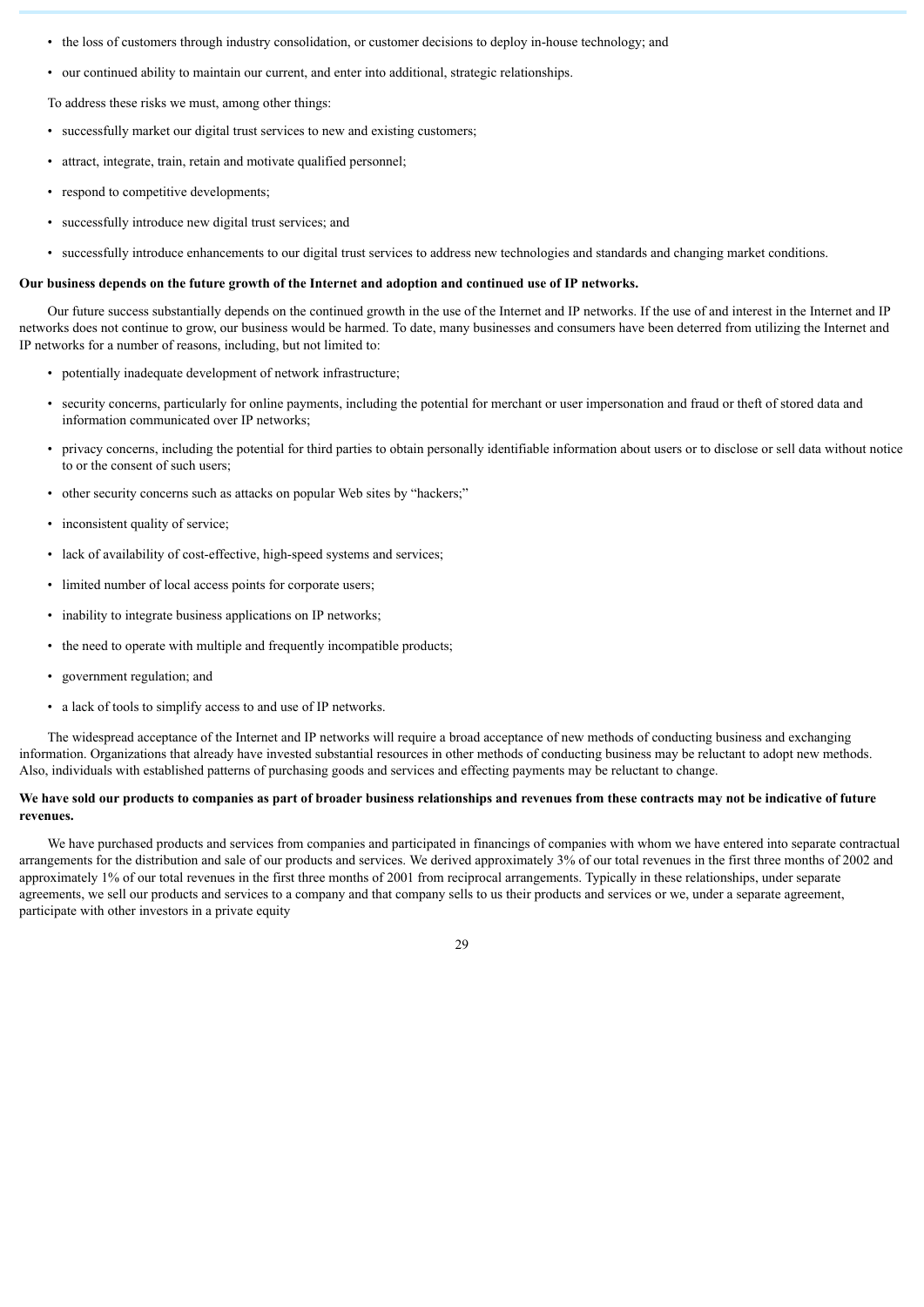- the loss of customers through industry consolidation, or customer decisions to deploy in-house technology; and
- our continued ability to maintain our current, and enter into additional, strategic relationships.

To address these risks we must, among other things:

- successfully market our digital trust services to new and existing customers;
- attract, integrate, train, retain and motivate qualified personnel;
- respond to competitive developments;
- successfully introduce new digital trust services; and
- successfully introduce enhancements to our digital trust services to address new technologies and standards and changing market conditions.

**Our business depends on the future growth of the Internet and adoption and continued use of IP networks.**

Our future success substantially depends on the continued growth in the use of the Internet and IP networks. If the use of and interest in the Internet and IP networks does not continue to grow, our business would be harmed. To date, many businesses and consumers have been deterred from utilizing the Internet and IP networks for a number of reasons, including, but not limited to:

- potentially inadequate development of network infrastructure;
- security concerns, particularly for online payments, including the potential for merchant or user impersonation and fraud or theft of stored data and information communicated over IP networks;
- privacy concerns, including the potential for third parties to obtain personally identifiable information about users or to disclose or sell data without notice to or the consent of such users;
- other security concerns such as attacks on popular Web sites by "hackers;"
- inconsistent quality of service;
- lack of availability of cost-effective, high-speed systems and services;
- limited number of local access points for corporate users;
- inability to integrate business applications on IP networks;
- the need to operate with multiple and frequently incompatible products;
- government regulation; and
- a lack of tools to simplify access to and use of IP networks.

The widespread acceptance of the Internet and IP networks will require a broad acceptance of new methods of conducting business and exchanging information. Organizations that already have invested substantial resources in other methods of conducting business may be reluctant to adopt new methods. Also, individuals with established patterns of purchasing goods and services and effecting payments may be reluctant to change.

**We have sold our products to companies as part of broader business relationships and revenues from these contracts may not be indicative of future revenues.**

We have purchased products and services from companies and participated in financings of companies with whom we have entered into separate contractual arrangements for the distribution and sale of our products and services. We derived approximately 3% of our total revenues in the first three months of 2002 and approximately 1% of our total revenues in the first three months of 2001 from reciprocal arrangements. Typically in these relationships, under separate agreements, we sell our products and services to a company and that company sells to us their products and services or we, under a separate agreement, participate with other investors in a private equity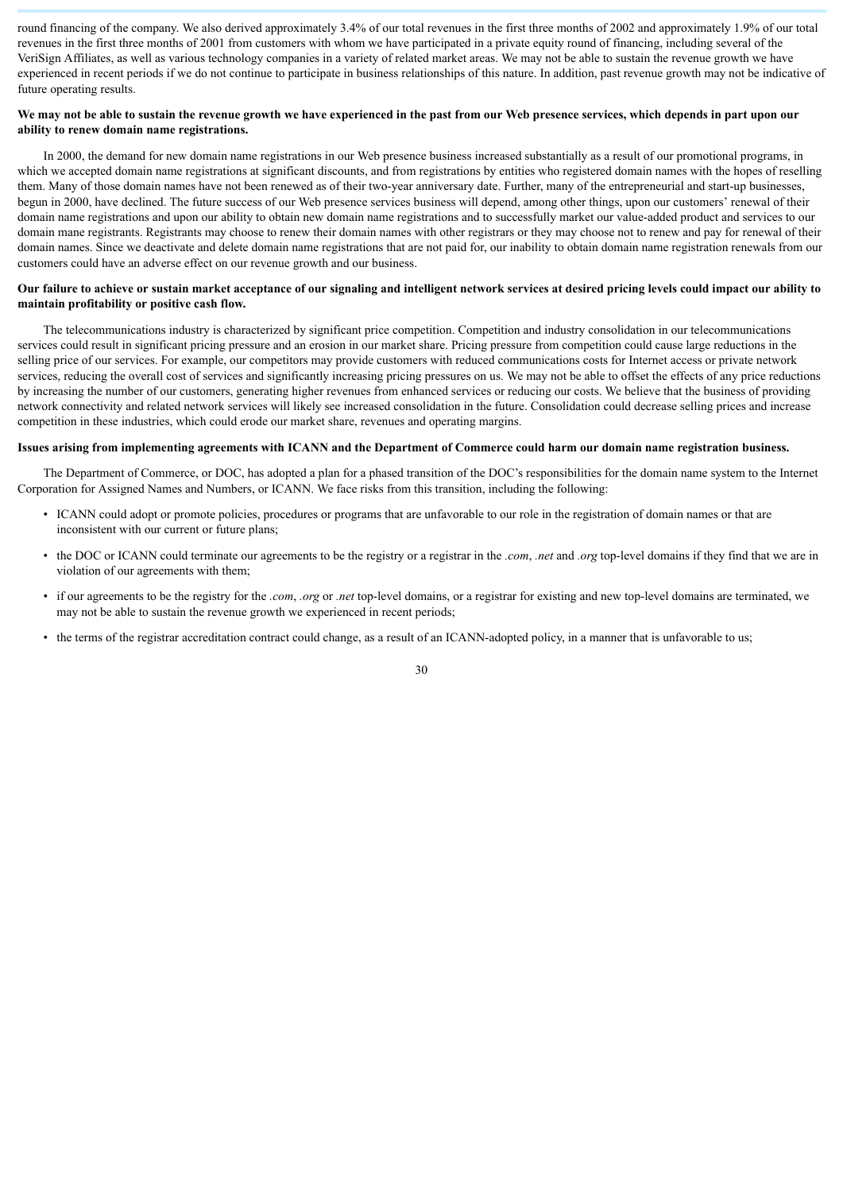round financing of the company. We also derived approximately 3.4% of our total revenues in the first three months of 2002 and approximately 1.9% of our total revenues in the first three months of 2001 from customers with whom we have participated in a private equity round of financing, including several of the VeriSign Affiliates, as well as various technology companies in a variety of related market areas. We may not be able to sustain the revenue growth we have experienced in recent periods if we do not continue to participate in business relationships of this nature. In addition, past revenue growth may not be indicative of future operating results.

**We may not be able to sustain the revenue growth we have experienced in the past from our Web presence services, which depends in part upon our ability to renew domain name registrations.**

In 2000, the demand for new domain name registrations in our Web presence business increased substantially as a result of our promotional programs, in which we accepted domain name registrations at significant discounts, and from registrations by entities who registered domain names with the hopes of reselling them. Many of those domain names have not been renewed as of their two-year anniversary date. Further, many of the entrepreneurial and start-up businesses, begun in 2000, have declined. The future success of our Web presence services business will depend, among other things, upon our customers' renewal of their domain name registrations and upon our ability to obtain new domain name registrations and to successfully market our value-added product and services to our domain mane registrants. Registrants may choose to renew their domain names with other registrars or they may choose not to renew and pay for renewal of their domain names. Since we deactivate and delete domain name registrations that are not paid for, our inability to obtain domain name registration renewals from our customers could have an adverse effect on our revenue growth and our business.

**Our failure to achieve or sustain market acceptance of our signaling and intelligent network services at desired pricing levels could impact our ability to maintain profitability or positive cash flow.**

The telecommunications industry is characterized by significant price competition. Competition and industry consolidation in our telecommunications services could result in significant pricing pressure and an erosion in our market share. Pricing pressure from competition could cause large reductions in the selling price of our services. For example, our competitors may provide customers with reduced communications costs for Internet access or private network services, reducing the overall cost of services and significantly increasing pricing pressures on us. We may not be able to offset the effects of any price reductions by increasing the number of our customers, generating higher revenues from enhanced services or reducing our costs. We believe that the business of providing network connectivity and related network services will likely see increased consolidation in the future. Consolidation could decrease selling prices and increase competition in these industries, which could erode our market share, revenues and operating margins.

**Issues arising from implementing agreements with ICANN and the Department of Commerce could harm our domain name registration business.**

The Department of Commerce, or DOC, has adopted a plan for a phased transition of the DOC's responsibilities for the domain name system to the Internet Corporation for Assigned Names and Numbers, or ICANN. We face risks from this transition, including the following:

- ICANN could adopt or promote policies, procedures or programs that are unfavorable to our role in the registration of domain names or that are inconsistent with our current or future plans;
- the DOC or ICANN could terminate our agreements to be the registry or a registrar in the *.com*, *.net* and *.org* top-level domains if they find that we are in violation of our agreements with them;
- if our agreements to be the registry for the *.com*, *.org* or *.net* top-level domains, or a registrar for existing and new top-level domains are terminated, we may not be able to sustain the revenue growth we experienced in recent periods;
- the terms of the registrar accreditation contract could change, as a result of an ICANN-adopted policy, in a manner that is unfavorable to us;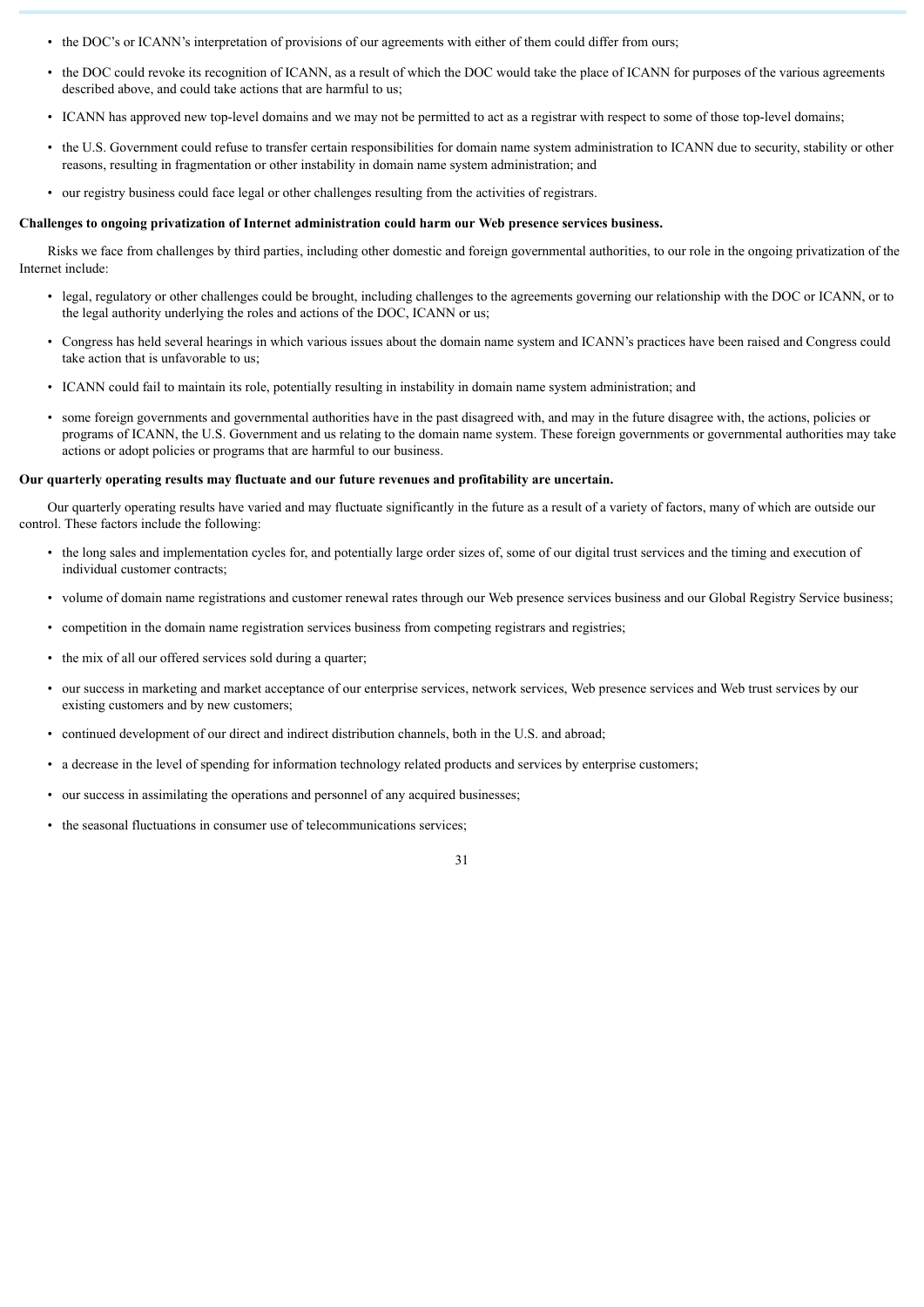- the DOC's or ICANN's interpretation of provisions of our agreements with either of them could differ from ours;
- the DOC could revoke its recognition of ICANN, as a result of which the DOC would take the place of ICANN for purposes of the various agreements described above, and could take actions that are harmful to us;
- ICANN has approved new top-level domains and we may not be permitted to act as a registrar with respect to some of those top-level domains;
- the U.S. Government could refuse to transfer certain responsibilities for domain name system administration to ICANN due to security, stability or other reasons, resulting in fragmentation or other instability in domain name system administration; and
- our registry business could face legal or other challenges resulting from the activities of registrars.

**Challenges to ongoing privatization of Internet administration could harm our Web presence services business.**

Risks we face from challenges by third parties, including other domestic and foreign governmental authorities, to our role in the ongoing privatization of the Internet include:

- legal, regulatory or other challenges could be brought, including challenges to the agreements governing our relationship with the DOC or ICANN, or to the legal authority underlying the roles and actions of the DOC, ICANN or us;
- Congress has held several hearings in which various issues about the domain name system and ICANN's practices have been raised and Congress could take action that is unfavorable to us;
- ICANN could fail to maintain its role, potentially resulting in instability in domain name system administration; and
- some foreign governments and governmental authorities have in the past disagreed with, and may in the future disagree with, the actions, policies or programs of ICANN, the U.S. Government and us relating to the domain name system. These foreign governments or governmental authorities may take actions or adopt policies or programs that are harmful to our business.

**Our quarterly operating results may fluctuate and our future revenues and profitability are uncertain.**

Our quarterly operating results have varied and may fluctuate significantly in the future as a result of a variety of factors, many of which are outside our control. These factors include the following:

- the long sales and implementation cycles for, and potentially large order sizes of, some of our digital trust services and the timing and execution of individual customer contracts;
- volume of domain name registrations and customer renewal rates through our Web presence services business and our Global Registry Service business;
- competition in the domain name registration services business from competing registrars and registries;
- the mix of all our offered services sold during a quarter;
- our success in marketing and market acceptance of our enterprise services, network services, Web presence services and Web trust services by our existing customers and by new customers;
- continued development of our direct and indirect distribution channels, both in the U.S. and abroad;
- a decrease in the level of spending for information technology related products and services by enterprise customers;
- our success in assimilating the operations and personnel of any acquired businesses;
- the seasonal fluctuations in consumer use of telecommunications services;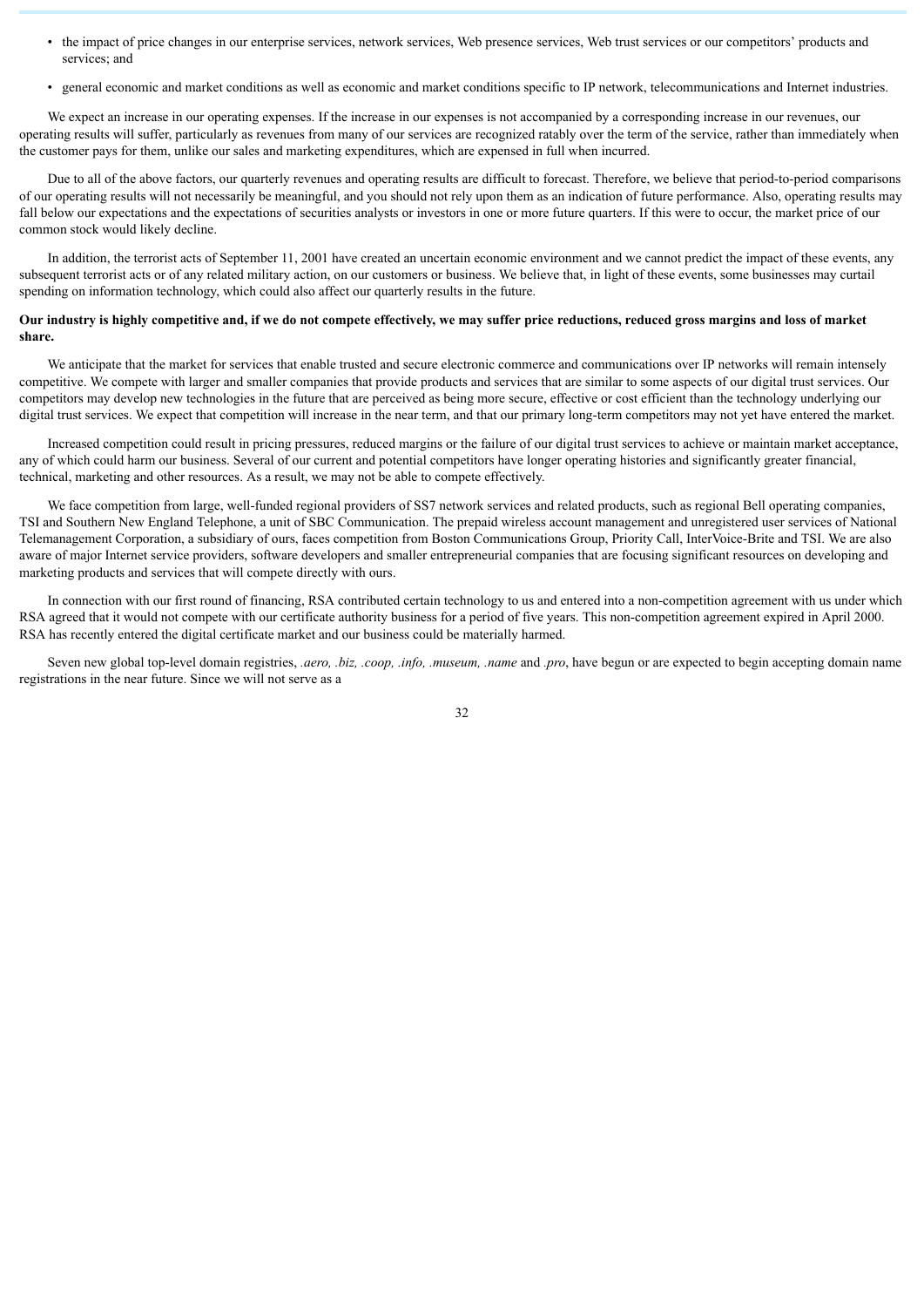- the impact of price changes in our enterprise services, network services, Web presence services, Web trust services or our competitors' products and services; and
- general economic and market conditions as well as economic and market conditions specific to IP network, telecommunications and Internet industries.

We expect an increase in our operating expenses. If the increase in our expenses is not accompanied by a corresponding increase in our revenues, our operating results will suffer, particularly as revenues from many of our services are recognized ratably over the term of the service, rather than immediately when the customer pays for them, unlike our sales and marketing expenditures, which are expensed in full when incurred.

Due to all of the above factors, our quarterly revenues and operating results are difficult to forecast. Therefore, we believe that period-to-period comparisons of our operating results will not necessarily be meaningful, and you should not rely upon them as an indication of future performance. Also, operating results may fall below our expectations and the expectations of securities analysts or investors in one or more future quarters. If this were to occur, the market price of our common stock would likely decline.

In addition, the terrorist acts of September 11, 2001 have created an uncertain economic environment and we cannot predict the impact of these events, any subsequent terrorist acts or of any related military action, on our customers or business. We believe that, in light of these events, some businesses may curtail spending on information technology, which could also affect our quarterly results in the future.

**Our industry is highly competitive and, if we do not compete effectively, we may suffer price reductions, reduced gross margins and loss of market share.**

We anticipate that the market for services that enable trusted and secure electronic commerce and communications over IP networks will remain intensely competitive. We compete with larger and smaller companies that provide products and services that are similar to some aspects of our digital trust services. Our competitors may develop new technologies in the future that are perceived as being more secure, effective or cost efficient than the technology underlying our digital trust services. We expect that competition will increase in the near term, and that our primary long-term competitors may not yet have entered the market.

Increased competition could result in pricing pressures, reduced margins or the failure of our digital trust services to achieve or maintain market acceptance, any of which could harm our business. Several of our current and potential competitors have longer operating histories and significantly greater financial, technical, marketing and other resources. As a result, we may not be able to compete effectively.

We face competition from large, well-funded regional providers of SS7 network services and related products, such as regional Bell operating companies, TSI and Southern New England Telephone, a unit of SBC Communication. The prepaid wireless account management and unregistered user services of National Telemanagement Corporation, a subsidiary of ours, faces competition from Boston Communications Group, Priority Call, InterVoice-Brite and TSI. We are also aware of major Internet service providers, software developers and smaller entrepreneurial companies that are focusing significant resources on developing and marketing products and services that will compete directly with ours.

In connection with our first round of financing, RSA contributed certain technology to us and entered into a non-competition agreement with us under which RSA agreed that it would not compete with our certificate authority business for a period of five years. This non-competition agreement expired in April 2000. RSA has recently entered the digital certificate market and our business could be materially harmed.

Seven new global top-level domain registries, *.aero, .biz, .coop, .info, .museum, .name* and *.pro*, have begun or are expected to begin accepting domain name registrations in the near future. Since we will not serve as a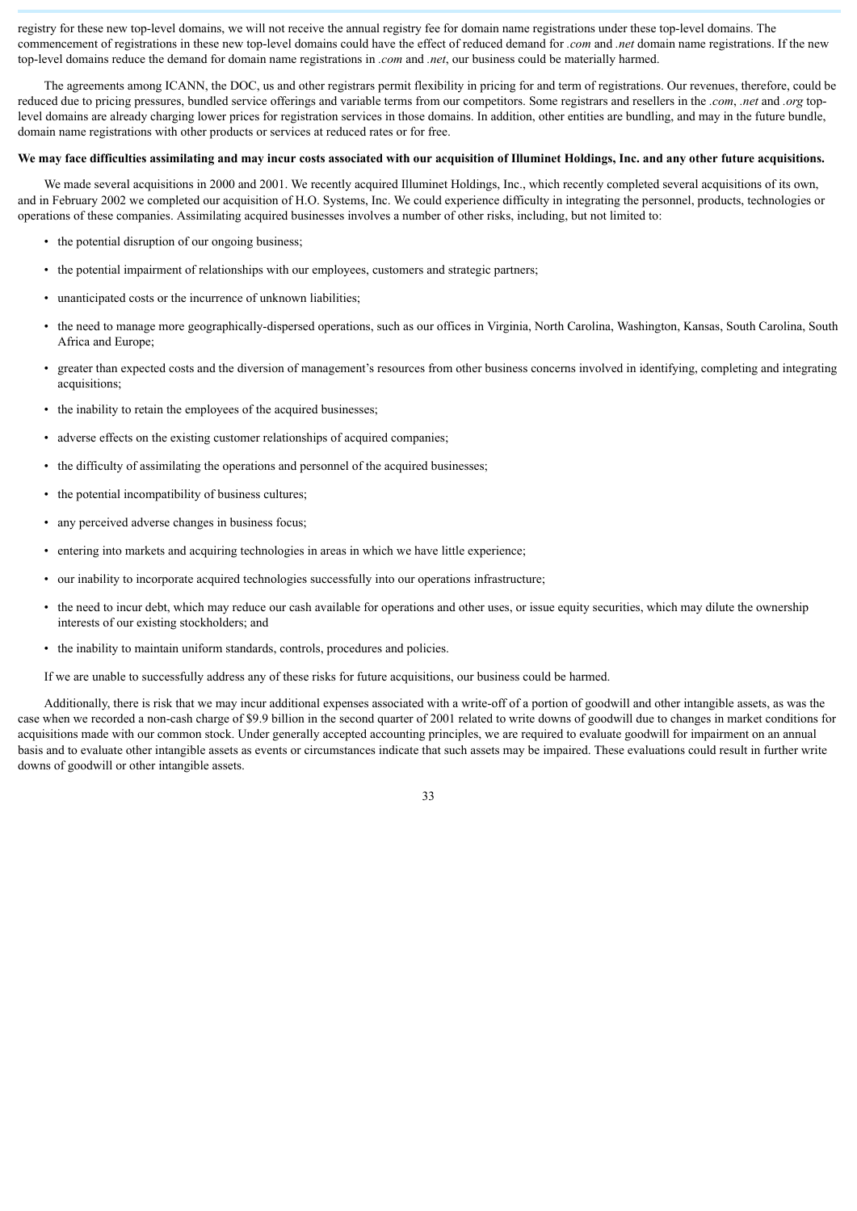registry for these new top-level domains, we will not receive the annual registry fee for domain name registrations under these top-level domains. The commencement of registrations in these new top-level domains could have the effect of reduced demand for *.com* and *.net* domain name registrations. If the new top-level domains reduce the demand for domain name registrations in *.com* and *.net*, our business could be materially harmed.

The agreements among ICANN, the DOC, us and other registrars permit flexibility in pricing for and term of registrations. Our revenues, therefore, could be reduced due to pricing pressures, bundled service offerings and variable terms from our competitors. Some registrars and resellers in the *.com*, *.net* and *.org* top-level domains are already charging lower prices for registration services in those domains. In addition, other entities are bundling, and may in the future bundle, domain name registrations with other products or services at reduced rates or for free.

**We may face difficulties assimilating and may incur costs associated with our acquisition of Illuminet Holdings, Inc. and any other future acquisitions.**

We made several acquisitions in 2000 and 2001. We recently acquired Illuminet Holdings, Inc., which recently completed several acquisitions of its own, and in February 2002 we completed our acquisition of H.O. Systems, Inc. We could experience difficulty in integrating the personnel, products, technologies or operations of these companies. Assimilating acquired businesses involves a number of other risks, including, but not limited to:

- the potential disruption of our ongoing business;
- the potential impairment of relationships with our employees, customers and strategic partners;
- unanticipated costs or the incurrence of unknown liabilities;
- the need to manage more geographically-dispersed operations, such as our offices in Virginia, North Carolina, Washington, Kansas, South Carolina, South Africa and Europe;
- greater than expected costs and the diversion of management's resources from other business concerns involved in identifying, completing and integrating acquisitions;
- the inability to retain the employees of the acquired businesses;
- adverse effects on the existing customer relationships of acquired companies;
- the difficulty of assimilating the operations and personnel of the acquired businesses;
- the potential incompatibility of business cultures;
- any perceived adverse changes in business focus;
- entering into markets and acquiring technologies in areas in which we have little experience;
- our inability to incorporate acquired technologies successfully into our operations infrastructure;
- the need to incur debt, which may reduce our cash available for operations and other uses, or issue equity securities, which may dilute the ownership interests of our existing stockholders; and
- the inability to maintain uniform standards, controls, procedures and policies.

If we are unable to successfully address any of these risks for future acquisitions, our business could be harmed.

Additionally, there is risk that we may incur additional expenses associated with a write-off of a portion of goodwill and other intangible assets, as was the case when we recorded a non-cash charge of $9.9 billion in the second quarter of 2001 related to write downs of goodwill due to changes in market conditions for acquisitions made with our common stock. Under generally accepted accounting principles, we are required to evaluate goodwill for impairment on an annual basis and to evaluate other intangible assets as events or circumstances indicate that such assets may be impaired. These evaluations could result in further write downs of goodwill or other intangible assets.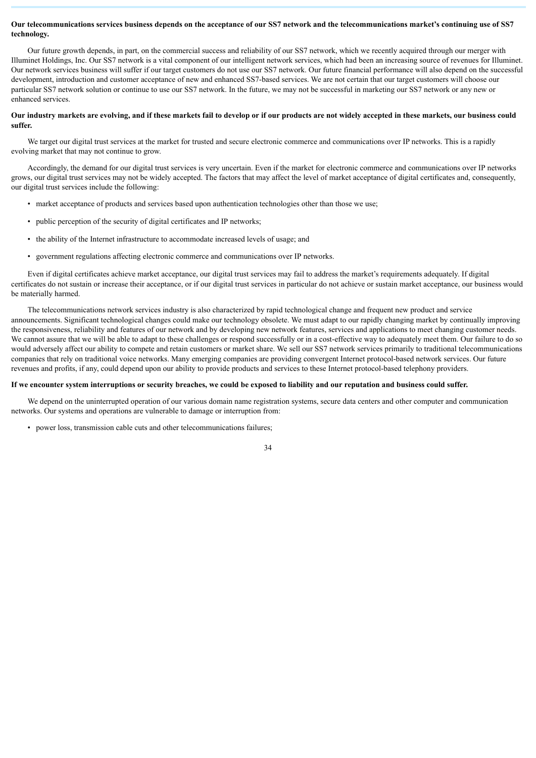**Our telecommunications services business depends on the acceptance of our SS7 network and the telecommunications market's continuing use of SS7 technology.**

Our future growth depends, in part, on the commercial success and reliability of our SS7 network, which we recently acquired through our merger with Illuminet Holdings, Inc. Our SS7 network is a vital component of our intelligent network services, which had been an increasing source of revenues for Illuminet. Our network services business will suffer if our target customers do not use our SS7 network. Our future financial performance will also depend on the successful development, introduction and customer acceptance of new and enhanced SS7-based services. We are not certain that our target customers will choose our particular SS7 network solution or continue to use our SS7 network. In the future, we may not be successful in marketing our SS7 network or any new or enhanced services.

**Our industry markets are evolving, and if these markets fail to develop or if our products are not widely accepted in these markets, our business could suffer.**

We target our digital trust services at the market for trusted and secure electronic commerce and communications over IP networks. This is a rapidly evolving market that may not continue to grow.

Accordingly, the demand for our digital trust services is very uncertain. Even if the market for electronic commerce and communications over IP networks grows, our digital trust services may not be widely accepted. The factors that may affect the level of market acceptance of digital certificates and, consequently, our digital trust services include the following:

- market acceptance of products and services based upon authentication technologies other than those we use;
- public perception of the security of digital certificates and IP networks;
- the ability of the Internet infrastructure to accommodate increased levels of usage; and
- government regulations affecting electronic commerce and communications over IP networks.

Even if digital certificates achieve market acceptance, our digital trust services may fail to address the market's requirements adequately. If digital certificates do not sustain or increase their acceptance, or if our digital trust services in particular do not achieve or sustain market acceptance, our business would be materially harmed.

The telecommunications network services industry is also characterized by rapid technological change and frequent new product and service announcements. Significant technological changes could make our technology obsolete. We must adapt to our rapidly changing market by continually improving the responsiveness, reliability and features of our network and by developing new network features, services and applications to meet changing customer needs. We cannot assure that we will be able to adapt to these challenges or respond successfully or in a cost-effective way to adequately meet them. Our failure to do so would adversely affect our ability to compete and retain customers or market share. We sell our SS7 network services primarily to traditional telecommunications companies that rely on traditional voice networks. Many emerging companies are providing convergent Internet protocol-based network services. Our future revenues and profits, if any, could depend upon our ability to provide products and services to these Internet protocol-based telephony providers.

**If we encounter system interruptions or security breaches, we could be exposed to liability and our reputation and business could suffer.**

We depend on the uninterrupted operation of our various domain name registration systems, secure data centers and other computer and communication networks. Our systems and operations are vulnerable to damage or interruption from:

- power loss, transmission cable cuts and other telecommunications failures;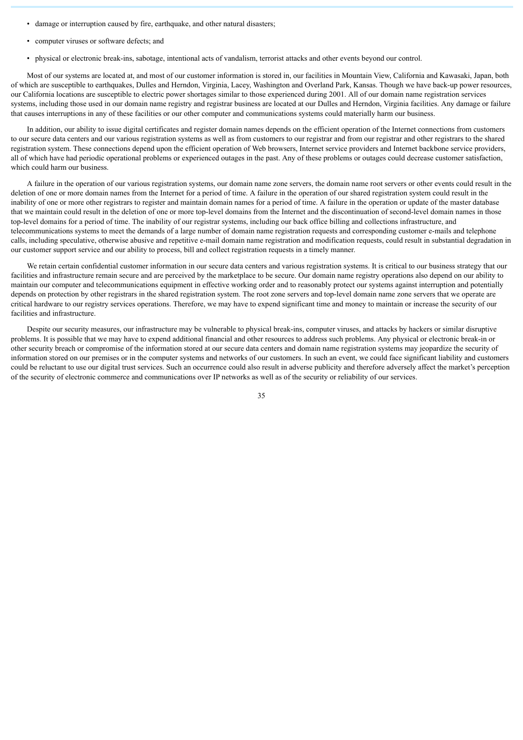- damage or interruption caused by fire, earthquake, and other natural disasters;
- computer viruses or software defects; and
- physical or electronic break-ins, sabotage, intentional acts of vandalism, terrorist attacks and other events beyond our control.

Most of our systems are located at, and most of our customer information is stored in, our facilities in Mountain View, California and Kawasaki, Japan, both of which are susceptible to earthquakes, Dulles and Herndon, Virginia, Lacey, Washington and Overland Park, Kansas. Though we have back-up power resources, our California locations are susceptible to electric power shortages similar to those experienced during 2001. All of our domain name registration services systems, including those used in our domain name registry and registrar business are located at our Dulles and Herndon, Virginia facilities. Any damage or failure that causes interruptions in any of these facilities or our other computer and communications systems could materially harm our business.

In addition, our ability to issue digital certificates and register domain names depends on the efficient operation of the Internet connections from customers to our secure data centers and our various registration systems as well as from customers to our registrar and from our registrar and other registrars to the shared registration system. These connections depend upon the efficient operation of Web browsers, Internet service providers and Internet backbone service providers, all of which have had periodic operational problems or experienced outages in the past. Any of these problems or outages could decrease customer satisfaction, which could harm our business.

A failure in the operation of our various registration systems, our domain name zone servers, the domain name root servers or other events could result in the deletion of one or more domain names from the Internet for a period of time. A failure in the operation of our shared registration system could result in the inability of one or more other registrars to register and maintain domain names for a period of time. A failure in the operation or update of the master database that we maintain could result in the deletion of one or more top-level domains from the Internet and the discontinuation of second-level domain names in those top-level domains for a period of time. The inability of our registrar systems, including our back office billing and collections infrastructure, and telecommunications systems to meet the demands of a large number of domain name registration requests and corresponding customer e-mails and telephone calls, including speculative, otherwise abusive and repetitive e-mail domain name registration and modification requests, could result in substantial degradation in our customer support service and our ability to process, bill and collect registration requests in a timely manner.

We retain certain confidential customer information in our secure data centers and various registration systems. It is critical to our business strategy that our facilities and infrastructure remain secure and are perceived by the marketplace to be secure. Our domain name registry operations also depend on our ability to maintain our computer and telecommunications equipment in effective working order and to reasonably protect our systems against interruption and potentially depends on protection by other registrars in the shared registration system. The root zone servers and top-level domain name zone servers that we operate are critical hardware to our registry services operations. Therefore, we may have to expend significant time and money to maintain or increase the security of our facilities and infrastructure.

Despite our security measures, our infrastructure may be vulnerable to physical break-ins, computer viruses, and attacks by hackers or similar disruptive problems. It is possible that we may have to expend additional financial and other resources to address such problems. Any physical or electronic break-in or other security breach or compromise of the information stored at our secure data centers and domain name registration systems may jeopardize the security of information stored on our premises or in the computer systems and networks of our customers. In such an event, we could face significant liability and customers could be reluctant to use our digital trust services. Such an occurrence could also result in adverse publicity and therefore adversely affect the market's perception of the security of electronic commerce and communications over IP networks as well as of the security or reliability of our services.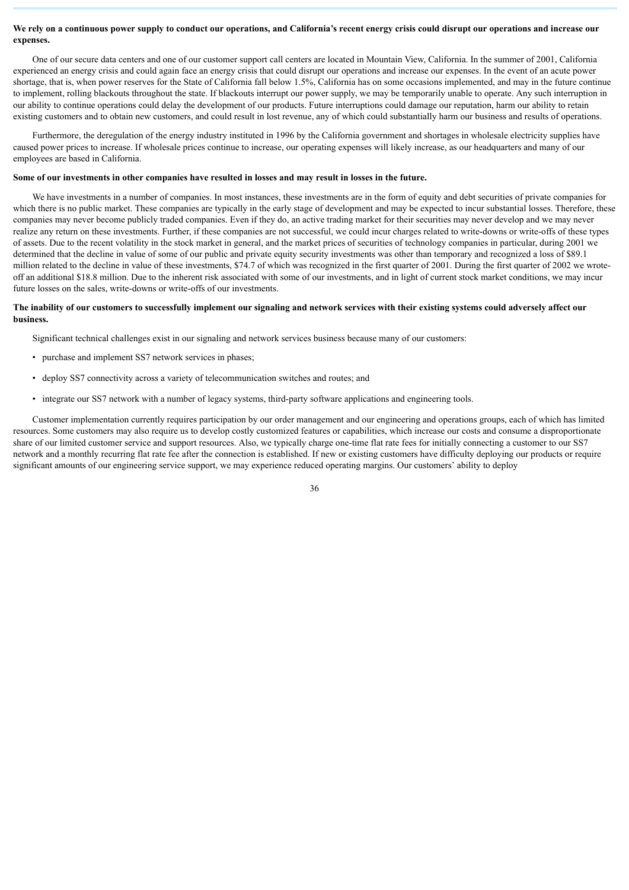**We rely on a continuous power supply to conduct our operations, and California's recent energy crisis could disrupt our operations and increase our expenses.**

One of our secure data centers and one of our customer support call centers are located in Mountain View, California. In the summer of 2001, California experienced an energy crisis and could again face an energy crisis that could disrupt our operations and increase our expenses. In the event of an acute power shortage, that is, when power reserves for the State of California fall below 1.5%, California has on some occasions implemented, and may in the future continue to implement, rolling blackouts throughout the state. If blackouts interrupt our power supply, we may be temporarily unable to operate. Any such interruption in our ability to continue operations could delay the development of our products. Future interruptions could damage our reputation, harm our ability to retain existing customers and to obtain new customers, and could result in lost revenue, any of which could substantially harm our business and results of operations.

Furthermore, the deregulation of the energy industry instituted in 1996 by the California government and shortages in wholesale electricity supplies have caused power prices to increase. If wholesale prices continue to increase, our operating expenses will likely increase, as our headquarters and many of our employees are based in California.

**Some of our investments in other companies have resulted in losses and may result in losses in the future.**

We have investments in a number of companies. In most instances, these investments are in the form of equity and debt securities of private companies for which there is no public market. These companies are typically in the early stage of development and may be expected to incur substantial losses. Therefore, these companies may never become publicly traded companies. Even if they do, an active trading market for their securities may never develop and we may never realize any return on these investments. Further, if these companies are not successful, we could incur charges related to write-downs or write-offs of these types of assets. Due to the recent volatility in the stock market in general, and the market prices of securities of technology companies in particular, during 2001 we determined that the decline in value of some of our public and private equity security investments was other than temporary and recognized a loss of $89.1 million related to the decline in value of these investments, $74.7 of which was recognized in the first quarter of 2001. During the first quarter of 2002 we wrote-off an additional $18.8 million. Due to the inherent risk associated with some of our investments, and in light of current stock market conditions, we may incur future losses on the sales, write-downs or write-offs of our investments.

**The inability of our customers to successfully implement our signaling and network services with their existing systems could adversely affect our business.**

Significant technical challenges exist in our signaling and network services business because many of our customers:

- purchase and implement SS7 network services in phases;
- deploy SS7 connectivity across a variety of telecommunication switches and routes; and
- integrate our SS7 network with a number of legacy systems, third-party software applications and engineering tools.

Customer implementation currently requires participation by our order management and our engineering and operations groups, each of which has limited resources. Some customers may also require us to develop costly customized features or capabilities, which increase our costs and consume a disproportionate share of our limited customer service and support resources. Also, we typically charge one-time flat rate fees for initially connecting a customer to our SS7 network and a monthly recurring flat rate fee after the connection is established. If new or existing customers have difficulty deploying our products or require significant amounts of our engineering service support, we may experience reduced operating margins. Our customers' ability to deploy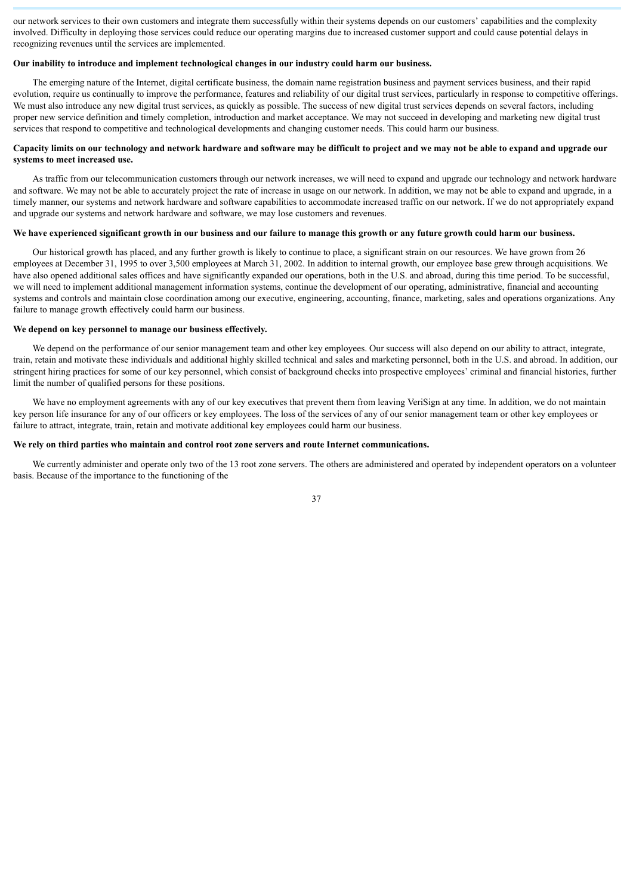our network services to their own customers and integrate them successfully within their systems depends on our customers' capabilities and the complexity involved. Difficulty in deploying those services could reduce our operating margins due to increased customer support and could cause potential delays in recognizing revenues until the services are implemented.

**Our inability to introduce and implement technological changes in our industry could harm our business.**

The emerging nature of the Internet, digital certificate business, the domain name registration business and payment services business, and their rapid evolution, require us continually to improve the performance, features and reliability of our digital trust services, particularly in response to competitive offerings. We must also introduce any new digital trust services, as quickly as possible. The success of new digital trust services depends on several factors, including proper new service definition and timely completion, introduction and market acceptance. We may not succeed in developing and marketing new digital trust services that respond to competitive and technological developments and changing customer needs. This could harm our business.

**Capacity limits on our technology and network hardware and software may be difficult to project and we may not be able to expand and upgrade our systems to meet increased use.**

As traffic from our telecommunication customers through our network increases, we will need to expand and upgrade our technology and network hardware and software. We may not be able to accurately project the rate of increase in usage on our network. In addition, we may not be able to expand and upgrade, in a timely manner, our systems and network hardware and software capabilities to accommodate increased traffic on our network. If we do not appropriately expand and upgrade our systems and network hardware and software, we may lose customers and revenues.

**We have experienced significant growth in our business and our failure to manage this growth or any future growth could harm our business.**

Our historical growth has placed, and any further growth is likely to continue to place, a significant strain on our resources. We have grown from 26 employees at December 31, 1995 to over 3,500 employees at March 31, 2002. In addition to internal growth, our employee base grew through acquisitions. We have also opened additional sales offices and have significantly expanded our operations, both in the U.S. and abroad, during this time period. To be successful, we will need to implement additional management information systems, continue the development of our operating, administrative, financial and accounting systems and controls and maintain close coordination among our executive, engineering, accounting, finance, marketing, sales and operations organizations. Any failure to manage growth effectively could harm our business.

**We depend on key personnel to manage our business effectively.**

We depend on the performance of our senior management team and other key employees. Our success will also depend on our ability to attract, integrate, train, retain and motivate these individuals and additional highly skilled technical and sales and marketing personnel, both in the U.S. and abroad. In addition, our stringent hiring practices for some of our key personnel, which consist of background checks into prospective employees' criminal and financial histories, further limit the number of qualified persons for these positions.

We have no employment agreements with any of our key executives that prevent them from leaving VeriSign at any time. In addition, we do not maintain key person life insurance for any of our officers or key employees. The loss of the services of any of our senior management team or other key employees or failure to attract, integrate, train, retain and motivate additional key employees could harm our business.

**We rely on third parties who maintain and control root zone servers and route Internet communications.**

We currently administer and operate only two of the 13 root zone servers. The others are administered and operated by independent operators on a volunteer basis. Because of the importance to the functioning of the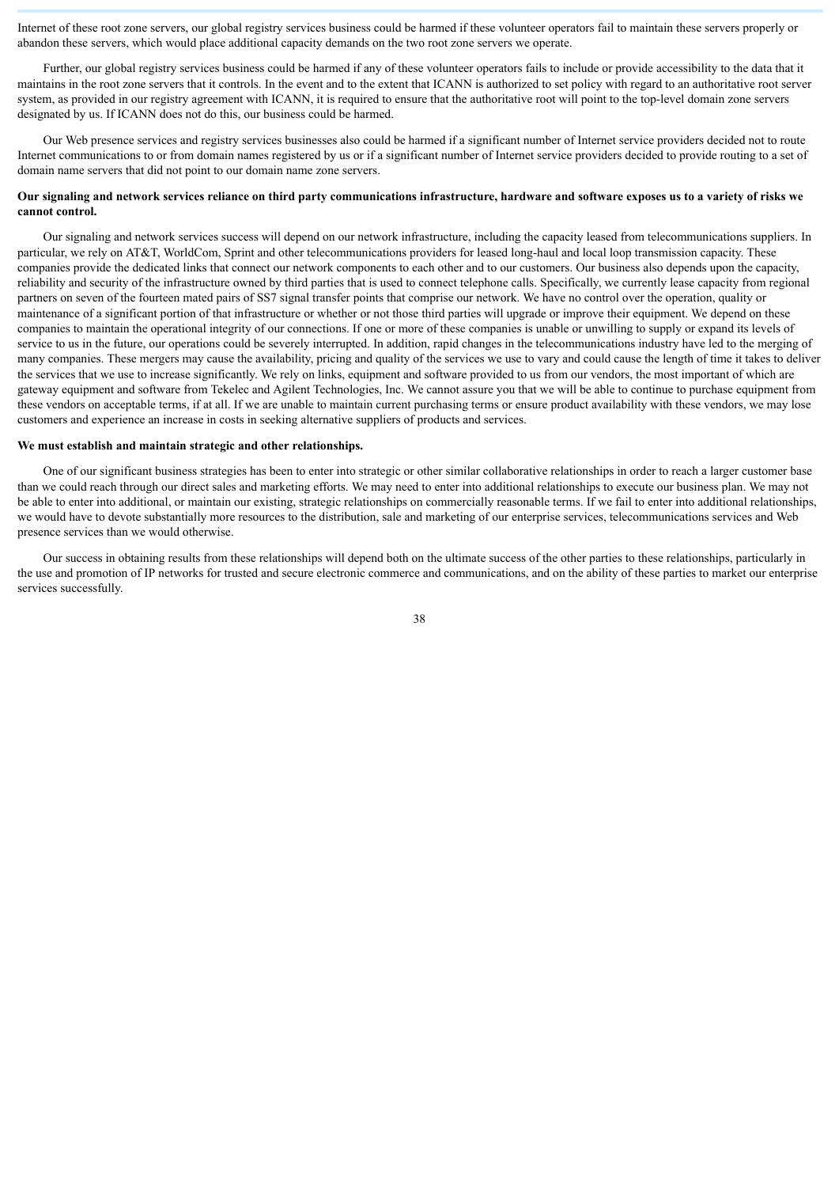Internet of these root zone servers, our global registry services business could be harmed if these volunteer operators fail to maintain these servers properly or abandon these servers, which would place additional capacity demands on the two root zone servers we operate.

Further, our global registry services business could be harmed if any of these volunteer operators fails to include or provide accessibility to the data that it maintains in the root zone servers that it controls. In the event and to the extent that ICANN is authorized to set policy with regard to an authoritative root server system, as provided in our registry agreement with ICANN, it is required to ensure that the authoritative root will point to the top-level domain zone servers designated by us. If ICANN does not do this, our business could be harmed.

Our Web presence services and registry services businesses also could be harmed if a significant number of Internet service providers decided not to route Internet communications to or from domain names registered by us or if a significant number of Internet service providers decided to provide routing to a set of domain name servers that did not point to our domain name zone servers.

**Our signaling and network services reliance on third party communications infrastructure, hardware and software exposes us to a variety of risks we cannot control.**

Our signaling and network services success will depend on our network infrastructure, including the capacity leased from telecommunications suppliers. In particular, we rely on AT&T, WorldCom, Sprint and other telecommunications providers for leased long-haul and local loop transmission capacity. These companies provide the dedicated links that connect our network components to each other and to our customers. Our business also depends upon the capacity, reliability and security of the infrastructure owned by third parties that is used to connect telephone calls. Specifically, we currently lease capacity from regional partners on seven of the fourteen mated pairs of SS7 signal transfer points that comprise our network. We have no control over the operation, quality or maintenance of a significant portion of that infrastructure or whether or not those third parties will upgrade or improve their equipment. We depend on these companies to maintain the operational integrity of our connections. If one or more of these companies is unable or unwilling to supply or expand its levels of service to us in the future, our operations could be severely interrupted. In addition, rapid changes in the telecommunications industry have led to the merging of many companies. These mergers may cause the availability, pricing and quality of the services we use to vary and could cause the length of time it takes to deliver the services that we use to increase significantly. We rely on links, equipment and software provided to us from our vendors, the most important of which are gateway equipment and software from Tekelec and Agilent Technologies, Inc. We cannot assure you that we will be able to continue to purchase equipment from these vendors on acceptable terms, if at all. If we are unable to maintain current purchasing terms or ensure product availability with these vendors, we may lose customers and experience an increase in costs in seeking alternative suppliers of products and services.

**We must establish and maintain strategic and other relationships.**

One of our significant business strategies has been to enter into strategic or other similar collaborative relationships in order to reach a larger customer base than we could reach through our direct sales and marketing efforts. We may need to enter into additional relationships to execute our business plan. We may not be able to enter into additional, or maintain our existing, strategic relationships on commercially reasonable terms. If we fail to enter into additional relationships, we would have to devote substantially more resources to the distribution, sale and marketing of our enterprise services, telecommunications services and Web presence services than we would otherwise.

Our success in obtaining results from these relationships will depend both on the ultimate success of the other parties to these relationships, particularly in the use and promotion of IP networks for trusted and secure electronic commerce and communications, and on the ability of these parties to market our enterprise services successfully.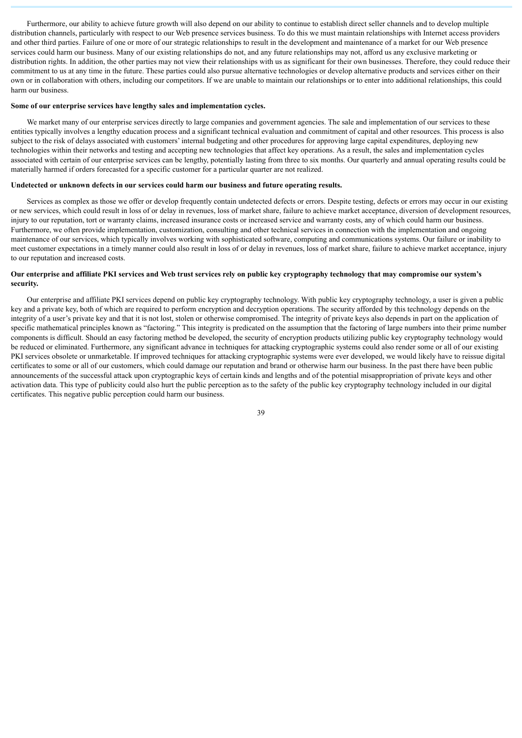Furthermore, our ability to achieve future growth will also depend on our ability to continue to establish direct seller channels and to develop multiple distribution channels, particularly with respect to our Web presence services business. To do this we must maintain relationships with Internet access providers and other third parties. Failure of one or more of our strategic relationships to result in the development and maintenance of a market for our Web presence services could harm our business. Many of our existing relationships do not, and any future relationships may not, afford us any exclusive marketing or distribution rights. In addition, the other parties may not view their relationships with us as significant for their own businesses. Therefore, they could reduce their commitment to us at any time in the future. These parties could also pursue alternative technologies or develop alternative products and services either on their own or in collaboration with others, including our competitors. If we are unable to maintain our relationships or to enter into additional relationships, this could harm our business.

**Some of our enterprise services have lengthy sales and implementation cycles.**

We market many of our enterprise services directly to large companies and government agencies. The sale and implementation of our services to these entities typically involves a lengthy education process and a significant technical evaluation and commitment of capital and other resources. This process is also subject to the risk of delays associated with customers' internal budgeting and other procedures for approving large capital expenditures, deploying new technologies within their networks and testing and accepting new technologies that affect key operations. As a result, the sales and implementation cycles associated with certain of our enterprise services can be lengthy, potentially lasting from three to six months. Our quarterly and annual operating results could be materially harmed if orders forecasted for a specific customer for a particular quarter are not realized.

**Undetected or unknown defects in our services could harm our business and future operating results.**

Services as complex as those we offer or develop frequently contain undetected defects or errors. Despite testing, defects or errors may occur in our existing or new services, which could result in loss of or delay in revenues, loss of market share, failure to achieve market acceptance, diversion of development resources, injury to our reputation, tort or warranty claims, increased insurance costs or increased service and warranty costs, any of which could harm our business. Furthermore, we often provide implementation, customization, consulting and other technical services in connection with the implementation and ongoing maintenance of our services, which typically involves working with sophisticated software, computing and communications systems. Our failure or inability to meet customer expectations in a timely manner could also result in loss of or delay in revenues, loss of market share, failure to achieve market acceptance, injury to our reputation and increased costs.

**Our enterprise and affiliate PKI services and Web trust services rely on public key cryptography technology that may compromise our system's security.**

Our enterprise and affiliate PKI services depend on public key cryptography technology. With public key cryptography technology, a user is given a public key and a private key, both of which are required to perform encryption and decryption operations. The security afforded by this technology depends on the integrity of a user's private key and that it is not lost, stolen or otherwise compromised. The integrity of private keys also depends in part on the application of specific mathematical principles known as "factoring." This integrity is predicated on the assumption that the factoring of large numbers into their prime number components is difficult. Should an easy factoring method be developed, the security of encryption products utilizing public key cryptography technology would be reduced or eliminated. Furthermore, any significant advance in techniques for attacking cryptographic systems could also render some or all of our existing PKI services obsolete or unmarketable. If improved techniques for attacking cryptographic systems were ever developed, we would likely have to reissue digital certificates to some or all of our customers, which could damage our reputation and brand or otherwise harm our business. In the past there have been public announcements of the successful attack upon cryptographic keys of certain kinds and lengths and of the potential misappropriation of private keys and other activation data. This type of publicity could also hurt the public perception as to the safety of the public key cryptography technology included in our digital certificates. This negative public perception could harm our business.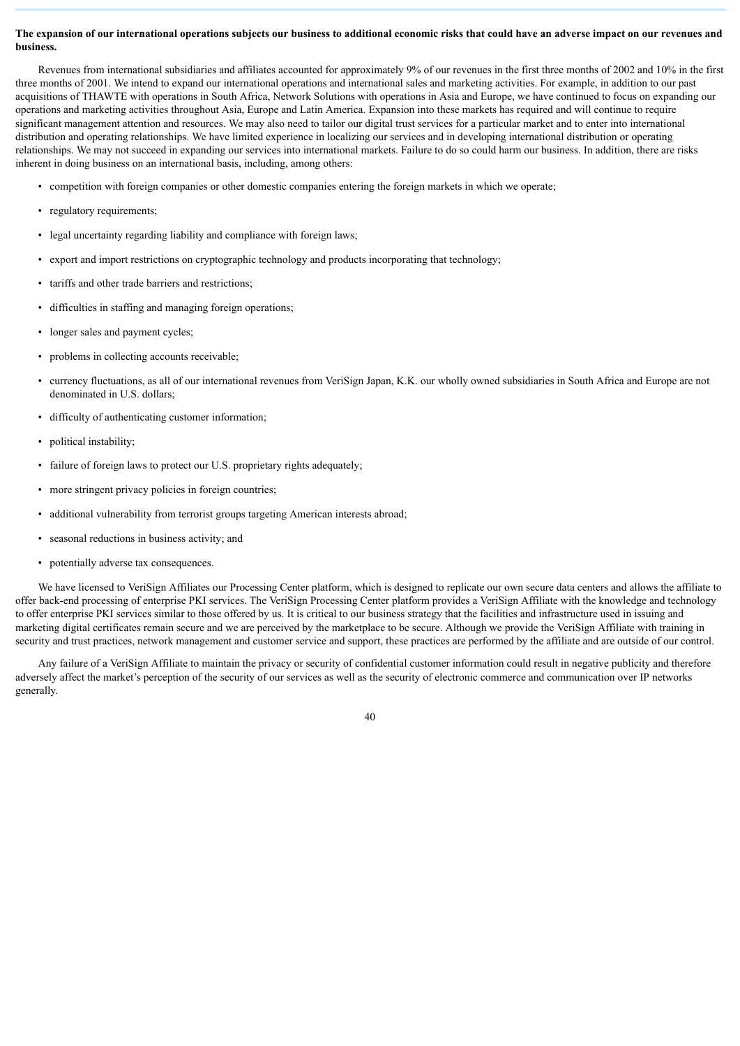**The expansion of our international operations subjects our business to additional economic risks that could have an adverse impact on our revenues and business.**

Revenues from international subsidiaries and affiliates accounted for approximately 9% of our revenues in the first three months of 2002 and 10% in the first three months of 2001. We intend to expand our international operations and international sales and marketing activities. For example, in addition to our past acquisitions of THAWTE with operations in South Africa, Network Solutions with operations in Asia and Europe, we have continued to focus on expanding our operations and marketing activities throughout Asia, Europe and Latin America. Expansion into these markets has required and will continue to require significant management attention and resources. We may also need to tailor our digital trust services for a particular market and to enter into international distribution and operating relationships. We have limited experience in localizing our services and in developing international distribution or operating relationships. We may not succeed in expanding our services into international markets. Failure to do so could harm our business. In addition, there are risks inherent in doing business on an international basis, including, among others:

- competition with foreign companies or other domestic companies entering the foreign markets in which we operate;
- regulatory requirements;
- legal uncertainty regarding liability and compliance with foreign laws;
- export and import restrictions on cryptographic technology and products incorporating that technology;
- tariffs and other trade barriers and restrictions;
- difficulties in staffing and managing foreign operations;
- longer sales and payment cycles;
- problems in collecting accounts receivable;
- currency fluctuations, as all of our international revenues from VeriSign Japan, K.K. our wholly owned subsidiaries in South Africa and Europe are not denominated in U.S. dollars;
- difficulty of authenticating customer information;
- political instability;
- failure of foreign laws to protect our U.S. proprietary rights adequately;
- more stringent privacy policies in foreign countries;
- additional vulnerability from terrorist groups targeting American interests abroad;
- seasonal reductions in business activity; and
- potentially adverse tax consequences.

We have licensed to VeriSign Affiliates our Processing Center platform, which is designed to replicate our own secure data centers and allows the affiliate to offer back-end processing of enterprise PKI services. The VeriSign Processing Center platform provides a VeriSign Affiliate with the knowledge and technology to offer enterprise PKI services similar to those offered by us. It is critical to our business strategy that the facilities and infrastructure used in issuing and marketing digital certificates remain secure and we are perceived by the marketplace to be secure. Although we provide the VeriSign Affiliate with training in security and trust practices, network management and customer service and support, these practices are performed by the affiliate and are outside of our control.

Any failure of a VeriSign Affiliate to maintain the privacy or security of confidential customer information could result in negative publicity and therefore adversely affect the market's perception of the security of our services as well as the security of electronic commerce and communication over IP networks generally.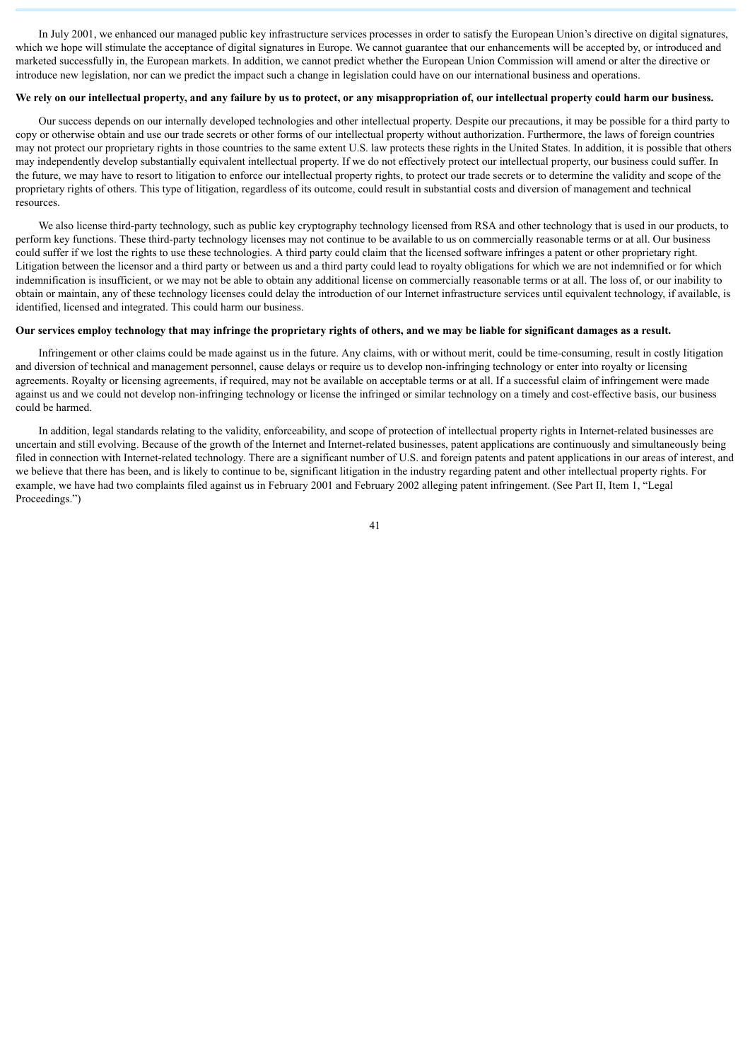In July 2001, we enhanced our managed public key infrastructure services processes in order to satisfy the European Union's directive on digital signatures, which we hope will stimulate the acceptance of digital signatures in Europe. We cannot guarantee that our enhancements will be accepted by, or introduced and marketed successfully in, the European markets. In addition, we cannot predict whether the European Union Commission will amend or alter the directive or introduce new legislation, nor can we predict the impact such a change in legislation could have on our international business and operations.

**We rely on our intellectual property, and any failure by us to protect, or any misappropriation of, our intellectual property could harm our business.**

Our success depends on our internally developed technologies and other intellectual property. Despite our precautions, it may be possible for a third party to copy or otherwise obtain and use our trade secrets or other forms of our intellectual property without authorization. Furthermore, the laws of foreign countries may not protect our proprietary rights in those countries to the same extent U.S. law protects these rights in the United States. In addition, it is possible that others may independently develop substantially equivalent intellectual property. If we do not effectively protect our intellectual property, our business could suffer. In the future, we may have to resort to litigation to enforce our intellectual property rights, to protect our trade secrets or to determine the validity and scope of the proprietary rights of others. This type of litigation, regardless of its outcome, could result in substantial costs and diversion of management and technical resources.

We also license third-party technology, such as public key cryptography technology licensed from RSA and other technology that is used in our products, to perform key functions. These third-party technology licenses may not continue to be available to us on commercially reasonable terms or at all. Our business could suffer if we lost the rights to use these technologies. A third party could claim that the licensed software infringes a patent or other proprietary right. Litigation between the licensor and a third party or between us and a third party could lead to royalty obligations for which we are not indemnified or for which indemnification is insufficient, or we may not be able to obtain any additional license on commercially reasonable terms or at all. The loss of, or our inability to obtain or maintain, any of these technology licenses could delay the introduction of our Internet infrastructure services until equivalent technology, if available, is identified, licensed and integrated. This could harm our business.

**Our services employ technology that may infringe the proprietary rights of others, and we may be liable for significant damages as a result.**

Infringement or other claims could be made against us in the future. Any claims, with or without merit, could be time-consuming, result in costly litigation and diversion of technical and management personnel, cause delays or require us to develop non-infringing technology or enter into royalty or licensing agreements. Royalty or licensing agreements, if required, may not be available on acceptable terms or at all. If a successful claim of infringement were made against us and we could not develop non-infringing technology or license the infringed or similar technology on a timely and cost-effective basis, our business could be harmed.

In addition, legal standards relating to the validity, enforceability, and scope of protection of intellectual property rights in Internet-related businesses are uncertain and still evolving. Because of the growth of the Internet and Internet-related businesses, patent applications are continuously and simultaneously being filed in connection with Internet-related technology. There are a significant number of U.S. and foreign patents and patent applications in our areas of interest, and we believe that there has been, and is likely to continue to be, significant litigation in the industry regarding patent and other intellectual property rights. For example, we have had two complaints filed against us in February 2001 and February 2002 alleging patent infringement. (See Part II, Item 1, "Legal Proceedings.")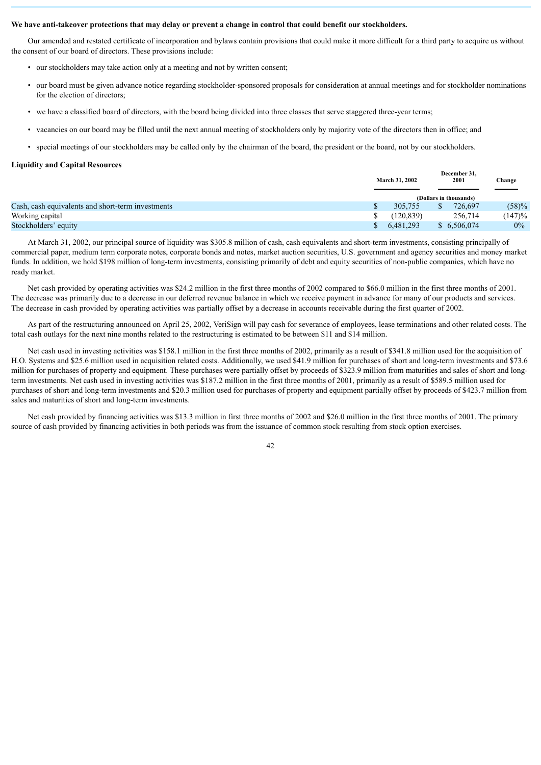**We have anti-takeover protections that may delay or prevent a change in control that could benefit our stockholders.**

Our amended and restated certificate of incorporation and bylaws contain provisions that could make it more difficult for a third party to acquire us without the consent of our board of directors. These provisions include:

- our stockholders may take action only at a meeting and not by written consent;
- our board must be given advance notice regarding stockholder-sponsored proposals for consideration at annual meetings and for stockholder nominations for the election of directors;
- we have a classified board of directors, with the board being divided into three classes that serve staggered three-year terms;
- vacancies on our board may be filled until the next annual meeting of stockholders only by majority vote of the directors then in office; and
- special meetings of our stockholders may be called only by the chairman of the board, the president or the board, not by our stockholders.

**Liquidity and Capital Resources**

| | March 31, 2002 | December 31, 2001 | Change |
|---|---|---|---|
| | (Dollars in thousands) | | |
| Cash, cash equivalents and short-term investments | $ 305,755 | $ 726,697 | (58)% |
| Working capital | $ (120,839) | 256,714 | (147)% |
| Stockholders' equity | $ 6,481,293 | $ 6,506,074 | 0% |

At March 31, 2002, our principal source of liquidity was $305.8 million of cash, cash equivalents and short-term investments, consisting principally of commercial paper, medium term corporate notes, corporate bonds and notes, market auction securities, U.S. government and agency securities and money market funds. In addition, we hold $198 million of long-term investments, consisting primarily of debt and equity securities of non-public companies, which have no ready market.

Net cash provided by operating activities was $24.2 million in the first three months of 2002 compared to $66.0 million in the first three months of 2001. The decrease was primarily due to a decrease in our deferred revenue balance in which we receive payment in advance for many of our products and services. The decrease in cash provided by operating activities was partially offset by a decrease in accounts receivable during the first quarter of 2002.

As part of the restructuring announced on April 25, 2002, VeriSign will pay cash for severance of employees, lease terminations and other related costs. The total cash outlays for the next nine months related to the restructuring is estimated to be between $11 and $14 million.

Net cash used in investing activities was $158.1 million in the first three months of 2002, primarily as a result of $341.8 million used for the acquisition of H.O. Systems and $25.6 million used in acquisition related costs. Additionally, we used $41.9 million for purchases of short and long-term investments and $73.6 million for purchases of property and equipment. These purchases were partially offset by proceeds of $323.9 million from maturities and sales of short and long-term investments. Net cash used in investing activities was $187.2 million in the first three months of 2001, primarily as a result of $589.5 million used for purchases of short and long-term investments and $20.3 million used for purchases of property and equipment partially offset by proceeds of $423.7 million from sales and maturities of short and long-term investments.

Net cash provided by financing activities was $13.3 million in first three months of 2002 and $26.0 million in the first three months of 2001. The primary source of cash provided by financing activities in both periods was from the issuance of common stock resulting from stock option exercises.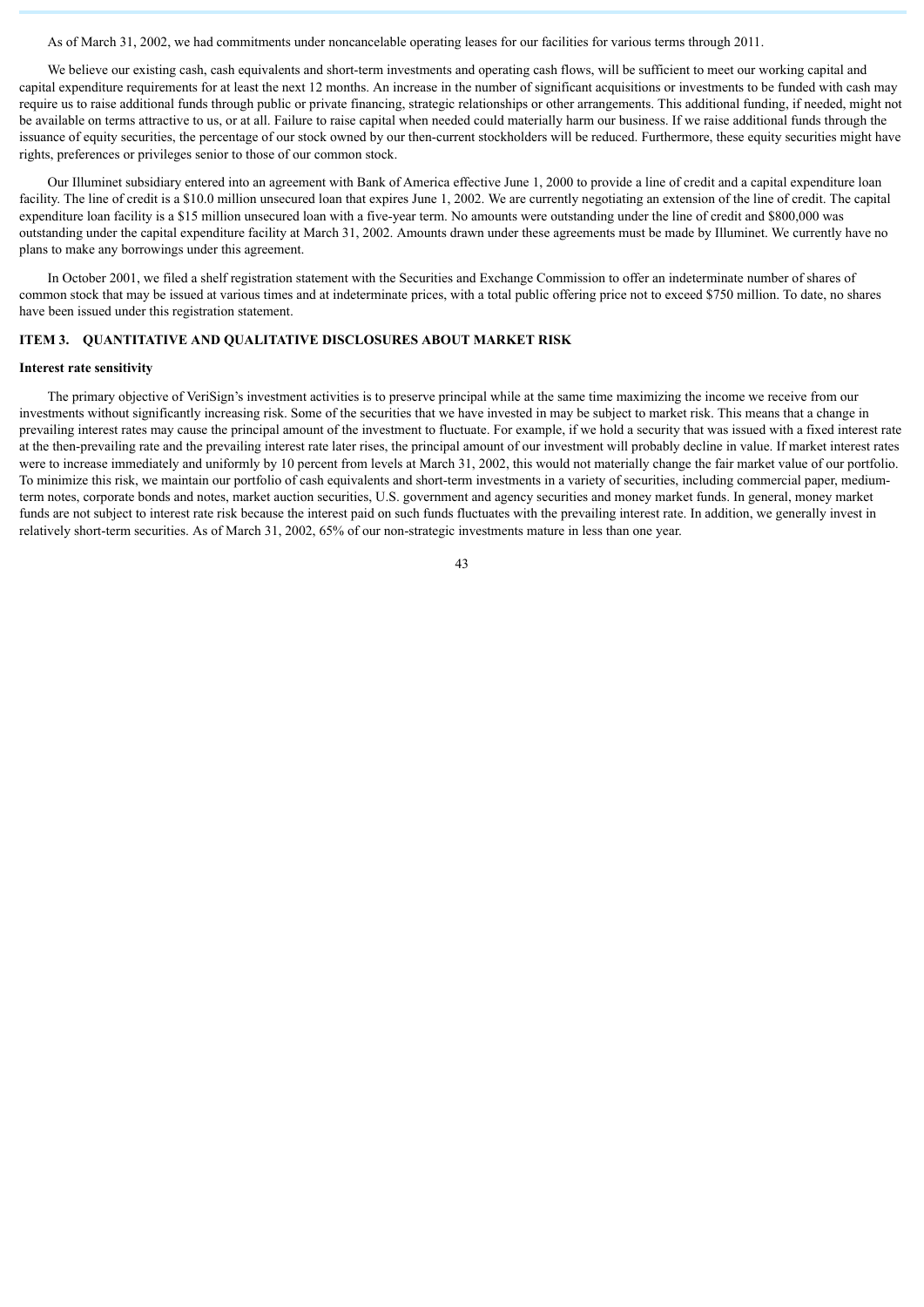As of March 31, 2002, we had commitments under noncancelable operating leases for our facilities for various terms through 2011.

We believe our existing cash, cash equivalents and short-term investments and operating cash flows, will be sufficient to meet our working capital and capital expenditure requirements for at least the next 12 months. An increase in the number of significant acquisitions or investments to be funded with cash may require us to raise additional funds through public or private financing, strategic relationships or other arrangements. This additional funding, if needed, might not be available on terms attractive to us, or at all. Failure to raise capital when needed could materially harm our business. If we raise additional funds through the issuance of equity securities, the percentage of our stock owned by our then-current stockholders will be reduced. Furthermore, these equity securities might have rights, preferences or privileges senior to those of our common stock.

Our Illuminet subsidiary entered into an agreement with Bank of America effective June 1, 2000 to provide a line of credit and a capital expenditure loan facility. The line of credit is a $10.0 million unsecured loan that expires June 1, 2002. We are currently negotiating an extension of the line of credit. The capital expenditure loan facility is a $15 million unsecured loan with a five-year term. No amounts were outstanding under the line of credit and $800,000 was outstanding under the capital expenditure facility at March 31, 2002. Amounts drawn under these agreements must be made by Illuminet. We currently have no plans to make any borrowings under this agreement.

In October 2001, we filed a shelf registration statement with the Securities and Exchange Commission to offer an indeterminate number of shares of common stock that may be issued at various times and at indeterminate prices, with a total public offering price not to exceed $750 million. To date, no shares have been issued under this registration statement.

## ITEM 3. QUANTITATIVE AND QUALITATIVE DISCLOSURES ABOUT MARKET RISK

### Interest rate sensitivity

The primary objective of VeriSign's investment activities is to preserve principal while at the same time maximizing the income we receive from our investments without significantly increasing risk. Some of the securities that we have invested in may be subject to market risk. This means that a change in prevailing interest rates may cause the principal amount of the investment to fluctuate. For example, if we hold a security that was issued with a fixed interest rate at the then-prevailing rate and the prevailing interest rate later rises, the principal amount of our investment will probably decline in value. If market interest rates were to increase immediately and uniformly by 10 percent from levels at March 31, 2002, this would not materially change the fair market value of our portfolio. To minimize this risk, we maintain our portfolio of cash equivalents and short-term investments in a variety of securities, including commercial paper, medium-term notes, corporate bonds and notes, market auction securities, U.S. government and agency securities and money market funds. In general, money market funds are not subject to interest rate risk because the interest paid on such funds fluctuates with the prevailing interest rate. In addition, we generally invest in relatively short-term securities. As of March 31, 2002, 65% of our non-strategic investments mature in less than one year.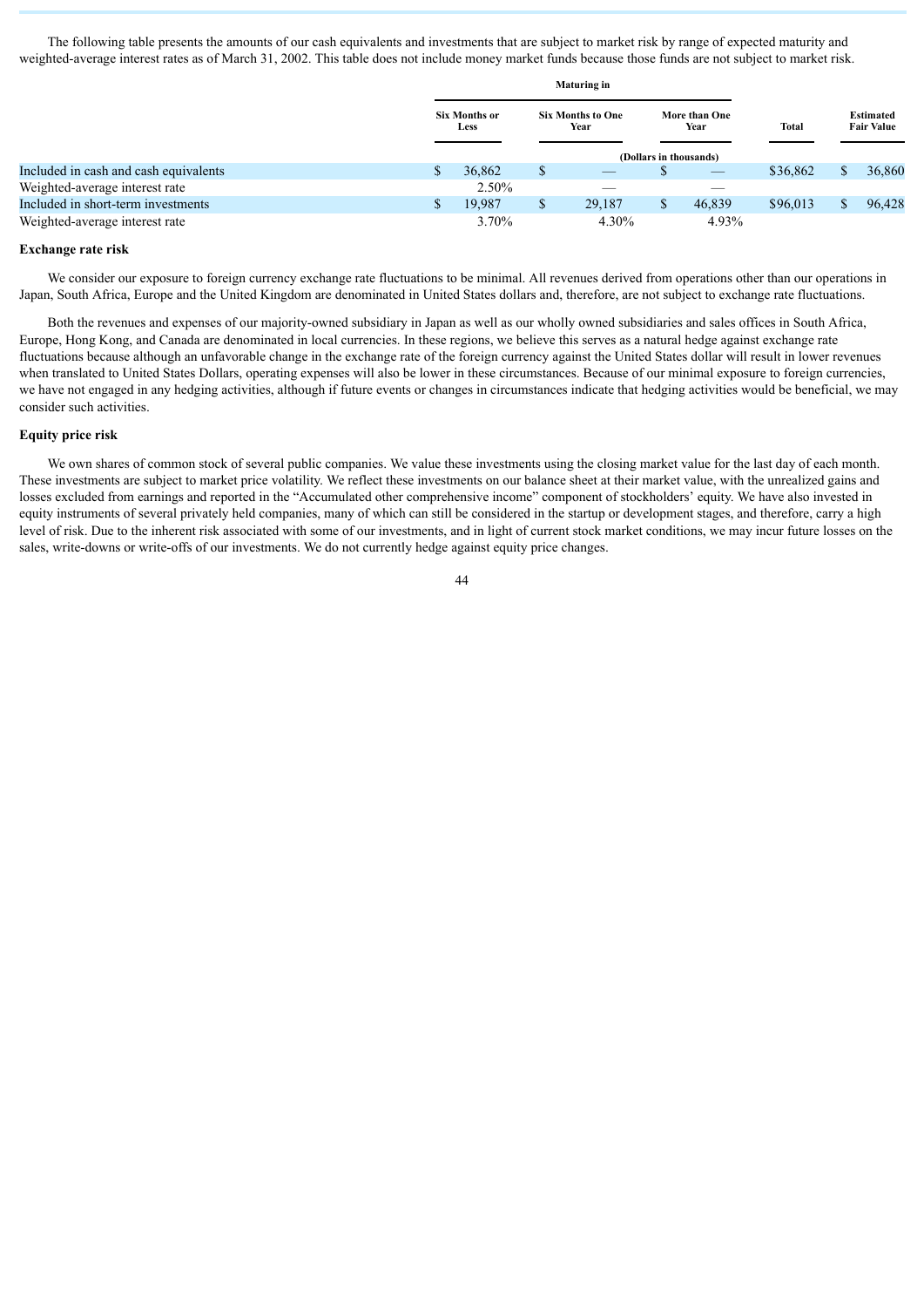The following table presents the amounts of our cash equivalents and investments that are subject to market risk by range of expected maturity and weighted-average interest rates as of March 31, 2002. This table does not include money market funds because those funds are not subject to market risk.

| | Maturing in | | | | |
|---|---|---|---|---|---|
| | Six Months or Less | Six Months to One Year | More than One Year | Total | Estimated Fair Value |
| | (Dollars in thousands) | | | | |
| Included in cash and cash equivalents | $ 36,862 | $ — | $ — | $36,862 | $ 36,860 |
| Weighted-average interest rate | 2.50% | — | — | | |
| Included in short-term investments | $ 19,987 | $ 29,187 | $ 46,839 | $96,013 | $ 96,428 |
| Weighted-average interest rate | 3.70% | 4.30% | 4.93% | | |

**Exchange rate risk**

We consider our exposure to foreign currency exchange rate fluctuations to be minimal. All revenues derived from operations other than our operations in Japan, South Africa, Europe and the United Kingdom are denominated in United States dollars and, therefore, are not subject to exchange rate fluctuations.

Both the revenues and expenses of our majority-owned subsidiary in Japan as well as our wholly owned subsidiaries and sales offices in South Africa, Europe, Hong Kong, and Canada are denominated in local currencies. In these regions, we believe this serves as a natural hedge against exchange rate fluctuations because although an unfavorable change in the exchange rate of the foreign currency against the United States dollar will result in lower revenues when translated to United States Dollars, operating expenses will also be lower in these circumstances. Because of our minimal exposure to foreign currencies, we have not engaged in any hedging activities, although if future events or changes in circumstances indicate that hedging activities would be beneficial, we may consider such activities.

**Equity price risk**

We own shares of common stock of several public companies. We value these investments using the closing market value for the last day of each month. These investments are subject to market price volatility. We reflect these investments on our balance sheet at their market value, with the unrealized gains and losses excluded from earnings and reported in the "Accumulated other comprehensive income" component of stockholders' equity. We have also invested in equity instruments of several privately held companies, many of which can still be considered in the startup or development stages, and therefore, carry a high level of risk. Due to the inherent risk associated with some of our investments, and in light of current stock market conditions, we may incur future losses on the sales, write-downs or write-offs of our investments. We do not currently hedge against equity price changes.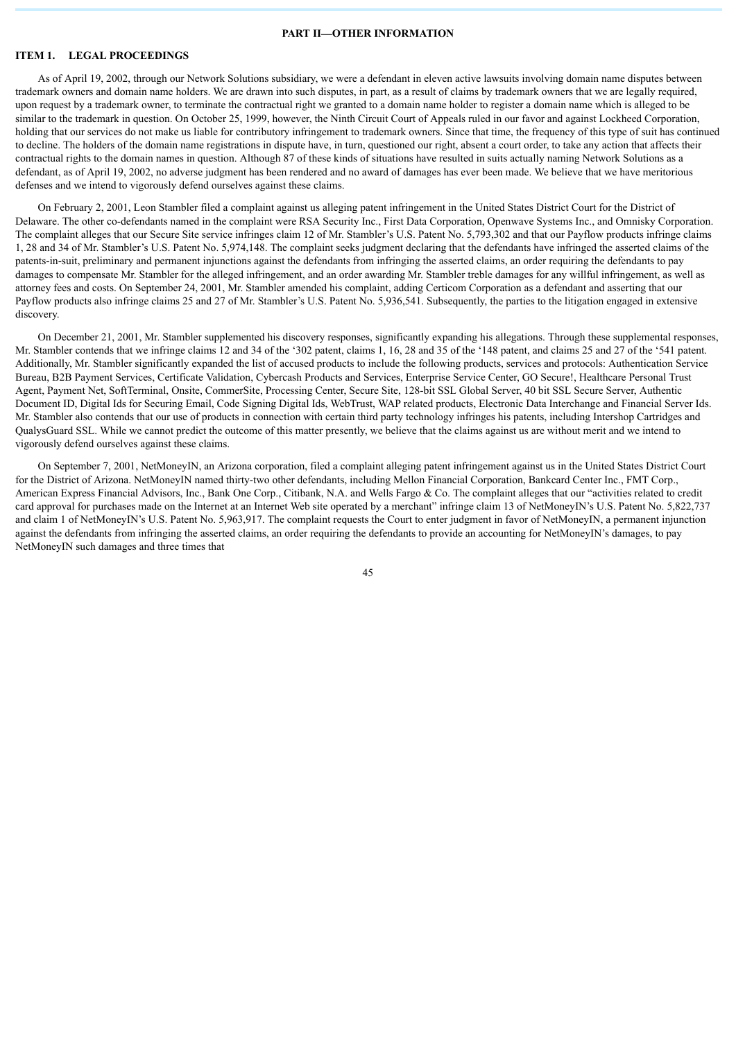## PART II—OTHER INFORMATION

### ITEM 1. LEGAL PROCEEDINGS

As of April 19, 2002, through our Network Solutions subsidiary, we were a defendant in eleven active lawsuits involving domain name disputes between trademark owners and domain name holders. We are drawn into such disputes, in part, as a result of claims by trademark owners that we are legally required, upon request by a trademark owner, to terminate the contractual right we granted to a domain name holder to register a domain name which is alleged to be similar to the trademark in question. On October 25, 1999, however, the Ninth Circuit Court of Appeals ruled in our favor and against Lockheed Corporation, holding that our services do not make us liable for contributory infringement to trademark owners. Since that time, the frequency of this type of suit has continued to decline. The holders of the domain name registrations in dispute have, in turn, questioned our right, absent a court order, to take any action that affects their contractual rights to the domain names in question. Although 87 of these kinds of situations have resulted in suits actually naming Network Solutions as a defendant, as of April 19, 2002, no adverse judgment has been rendered and no award of damages has ever been made. We believe that we have meritorious defenses and we intend to vigorously defend ourselves against these claims.

On February 2, 2001, Leon Stambler filed a complaint against us alleging patent infringement in the United States District Court for the District of Delaware. The other co-defendants named in the complaint were RSA Security Inc., First Data Corporation, Openwave Systems Inc., and Omnisky Corporation. The complaint alleges that our Secure Site service infringes claim 12 of Mr. Stambler's U.S. Patent No. 5,793,302 and that our Payflow products infringe claims 1, 28 and 34 of Mr. Stambler's U.S. Patent No. 5,974,148. The complaint seeks judgment declaring that the defendants have infringed the asserted claims of the patents-in-suit, preliminary and permanent injunctions against the defendants from infringing the asserted claims, an order requiring the defendants to pay damages to compensate Mr. Stambler for the alleged infringement, and an order awarding Mr. Stambler treble damages for any willful infringement, as well as attorney fees and costs. On September 24, 2001, Mr. Stambler amended his complaint, adding Certicom Corporation as a defendant and asserting that our Payflow products also infringe claims 25 and 27 of Mr. Stambler's U.S. Patent No. 5,936,541. Subsequently, the parties to the litigation engaged in extensive discovery.

On December 21, 2001, Mr. Stambler supplemented his discovery responses, significantly expanding his allegations. Through these supplemental responses, Mr. Stambler contends that we infringe claims 12 and 34 of the '302 patent, claims 1, 16, 28 and 35 of the '148 patent, and claims 25 and 27 of the '541 patent. Additionally, Mr. Stambler significantly expanded the list of accused products to include the following products, services and protocols: Authentication Service Bureau, B2B Payment Services, Certificate Validation, Cybercash Products and Services, Enterprise Service Center, GO Secure!, Healthcare Personal Trust Agent, Payment Net, SoftTerminal, Onsite, CommerSite, Processing Center, Secure Site, 128-bit SSL Global Server, 40 bit SSL Secure Server, Authentic Document ID, Digital Ids for Securing Email, Code Signing Digital Ids, WebTrust, WAP related products, Electronic Data Interchange and Financial Server Ids. Mr. Stambler also contends that our use of products in connection with certain third party technology infringes his patents, including Intershop Cartridges and QualysGuard SSL. While we cannot predict the outcome of this matter presently, we believe that the claims against us are without merit and we intend to vigorously defend ourselves against these claims.

On September 7, 2001, NetMoneyIN, an Arizona corporation, filed a complaint alleging patent infringement against us in the United States District Court for the District of Arizona. NetMoneyIN named thirty-two other defendants, including Mellon Financial Corporation, Bankcard Center Inc., FMT Corp., American Express Financial Advisors, Inc., Bank One Corp., Citibank, N.A. and Wells Fargo & Co. The complaint alleges that our "activities related to credit card approval for purchases made on the Internet at an Internet Web site operated by a merchant" infringe claim 13 of NetMoneyIN's U.S. Patent No. 5,822,737 and claim 1 of NetMoneyIN's U.S. Patent No. 5,963,917. The complaint requests the Court to enter judgment in favor of NetMoneyIN, a permanent injunction against the defendants from infringing the asserted claims, an order requiring the defendants to provide an accounting for NetMoneyIN's damages, to pay NetMoneyIN such damages and three times that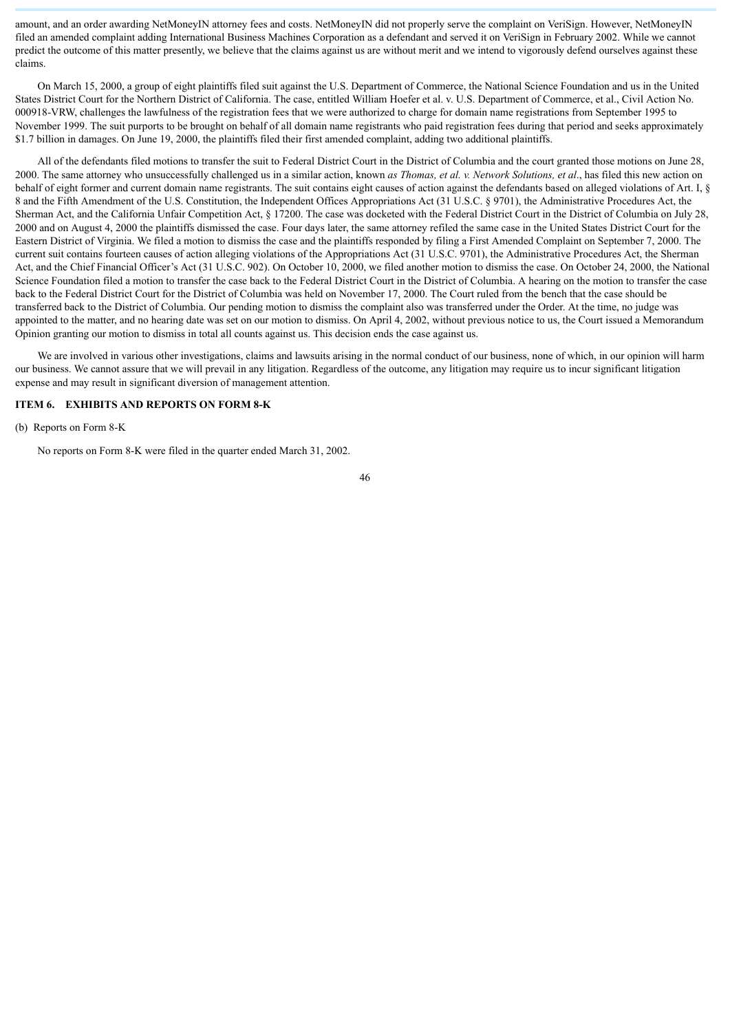amount, and an order awarding NetMoneyIN attorney fees and costs. NetMoneyIN did not properly serve the complaint on VeriSign. However, NetMoneyIN filed an amended complaint adding International Business Machines Corporation as a defendant and served it on VeriSign in February 2002. While we cannot predict the outcome of this matter presently, we believe that the claims against us are without merit and we intend to vigorously defend ourselves against these claims.

On March 15, 2000, a group of eight plaintiffs filed suit against the U.S. Department of Commerce, the National Science Foundation and us in the United States District Court for the Northern District of California. The case, entitled William Hoefer et al. v. U.S. Department of Commerce, et al., Civil Action No. 000918-VRW, challenges the lawfulness of the registration fees that we were authorized to charge for domain name registrations from September 1995 to November 1999. The suit purports to be brought on behalf of all domain name registrants who paid registration fees during that period and seeks approximately $1.7 billion in damages. On June 19, 2000, the plaintiffs filed their first amended complaint, adding two additional plaintiffs.

All of the defendants filed motions to transfer the suit to Federal District Court in the District of Columbia and the court granted those motions on June 28, 2000. The same attorney who unsuccessfully challenged us in a similar action, known *as Thomas, et al. v. Network Solutions, et al*., has filed this new action on behalf of eight former and current domain name registrants. The suit contains eight causes of action against the defendants based on alleged violations of Art. I, § 8 and the Fifth Amendment of the U.S. Constitution, the Independent Offices Appropriations Act (31 U.S.C. § 9701), the Administrative Procedures Act, the Sherman Act, and the California Unfair Competition Act, § 17200. The case was docketed with the Federal District Court in the District of Columbia on July 28, 2000 and on August 4, 2000 the plaintiffs dismissed the case. Four days later, the same attorney refiled the same case in the United States District Court for the Eastern District of Virginia. We filed a motion to dismiss the case and the plaintiffs responded by filing a First Amended Complaint on September 7, 2000. The current suit contains fourteen causes of action alleging violations of the Appropriations Act (31 U.S.C. 9701), the Administrative Procedures Act, the Sherman Act, and the Chief Financial Officer's Act (31 U.S.C. 902). On October 10, 2000, we filed another motion to dismiss the case. On October 24, 2000, the National Science Foundation filed a motion to transfer the case back to the Federal District Court in the District of Columbia. A hearing on the motion to transfer the case back to the Federal District Court for the District of Columbia was held on November 17, 2000. The Court ruled from the bench that the case should be transferred back to the District of Columbia. Our pending motion to dismiss the complaint also was transferred under the Order. At the time, no judge was appointed to the matter, and no hearing date was set on our motion to dismiss. On April 4, 2002, without previous notice to us, the Court issued a Memorandum Opinion granting our motion to dismiss in total all counts against us. This decision ends the case against us.

We are involved in various other investigations, claims and lawsuits arising in the normal conduct of our business, none of which, in our opinion will harm our business. We cannot assure that we will prevail in any litigation. Regardless of the outcome, any litigation may require us to incur significant litigation expense and may result in significant diversion of management attention.

## ITEM 6. EXHIBITS AND REPORTS ON FORM 8-K

(b) Reports on Form 8-K

No reports on Form 8-K were filed in the quarter ended March 31, 2002.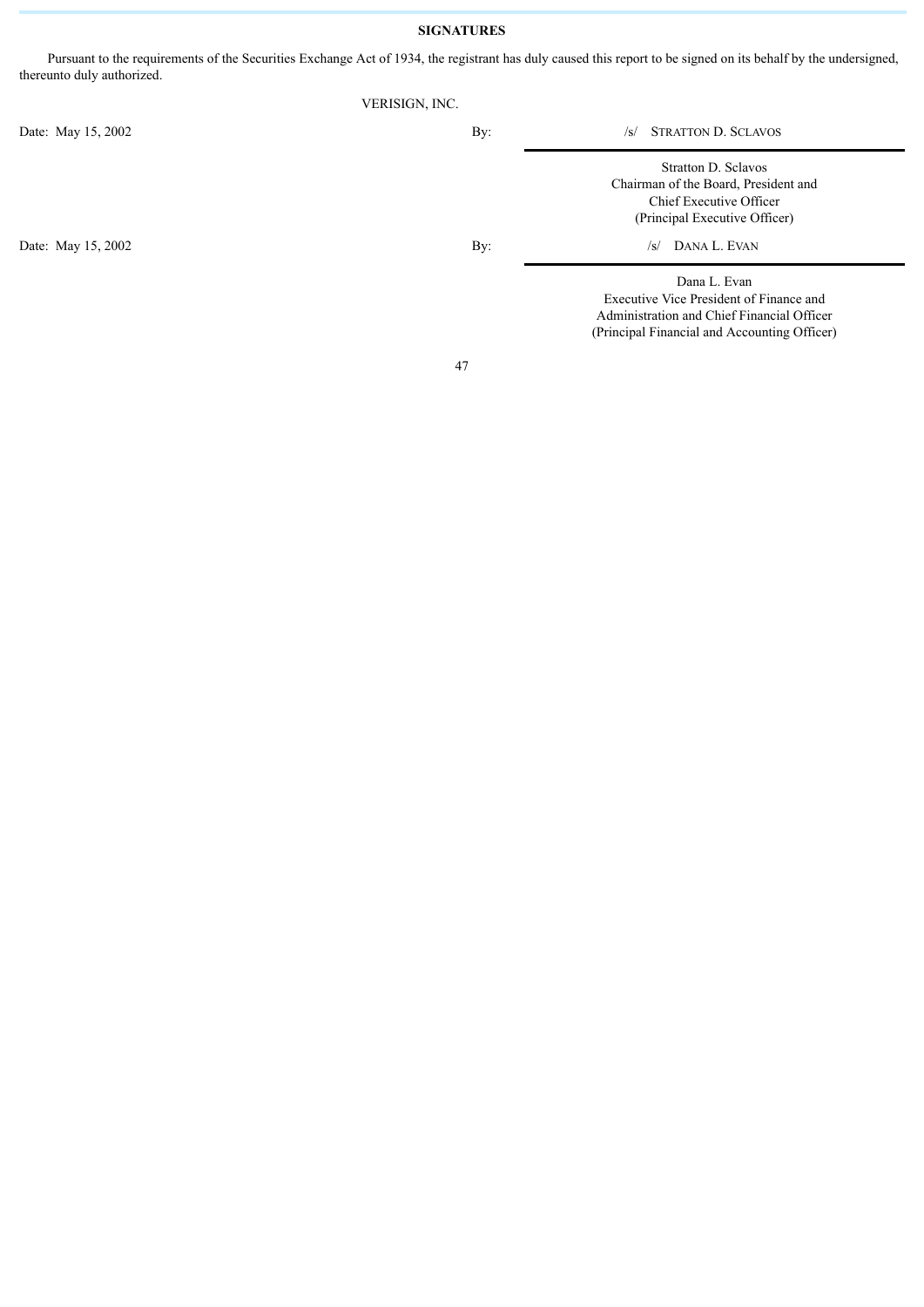**SIGNATURES**

Pursuant to the requirements of the Securities Exchange Act of 1934, the registrant has duly caused this report to be signed on its behalf by the undersigned, thereunto duly authorized.

VERISIGN, INC.

| | | |
|---|---|---|
| Date: May 15, 2002 | By: | /s/ STRATTON D. SCLAVOS |
| | | Stratton D. Sclavos<br>Chairman of the Board, President and<br>Chief Executive Officer<br>(Principal Executive Officer) |
| Date: May 15, 2002 | By: | /s/ DANA L. EVAN |
| | | Dana L. Evan<br>Executive Vice President of Finance and<br>Administration and Chief Financial Officer<br>(Principal Financial and Accounting Officer) |